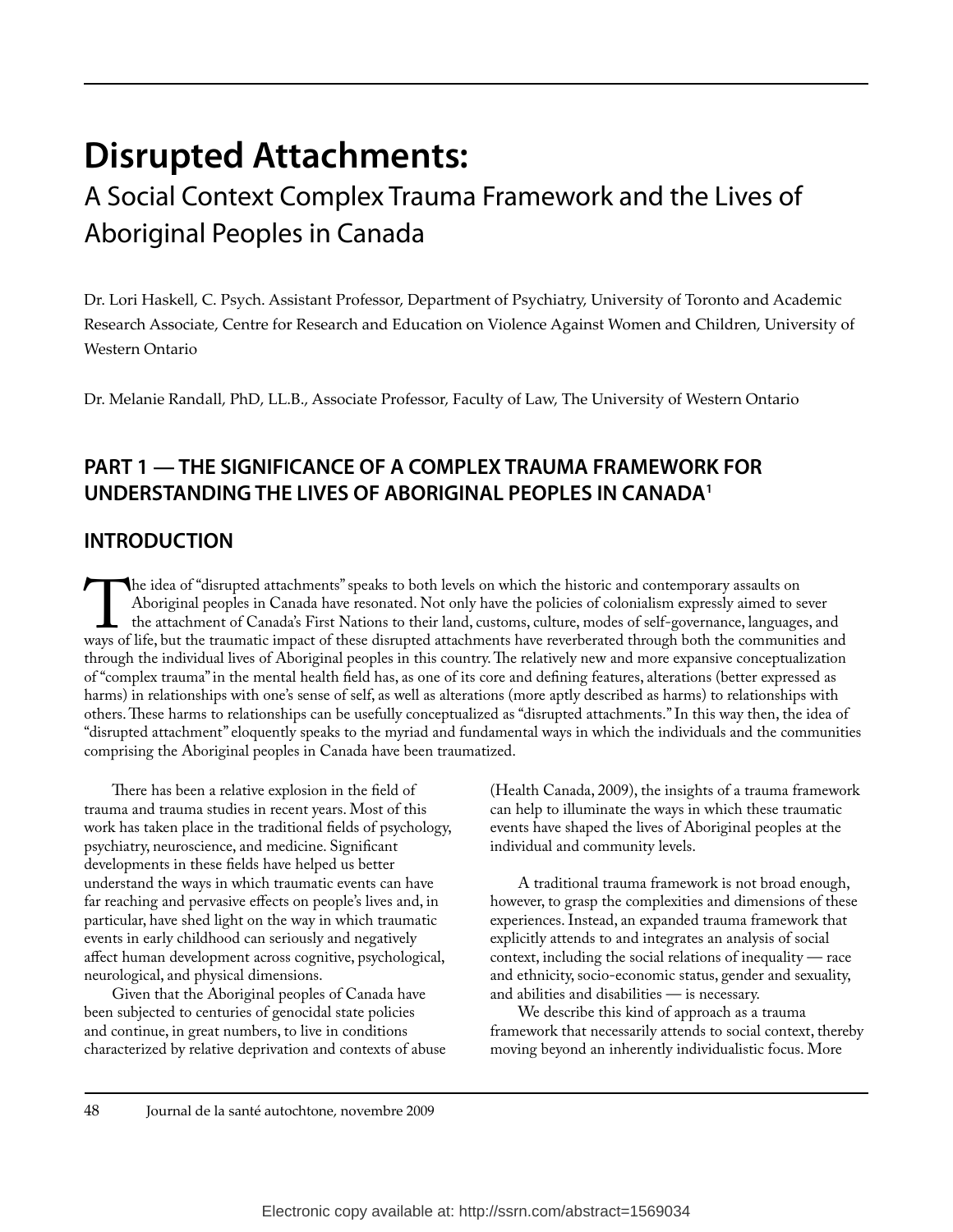# Disrupted Attachments:

## A Social Context Complex Trauma Framework and the Lives of Aboriginal Peoples in Canada

Dr. Lori Haskell, C. Psych. Assistant Professor, Department of Psychiatry, University of Toronto and Academic Research Associate, Centre for Research and Education on Violence Against Women and Children, University of Western Ontario

Dr. Melanie Randall, PhD, LL.B., Associate Professor, Faculty of Law, The University of Western Ontario

## PART 1 — THE SIGNIFICANCE OF A COMPLEX TRAUMA FRAMEWORK FOR UNDERSTANDING THE LIVES OF ABORIGINAL PEOPLES IN CANADA[1]

## INTRODUCTION

The idea of "disrupted attachments" speaks to both levels on which the historic and contemporary assaults on Aboriginal peoples in Canada have resonated. Not only have the policies of colonialism expressly aimed to sever the attachment of Canada's First Nations to their land, customs, culture, modes of self-governance, languages, and ways of life, but the traumatic impact of these disrupted attachments have reverberated through both the communities and through the individual lives of Aboriginal peoples in this country. The relatively new and more expansive conceptualization of "complex trauma" in the mental health field has, as one of its core and defining features, alterations (better expressed as harms) in relationships with one's sense of self, as well as alterations (more aptly described as harms) to relationships with others. These harms to relationships can be usefully conceptualized as "disrupted attachments." In this way then, the idea of "disrupted attachment" eloquently speaks to the myriad and fundamental ways in which the individuals and the communities comprising the Aboriginal peoples in Canada have been traumatized.

There has been a relative explosion in the field of trauma and trauma studies in recent years. Most of this work has taken place in the traditional fields of psychology, psychiatry, neuroscience, and medicine. Significant developments in these fields have helped us better understand the ways in which traumatic events can have far reaching and pervasive effects on people's lives and, in particular, have shed light on the way in which traumatic events in early childhood can seriously and negatively affect human development across cognitive, psychological, neurological, and physical dimensions.

Given that the Aboriginal peoples of Canada have been subjected to centuries of genocidal state policies and continue, in great numbers, to live in conditions characterized by relative deprivation and contexts of abuse (Health Canada, 2009), the insights of a trauma framework can help to illuminate the ways in which these traumatic events have shaped the lives of Aboriginal peoples at the individual and community levels.

A traditional trauma framework is not broad enough, however, to grasp the complexities and dimensions of these experiences. Instead, an expanded trauma framework that explicitly attends to and integrates an analysis of social context, including the social relations of inequality — race and ethnicity, socio-economic status, gender and sexuality, and abilities and disabilities — is necessary.

We describe this kind of approach as a trauma framework that necessarily attends to social context, thereby moving beyond an inherently individualistic focus. More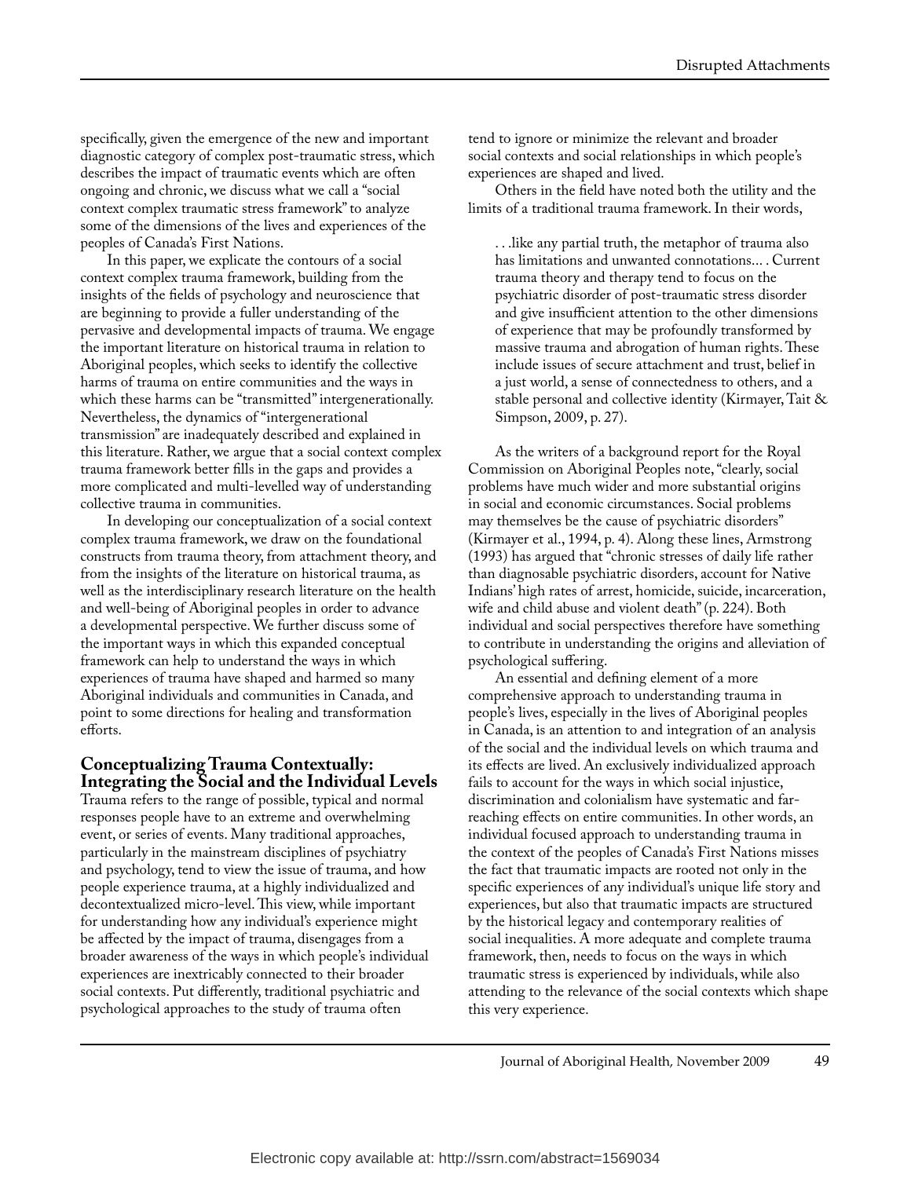specifically, given the emergence of the new and important diagnostic category of complex post-traumatic stress, which describes the impact of traumatic events which are often ongoing and chronic, we discuss what we call a "social context complex traumatic stress framework" to analyze some of the dimensions of the lives and experiences of the peoples of Canada's First Nations.

In this paper, we explicate the contours of a social context complex trauma framework, building from the insights of the fields of psychology and neuroscience that are beginning to provide a fuller understanding of the pervasive and developmental impacts of trauma. We engage the important literature on historical trauma in relation to Aboriginal peoples, which seeks to identify the collective harms of trauma on entire communities and the ways in which these harms can be "transmitted" intergenerationally. Nevertheless, the dynamics of "intergenerational transmission" are inadequately described and explained in this literature. Rather, we argue that a social context complex trauma framework better fills in the gaps and provides a more complicated and multi-levelled way of understanding collective trauma in communities.

In developing our conceptualization of a social context complex trauma framework, we draw on the foundational constructs from trauma theory, from attachment theory, and from the insights of the literature on historical trauma, as well as the interdisciplinary research literature on the health and well-being of Aboriginal peoples in order to advance a developmental perspective. We further discuss some of the important ways in which this expanded conceptual framework can help to understand the ways in which experiences of trauma have shaped and harmed so many Aboriginal individuals and communities in Canada, and point to some directions for healing and transformation efforts.

## Conceptualizing Trauma Contextually: Integrating the Social and the Individual Levels

Trauma refers to the range of possible, typical and normal responses people have to an extreme and overwhelming event, or series of events. Many traditional approaches, particularly in the mainstream disciplines of psychiatry and psychology, tend to view the issue of trauma, and how people experience trauma, at a highly individualized and decontextualized micro-level. This view, while important for understanding how any individual's experience might be affected by the impact of trauma, disengages from a broader awareness of the ways in which people's individual experiences are inextricably connected to their broader social contexts. Put differently, traditional psychiatric and psychological approaches to the study of trauma often tend to ignore or minimize the relevant and broader social contexts and social relationships in which people's experiences are shaped and lived.

Others in the field have noted both the utility and the limits of a traditional trauma framework. In their words,

> . . .like any partial truth, the metaphor of trauma also has limitations and unwanted connotations... . Current trauma theory and therapy tend to focus on the psychiatric disorder of post-traumatic stress disorder and give insufficient attention to the other dimensions of experience that may be profoundly transformed by massive trauma and abrogation of human rights. These include issues of secure attachment and trust, belief in a just world, a sense of connectedness to others, and a stable personal and collective identity (Kirmayer, Tait & Simpson, 2009, p. 27).

As the writers of a background report for the Royal Commission on Aboriginal Peoples note, "clearly, social problems have much wider and more substantial origins in social and economic circumstances. Social problems may themselves be the cause of psychiatric disorders" (Kirmayer et al., 1994, p. 4). Along these lines, Armstrong (1993) has argued that "chronic stresses of daily life rather than diagnosable psychiatric disorders, account for Native Indians' high rates of arrest, homicide, suicide, incarceration, wife and child abuse and violent death" (p. 224). Both individual and social perspectives therefore have something to contribute in understanding the origins and alleviation of psychological suffering.

An essential and defining element of a more comprehensive approach to understanding trauma in people's lives, especially in the lives of Aboriginal peoples in Canada, is an attention to and integration of an analysis of the social and the individual levels on which trauma and its effects are lived. An exclusively individualized approach fails to account for the ways in which social injustice, discrimination and colonialism have systematic and far-reaching effects on entire communities. In other words, an individual focused approach to understanding trauma in the context of the peoples of Canada's First Nations misses the fact that traumatic impacts are rooted not only in the specific experiences of any individual's unique life story and experiences, but also that traumatic impacts are structured by the historical legacy and contemporary realities of social inequalities. A more adequate and complete trauma framework, then, needs to focus on the ways in which traumatic stress is experienced by individuals, while also attending to the relevance of the social contexts which shape this very experience.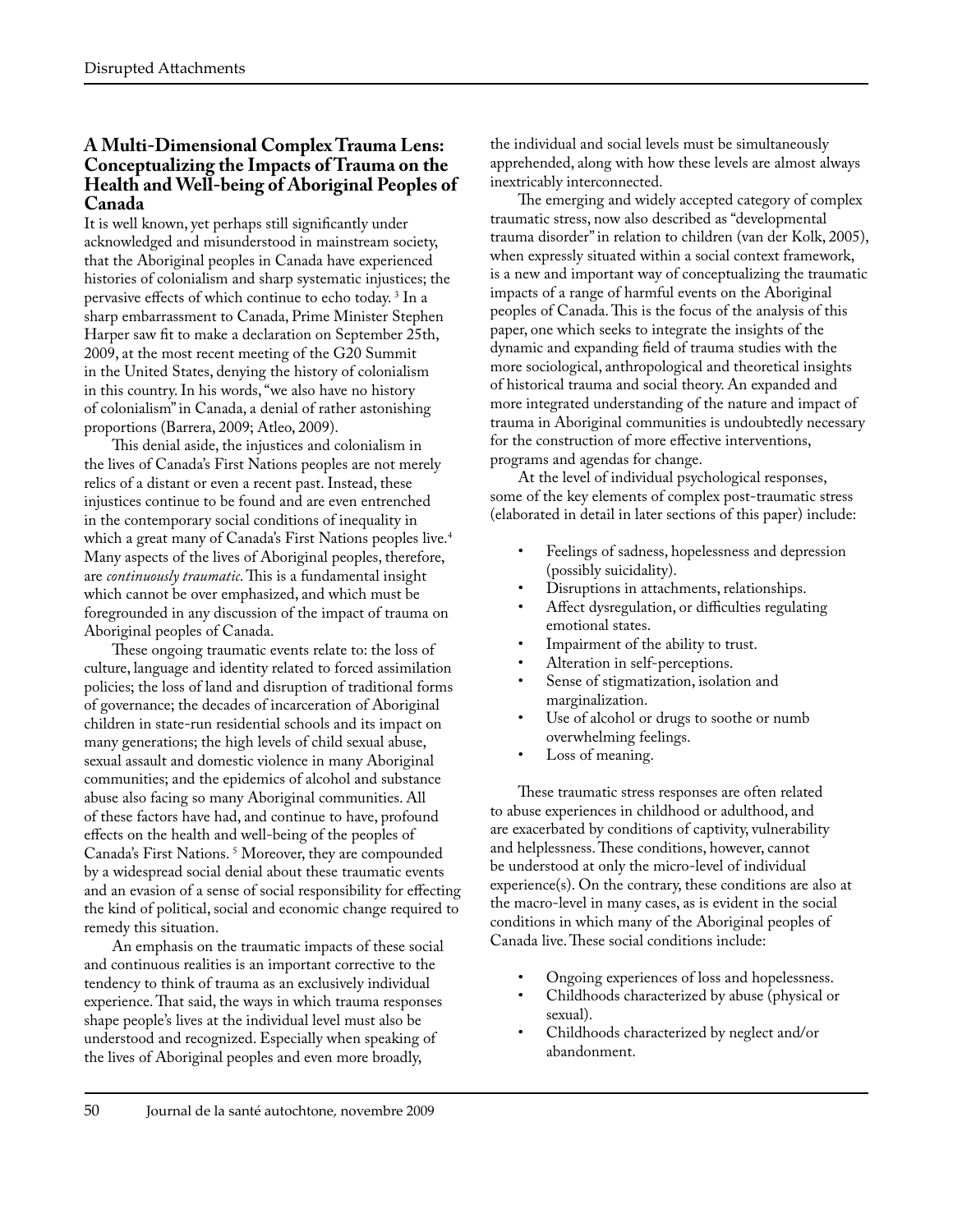## A Multi-Dimensional Complex Trauma Lens: Conceptualizing the Impacts of Trauma on the Health and Well-being of Aboriginal Peoples of Canada

It is well known, yet perhaps still significantly under acknowledged and misunderstood in mainstream society, that the Aboriginal peoples in Canada have experienced histories of colonialism and sharp systematic injustices; the pervasive effects of which continue to echo today. [3] In a sharp embarrassment to Canada, Prime Minister Stephen Harper saw fit to make a declaration on September 25th, 2009, at the most recent meeting of the G20 Summit in the United States, denying the history of colonialism in this country. In his words, "we also have no history of colonialism" in Canada, a denial of rather astonishing proportions (Barrera, 2009; Atleo, 2009).

This denial aside, the injustices and colonialism in the lives of Canada's First Nations peoples are not merely relics of a distant or even a recent past. Instead, these injustices continue to be found and are even entrenched in the contemporary social conditions of inequality in which a great many of Canada's First Nations peoples live.[4] Many aspects of the lives of Aboriginal peoples, therefore, are *continuously traumatic*. This is a fundamental insight which cannot be over emphasized, and which must be foregrounded in any discussion of the impact of trauma on Aboriginal peoples of Canada.

These ongoing traumatic events relate to: the loss of culture, language and identity related to forced assimilation policies; the loss of land and disruption of traditional forms of governance; the decades of incarceration of Aboriginal children in state-run residential schools and its impact on many generations; the high levels of child sexual abuse, sexual assault and domestic violence in many Aboriginal communities; and the epidemics of alcohol and substance abuse also facing so many Aboriginal communities. All of these factors have had, and continue to have, profound effects on the health and well-being of the peoples of Canada's First Nations. [5] Moreover, they are compounded by a widespread social denial about these traumatic events and an evasion of a sense of social responsibility for effecting the kind of political, social and economic change required to remedy this situation.

An emphasis on the traumatic impacts of these social and continuous realities is an important corrective to the tendency to think of trauma as an exclusively individual experience. That said, the ways in which trauma responses shape people's lives at the individual level must also be understood and recognized. Especially when speaking of the lives of Aboriginal peoples and even more broadly, the individual and social levels must be simultaneously apprehended, along with how these levels are almost always inextricably interconnected.

The emerging and widely accepted category of complex traumatic stress, now also described as "developmental trauma disorder" in relation to children (van der Kolk, 2005), when expressly situated within a social context framework, is a new and important way of conceptualizing the traumatic impacts of a range of harmful events on the Aboriginal peoples of Canada. This is the focus of the analysis of this paper, one which seeks to integrate the insights of the dynamic and expanding field of trauma studies with the more sociological, anthropological and theoretical insights of historical trauma and social theory. An expanded and more integrated understanding of the nature and impact of trauma in Aboriginal communities is undoubtedly necessary for the construction of more effective interventions, programs and agendas for change.

At the level of individual psychological responses, some of the key elements of complex post-traumatic stress (elaborated in detail in later sections of this paper) include:

- Feelings of sadness, hopelessness and depression (possibly suicidality).
- Disruptions in attachments, relationships.
- Affect dysregulation, or difficulties regulating emotional states.
- Impairment of the ability to trust.
- Alteration in self-perceptions.
- Sense of stigmatization, isolation and marginalization.
- Use of alcohol or drugs to soothe or numb overwhelming feelings.
- Loss of meaning.

These traumatic stress responses are often related to abuse experiences in childhood or adulthood, and are exacerbated by conditions of captivity, vulnerability and helplessness. These conditions, however, cannot be understood at only the micro-level of individual experience(s). On the contrary, these conditions are also at the macro-level in many cases, as is evident in the social conditions in which many of the Aboriginal peoples of Canada live. These social conditions include:

- Ongoing experiences of loss and hopelessness.
- Childhoods characterized by abuse (physical or sexual).
- Childhoods characterized by neglect and/or abandonment.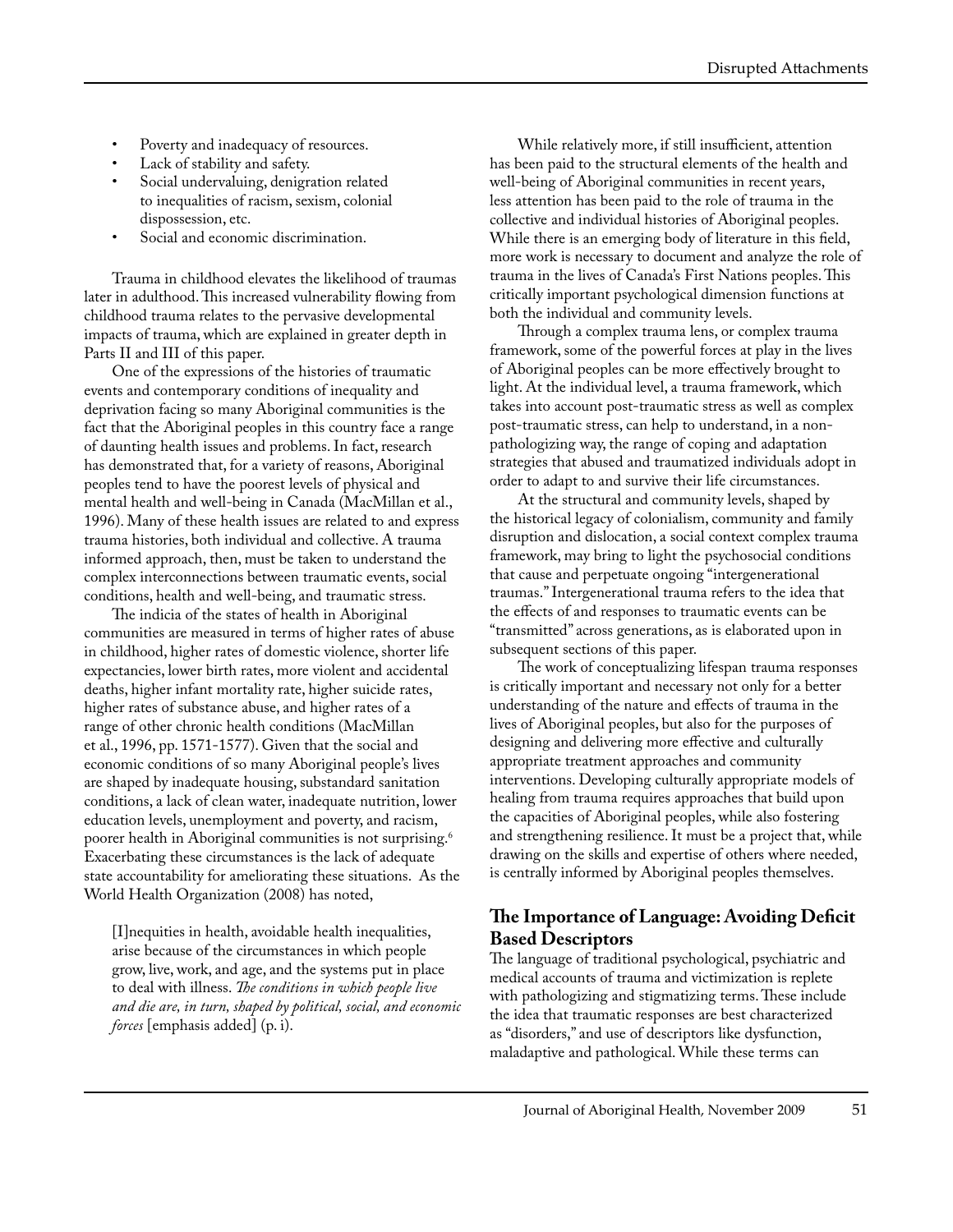- Poverty and inadequacy of resources.
- Lack of stability and safety.
- Social undervaluing, denigration related to inequalities of racism, sexism, colonial dispossession, etc.
- Social and economic discrimination.

Trauma in childhood elevates the likelihood of traumas later in adulthood. This increased vulnerability flowing from childhood trauma relates to the pervasive developmental impacts of trauma, which are explained in greater depth in Parts II and III of this paper.

One of the expressions of the histories of traumatic events and contemporary conditions of inequality and deprivation facing so many Aboriginal communities is the fact that the Aboriginal peoples in this country face a range of daunting health issues and problems. In fact, research has demonstrated that, for a variety of reasons, Aboriginal peoples tend to have the poorest levels of physical and mental health and well-being in Canada (MacMillan et al., 1996). Many of these health issues are related to and express trauma histories, both individual and collective. A trauma informed approach, then, must be taken to understand the complex interconnections between traumatic events, social conditions, health and well-being, and traumatic stress.

The indicia of the states of health in Aboriginal communities are measured in terms of higher rates of abuse in childhood, higher rates of domestic violence, shorter life expectancies, lower birth rates, more violent and accidental deaths, higher infant mortality rate, higher suicide rates, higher rates of substance abuse, and higher rates of a range of other chronic health conditions (MacMillan et al., 1996, pp. 1571-1577). Given that the social and economic conditions of so many Aboriginal people's lives are shaped by inadequate housing, substandard sanitation conditions, a lack of clean water, inadequate nutrition, lower education levels, unemployment and poverty, and racism, poorer health in Aboriginal communities is not surprising.[6] Exacerbating these circumstances is the lack of adequate state accountability for ameliorating these situations. As the World Health Organization (2008) has noted,

> [I]nequities in health, avoidable health inequalities, arise because of the circumstances in which people grow, live, work, and age, and the systems put in place to deal with illness. *The conditions in which people live and die are, in turn, shaped by political, social, and economic forces* [emphasis added] (p. i).

While relatively more, if still insufficient, attention has been paid to the structural elements of the health and well-being of Aboriginal communities in recent years, less attention has been paid to the role of trauma in the collective and individual histories of Aboriginal peoples. While there is an emerging body of literature in this field, more work is necessary to document and analyze the role of trauma in the lives of Canada's First Nations peoples. This critically important psychological dimension functions at both the individual and community levels.

Through a complex trauma lens, or complex trauma framework, some of the powerful forces at play in the lives of Aboriginal peoples can be more effectively brought to light. At the individual level, a trauma framework, which takes into account post-traumatic stress as well as complex post-traumatic stress, can help to understand, in a non-pathologizing way, the range of coping and adaptation strategies that abused and traumatized individuals adopt in order to adapt to and survive their life circumstances.

At the structural and community levels, shaped by the historical legacy of colonialism, community and family disruption and dislocation, a social context complex trauma framework, may bring to light the psychosocial conditions that cause and perpetuate ongoing "intergenerational traumas." Intergenerational trauma refers to the idea that the effects of and responses to traumatic events can be "transmitted" across generations, as is elaborated upon in subsequent sections of this paper.

The work of conceptualizing lifespan trauma responses is critically important and necessary not only for a better understanding of the nature and effects of trauma in the lives of Aboriginal peoples, but also for the purposes of designing and delivering more effective and culturally appropriate treatment approaches and community interventions. Developing culturally appropriate models of healing from trauma requires approaches that build upon the capacities of Aboriginal peoples, while also fostering and strengthening resilience. It must be a project that, while drawing on the skills and expertise of others where needed, is centrally informed by Aboriginal peoples themselves.

## The Importance of Language: Avoiding Deficit Based Descriptors

The language of traditional psychological, psychiatric and medical accounts of trauma and victimization is replete with pathologizing and stigmatizing terms. These include the idea that traumatic responses are best characterized as "disorders," and use of descriptors like dysfunction, maladaptive and pathological. While these terms can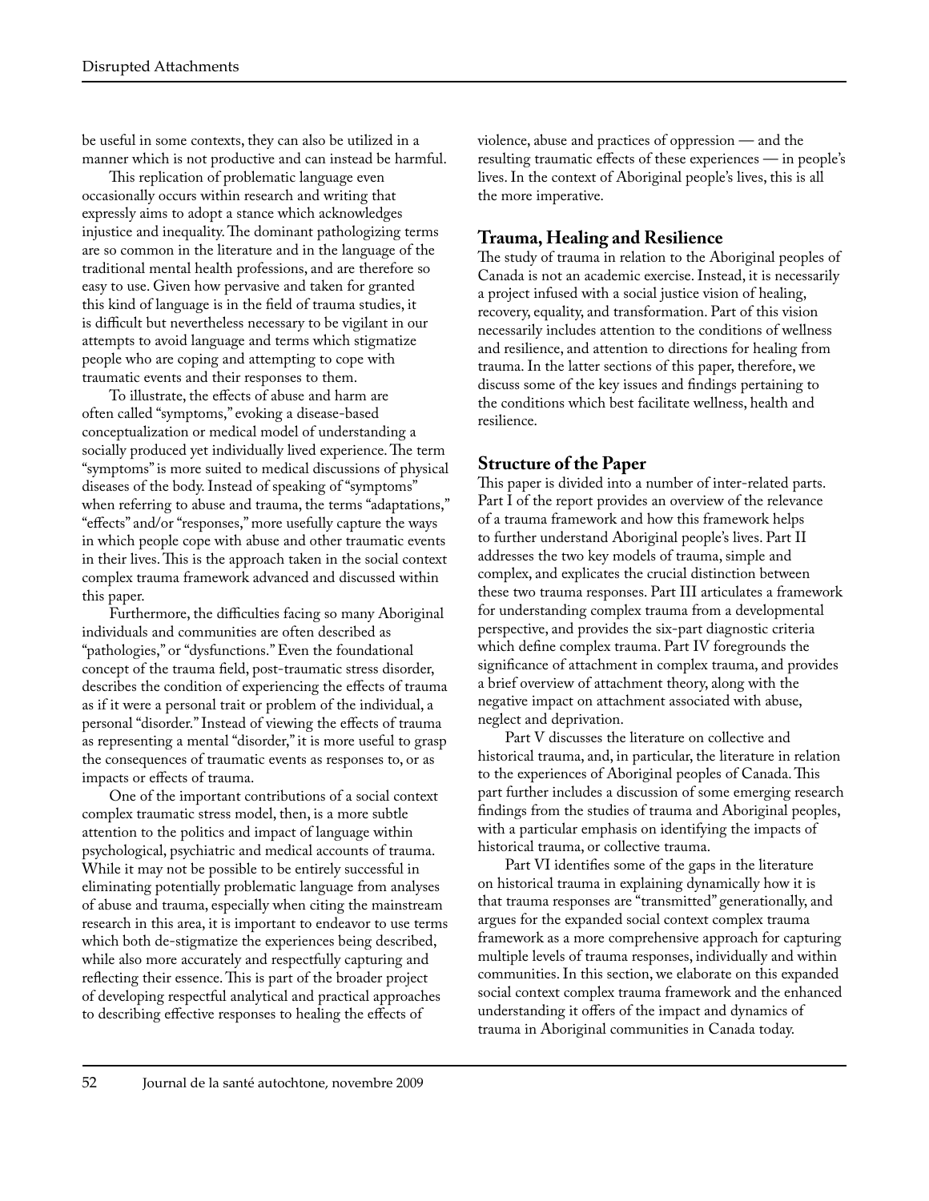be useful in some contexts, they can also be utilized in a manner which is not productive and can instead be harmful.

This replication of problematic language even occasionally occurs within research and writing that expressly aims to adopt a stance which acknowledges injustice and inequality. The dominant pathologizing terms are so common in the literature and in the language of the traditional mental health professions, and are therefore so easy to use. Given how pervasive and taken for granted this kind of language is in the field of trauma studies, it is difficult but nevertheless necessary to be vigilant in our attempts to avoid language and terms which stigmatize people who are coping and attempting to cope with traumatic events and their responses to them.

To illustrate, the effects of abuse and harm are often called "symptoms," evoking a disease-based conceptualization or medical model of understanding a socially produced yet individually lived experience. The term "symptoms" is more suited to medical discussions of physical diseases of the body. Instead of speaking of "symptoms" when referring to abuse and trauma, the terms "adaptations," "effects" and/or "responses," more usefully capture the ways in which people cope with abuse and other traumatic events in their lives. This is the approach taken in the social context complex trauma framework advanced and discussed within this paper.

Furthermore, the difficulties facing so many Aboriginal individuals and communities are often described as "pathologies," or "dysfunctions." Even the foundational concept of the trauma field, post-traumatic stress disorder, describes the condition of experiencing the effects of trauma as if it were a personal trait or problem of the individual, a personal "disorder." Instead of viewing the effects of trauma as representing a mental "disorder," it is more useful to grasp the consequences of traumatic events as responses to, or as impacts or effects of trauma.

One of the important contributions of a social context complex traumatic stress model, then, is a more subtle attention to the politics and impact of language within psychological, psychiatric and medical accounts of trauma. While it may not be possible to be entirely successful in eliminating potentially problematic language from analyses of abuse and trauma, especially when citing the mainstream research in this area, it is important to endeavor to use terms which both de-stigmatize the experiences being described, while also more accurately and respectfully capturing and reflecting their essence. This is part of the broader project of developing respectful analytical and practical approaches to describing effective responses to healing the effects of violence, abuse and practices of oppression — and the resulting traumatic effects of these experiences — in people's lives. In the context of Aboriginal people's lives, this is all the more imperative.

## Trauma, Healing and Resilience

The study of trauma in relation to the Aboriginal peoples of Canada is not an academic exercise. Instead, it is necessarily a project infused with a social justice vision of healing, recovery, equality, and transformation. Part of this vision necessarily includes attention to the conditions of wellness and resilience, and attention to directions for healing from trauma. In the latter sections of this paper, therefore, we discuss some of the key issues and findings pertaining to the conditions which best facilitate wellness, health and resilience.

## Structure of the Paper

This paper is divided into a number of inter-related parts. Part I of the report provides an overview of the relevance of a trauma framework and how this framework helps to further understand Aboriginal people's lives. Part II addresses the two key models of trauma, simple and complex, and explicates the crucial distinction between these two trauma responses. Part III articulates a framework for understanding complex trauma from a developmental perspective, and provides the six-part diagnostic criteria which define complex trauma. Part IV foregrounds the significance of attachment in complex trauma, and provides a brief overview of attachment theory, along with the negative impact on attachment associated with abuse, neglect and deprivation.

Part V discusses the literature on collective and historical trauma, and, in particular, the literature in relation to the experiences of Aboriginal peoples of Canada. This part further includes a discussion of some emerging research findings from the studies of trauma and Aboriginal peoples, with a particular emphasis on identifying the impacts of historical trauma, or collective trauma.

Part VI identifies some of the gaps in the literature on historical trauma in explaining dynamically how it is that trauma responses are "transmitted" generationally, and argues for the expanded social context complex trauma framework as a more comprehensive approach for capturing multiple levels of trauma responses, individually and within communities. In this section, we elaborate on this expanded social context complex trauma framework and the enhanced understanding it offers of the impact and dynamics of trauma in Aboriginal communities in Canada today.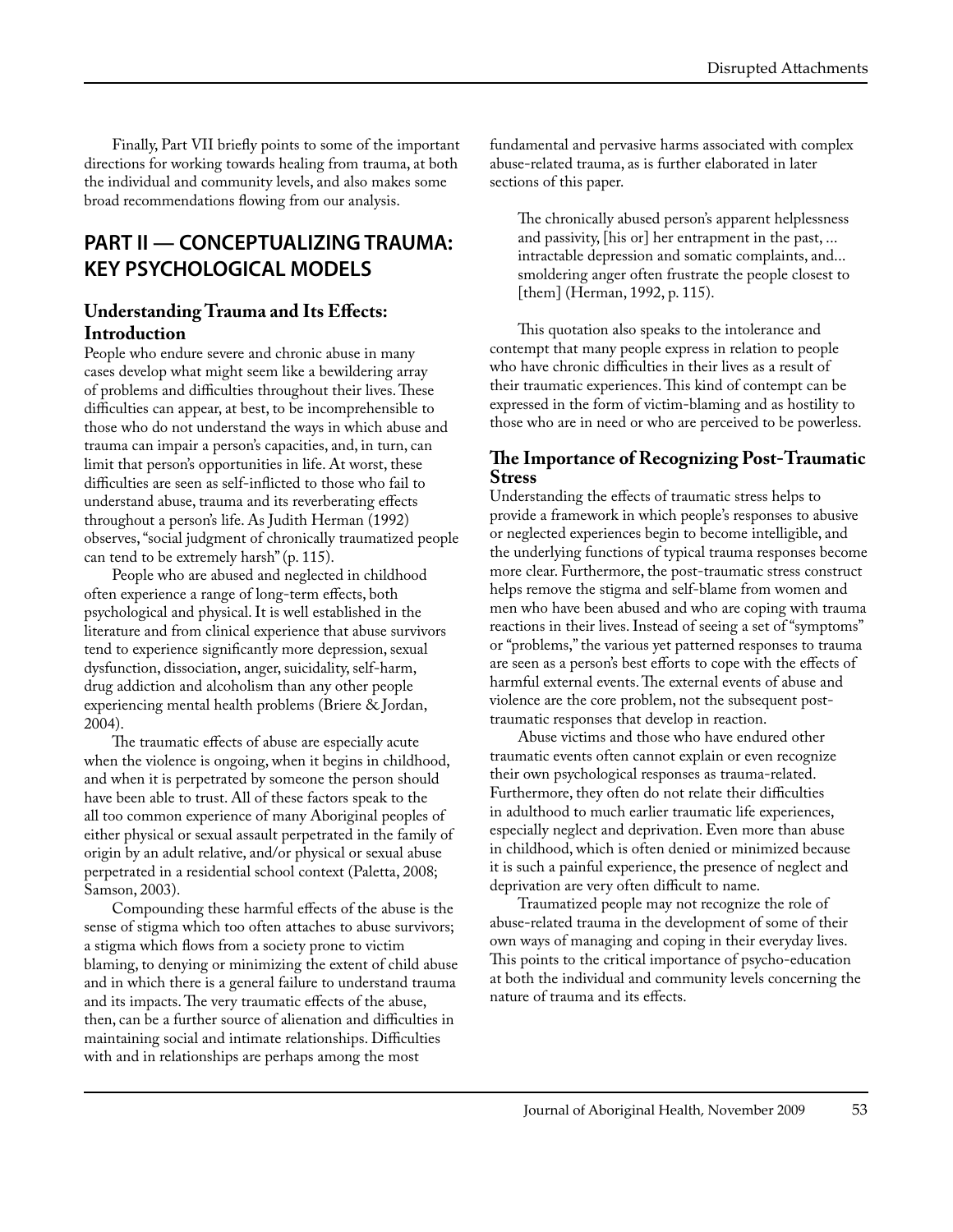Finally, Part VII briefly points to some of the important directions for working towards healing from trauma, at both the individual and community levels, and also makes some broad recommendations flowing from our analysis.

## PART II — CONCEPTUALIZING TRAUMA: KEY PSYCHOLOGICAL MODELS

### Understanding Trauma and Its Effects: Introduction

People who endure severe and chronic abuse in many cases develop what might seem like a bewildering array of problems and difficulties throughout their lives. These difficulties can appear, at best, to be incomprehensible to those who do not understand the ways in which abuse and trauma can impair a person's capacities, and, in turn, can limit that person's opportunities in life. At worst, these difficulties are seen as self-inflicted to those who fail to understand abuse, trauma and its reverberating effects throughout a person's life. As Judith Herman (1992) observes, "social judgment of chronically traumatized people can tend to be extremely harsh" (p. 115).

People who are abused and neglected in childhood often experience a range of long-term effects, both psychological and physical. It is well established in the literature and from clinical experience that abuse survivors tend to experience significantly more depression, sexual dysfunction, dissociation, anger, suicidality, self-harm, drug addiction and alcoholism than any other people experiencing mental health problems (Briere & Jordan, 2004).

The traumatic effects of abuse are especially acute when the violence is ongoing, when it begins in childhood, and when it is perpetrated by someone the person should have been able to trust. All of these factors speak to the all too common experience of many Aboriginal peoples of either physical or sexual assault perpetrated in the family of origin by an adult relative, and/or physical or sexual abuse perpetrated in a residential school context (Paletta, 2008; Samson, 2003).

Compounding these harmful effects of the abuse is the sense of stigma which too often attaches to abuse survivors; a stigma which flows from a society prone to victim blaming, to denying or minimizing the extent of child abuse and in which there is a general failure to understand trauma and its impacts. The very traumatic effects of the abuse, then, can be a further source of alienation and difficulties in maintaining social and intimate relationships. Difficulties with and in relationships are perhaps among the most fundamental and pervasive harms associated with complex abuse-related trauma, as is further elaborated in later sections of this paper.

> The chronically abused person's apparent helplessness and passivity, [his or] her entrapment in the past, ... intractable depression and somatic complaints, and... smoldering anger often frustrate the people closest to [them] (Herman, 1992, p. 115).

This quotation also speaks to the intolerance and contempt that many people express in relation to people who have chronic difficulties in their lives as a result of their traumatic experiences. This kind of contempt can be expressed in the form of victim-blaming and as hostility to those who are in need or who are perceived to be powerless.

### The Importance of Recognizing Post-Traumatic Stress

Understanding the effects of traumatic stress helps to provide a framework in which people's responses to abusive or neglected experiences begin to become intelligible, and the underlying functions of typical trauma responses become more clear. Furthermore, the post-traumatic stress construct helps remove the stigma and self-blame from women and men who have been abused and who are coping with trauma reactions in their lives. Instead of seeing a set of "symptoms" or "problems," the various yet patterned responses to trauma are seen as a person's best efforts to cope with the effects of harmful external events. The external events of abuse and violence are the core problem, not the subsequent post-traumatic responses that develop in reaction.

Abuse victims and those who have endured other traumatic events often cannot explain or even recognize their own psychological responses as trauma-related. Furthermore, they often do not relate their difficulties in adulthood to much earlier traumatic life experiences, especially neglect and deprivation. Even more than abuse in childhood, which is often denied or minimized because it is such a painful experience, the presence of neglect and deprivation are very often difficult to name.

Traumatized people may not recognize the role of abuse-related trauma in the development of some of their own ways of managing and coping in their everyday lives. This points to the critical importance of psycho-education at both the individual and community levels concerning the nature of trauma and its effects.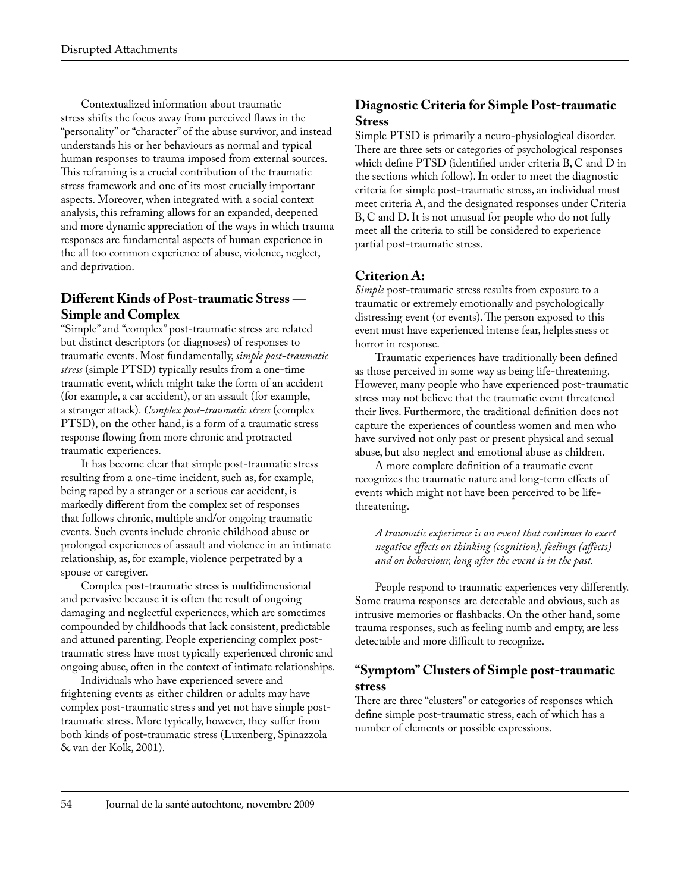Contextualized information about traumatic stress shifts the focus away from perceived flaws in the "personality" or "character" of the abuse survivor, and instead understands his or her behaviours as normal and typical human responses to trauma imposed from external sources. This reframing is a crucial contribution of the traumatic stress framework and one of its most crucially important aspects. Moreover, when integrated with a social context analysis, this reframing allows for an expanded, deepened and more dynamic appreciation of the ways in which trauma responses are fundamental aspects of human experience in the all too common experience of abuse, violence, neglect, and deprivation.

## Different Kinds of Post-traumatic Stress — Simple and Complex

"Simple" and "complex" post-traumatic stress are related but distinct descriptors (or diagnoses) of responses to traumatic events. Most fundamentally, *simple post-traumatic stress* (simple PTSD) typically results from a one-time traumatic event, which might take the form of an accident (for example, a car accident), or an assault (for example, a stranger attack). *Complex post-traumatic stress* (complex PTSD), on the other hand, is a form of a traumatic stress response flowing from more chronic and protracted traumatic experiences.

It has become clear that simple post-traumatic stress resulting from a one-time incident, such as, for example, being raped by a stranger or a serious car accident, is markedly different from the complex set of responses that follows chronic, multiple and/or ongoing traumatic events. Such events include chronic childhood abuse or prolonged experiences of assault and violence in an intimate relationship, as, for example, violence perpetrated by a spouse or caregiver.

Complex post-traumatic stress is multidimensional and pervasive because it is often the result of ongoing damaging and neglectful experiences, which are sometimes compounded by childhoods that lack consistent, predictable and attuned parenting. People experiencing complex post-traumatic stress have most typically experienced chronic and ongoing abuse, often in the context of intimate relationships.

Individuals who have experienced severe and frightening events as either children or adults may have complex post-traumatic stress and yet not have simple post-traumatic stress. More typically, however, they suffer from both kinds of post-traumatic stress (Luxenberg, Spinazzola & van der Kolk, 2001).

## Diagnostic Criteria for Simple Post-traumatic Stress

Simple PTSD is primarily a neuro-physiological disorder. There are three sets or categories of psychological responses which define PTSD (identified under criteria B, C and D in the sections which follow). In order to meet the diagnostic criteria for simple post-traumatic stress, an individual must meet criteria A, and the designated responses under Criteria B, C and D. It is not unusual for people who do not fully meet all the criteria to still be considered to experience partial post-traumatic stress.

### Criterion A:

*Simple* post-traumatic stress results from exposure to a traumatic or extremely emotionally and psychologically distressing event (or events). The person exposed to this event must have experienced intense fear, helplessness or horror in response.

Traumatic experiences have traditionally been defined as those perceived in some way as being life-threatening. However, many people who have experienced post-traumatic stress may not believe that the traumatic event threatened their lives. Furthermore, the traditional definition does not capture the experiences of countless women and men who have survived not only past or present physical and sexual abuse, but also neglect and emotional abuse as children.

A more complete definition of a traumatic event recognizes the traumatic nature and long-term effects of events which might not have been perceived to be life-threatening.

> *A traumatic experience is an event that continues to exert negative effects on thinking (cognition), feelings (affects) and on behaviour, long after the event is in the past.*

People respond to traumatic experiences very differently. Some trauma responses are detectable and obvious, such as intrusive memories or flashbacks. On the other hand, some trauma responses, such as feeling numb and empty, are less detectable and more difficult to recognize.

## "Symptom" Clusters of Simple post-traumatic stress

There are three "clusters" or categories of responses which define simple post-traumatic stress, each of which has a number of elements or possible expressions.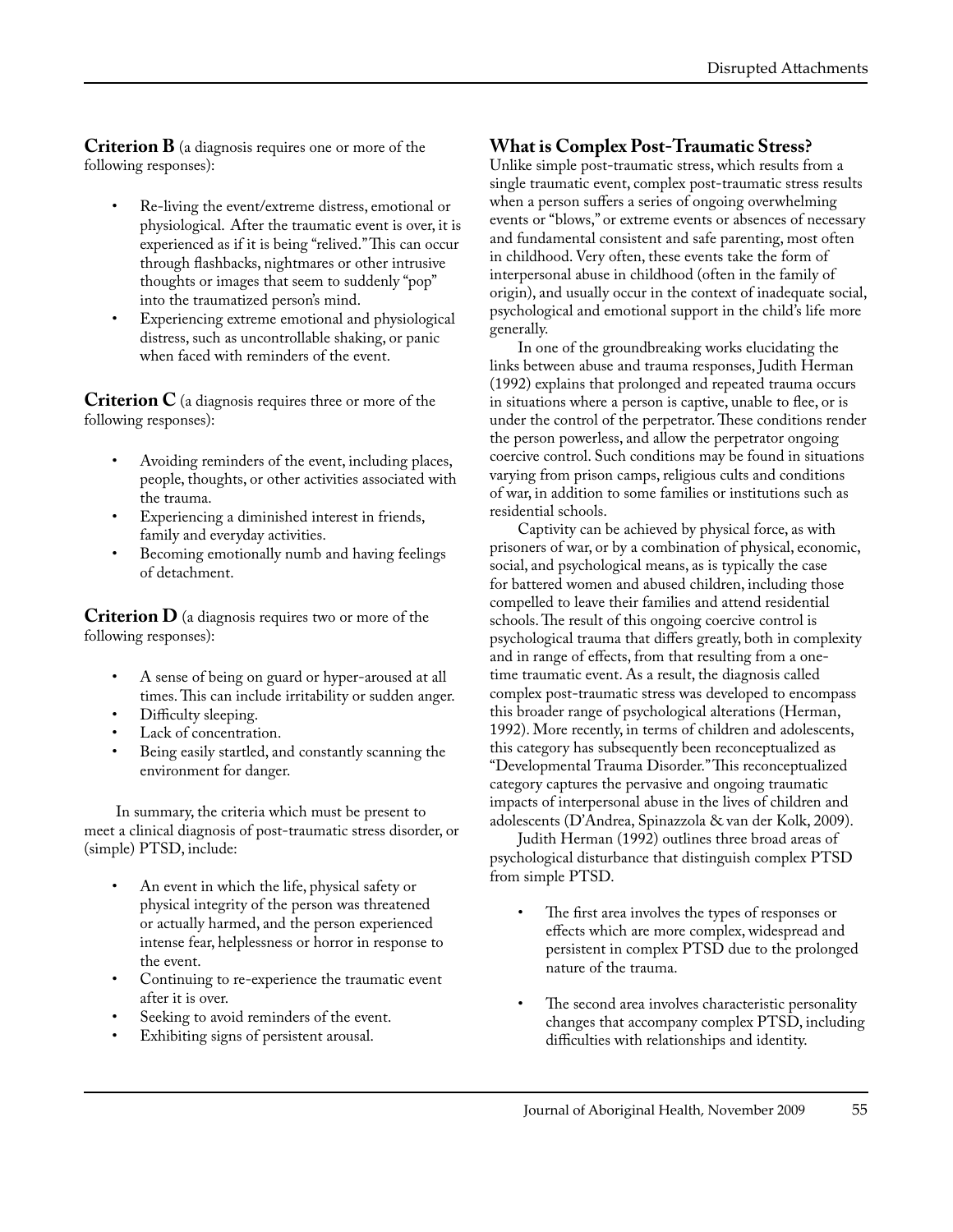**Criterion B** (a diagnosis requires one or more of the following responses):

- Re-living the event/extreme distress, emotional or physiological. After the traumatic event is over, it is experienced as if it is being "relived." This can occur through flashbacks, nightmares or other intrusive thoughts or images that seem to suddenly "pop" into the traumatized person's mind.
- Experiencing extreme emotional and physiological distress, such as uncontrollable shaking, or panic when faced with reminders of the event.

**Criterion C** (a diagnosis requires three or more of the following responses):

- Avoiding reminders of the event, including places, people, thoughts, or other activities associated with the trauma.
- Experiencing a diminished interest in friends, family and everyday activities.
- Becoming emotionally numb and having feelings of detachment.

**Criterion D** (a diagnosis requires two or more of the following responses):

- A sense of being on guard or hyper-aroused at all times. This can include irritability or sudden anger.
- Difficulty sleeping.
- Lack of concentration.
- Being easily startled, and constantly scanning the environment for danger.

In summary, the criteria which must be present to meet a clinical diagnosis of post-traumatic stress disorder, or (simple) PTSD, include:

- An event in which the life, physical safety or physical integrity of the person was threatened or actually harmed, and the person experienced intense fear, helplessness or horror in response to the event.
- Continuing to re-experience the traumatic event after it is over.
- Seeking to avoid reminders of the event.
- Exhibiting signs of persistent arousal.

## What is Complex Post-Traumatic Stress?

Unlike simple post-traumatic stress, which results from a single traumatic event, complex post-traumatic stress results when a person suffers a series of ongoing overwhelming events or "blows," or extreme events or absences of necessary and fundamental consistent and safe parenting, most often in childhood. Very often, these events take the form of interpersonal abuse in childhood (often in the family of origin), and usually occur in the context of inadequate social, psychological and emotional support in the child's life more generally.

In one of the groundbreaking works elucidating the links between abuse and trauma responses, Judith Herman (1992) explains that prolonged and repeated trauma occurs in situations where a person is captive, unable to flee, or is under the control of the perpetrator. These conditions render the person powerless, and allow the perpetrator ongoing coercive control. Such conditions may be found in situations varying from prison camps, religious cults and conditions of war, in addition to some families or institutions such as residential schools.

Captivity can be achieved by physical force, as with prisoners of war, or by a combination of physical, economic, social, and psychological means, as is typically the case for battered women and abused children, including those compelled to leave their families and attend residential schools. The result of this ongoing coercive control is psychological trauma that differs greatly, both in complexity and in range of effects, from that resulting from a one-time traumatic event. As a result, the diagnosis called complex post-traumatic stress was developed to encompass this broader range of psychological alterations (Herman, 1992). More recently, in terms of children and adolescents, this category has subsequently been reconceptualized as "Developmental Trauma Disorder." This reconceptualized category captures the pervasive and ongoing traumatic impacts of interpersonal abuse in the lives of children and adolescents (D'Andrea, Spinazzola & van der Kolk, 2009).

Judith Herman (1992) outlines three broad areas of psychological disturbance that distinguish complex PTSD from simple PTSD.

- The first area involves the types of responses or effects which are more complex, widespread and persistent in complex PTSD due to the prolonged nature of the trauma.
- The second area involves characteristic personality changes that accompany complex PTSD, including difficulties with relationships and identity.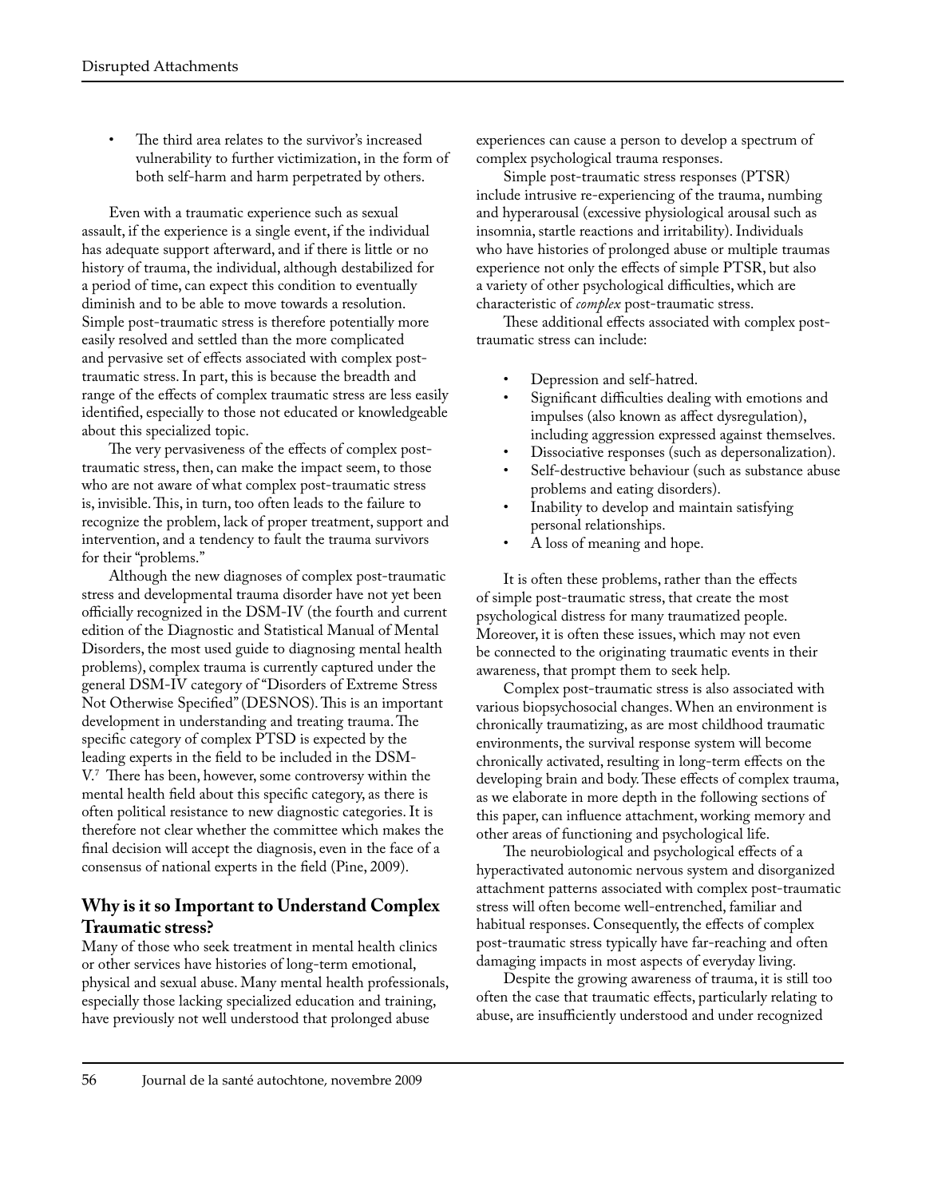- The third area relates to the survivor's increased vulnerability to further victimization, in the form of both self-harm and harm perpetrated by others.

Even with a traumatic experience such as sexual assault, if the experience is a single event, if the individual has adequate support afterward, and if there is little or no history of trauma, the individual, although destabilized for a period of time, can expect this condition to eventually diminish and to be able to move towards a resolution. Simple post-traumatic stress is therefore potentially more easily resolved and settled than the more complicated and pervasive set of effects associated with complex post-traumatic stress. In part, this is because the breadth and range of the effects of complex traumatic stress are less easily identified, especially to those not educated or knowledgeable about this specialized topic.

The very pervasiveness of the effects of complex post-traumatic stress, then, can make the impact seem, to those who are not aware of what complex post-traumatic stress is, invisible. This, in turn, too often leads to the failure to recognize the problem, lack of proper treatment, support and intervention, and a tendency to fault the trauma survivors for their "problems."

Although the new diagnoses of complex post-traumatic stress and developmental trauma disorder have not yet been officially recognized in the DSM-IV (the fourth and current edition of the Diagnostic and Statistical Manual of Mental Disorders, the most used guide to diagnosing mental health problems), complex trauma is currently captured under the general DSM-IV category of "Disorders of Extreme Stress Not Otherwise Specified" (DESNOS). This is an important development in understanding and treating trauma. The specific category of complex PTSD is expected by the leading experts in the field to be included in the DSM-V.[7] There has been, however, some controversy within the mental health field about this specific category, as there is often political resistance to new diagnostic categories. It is therefore not clear whether the committee which makes the final decision will accept the diagnosis, even in the face of a consensus of national experts in the field (Pine, 2009).

## Why is it so Important to Understand Complex Traumatic stress?

Many of those who seek treatment in mental health clinics or other services have histories of long-term emotional, physical and sexual abuse. Many mental health professionals, especially those lacking specialized education and training, have previously not well understood that prolonged abuse experiences can cause a person to develop a spectrum of complex psychological trauma responses.

Simple post-traumatic stress responses (PTSR) include intrusive re-experiencing of the trauma, numbing and hyperarousal (excessive physiological arousal such as insomnia, startle reactions and irritability). Individuals who have histories of prolonged abuse or multiple traumas experience not only the effects of simple PTSR, but also a variety of other psychological difficulties, which are characteristic of *complex* post-traumatic stress.

These additional effects associated with complex post-traumatic stress can include:

- Depression and self-hatred.
- Significant difficulties dealing with emotions and impulses (also known as affect dysregulation), including aggression expressed against themselves.
- Dissociative responses (such as depersonalization).
- Self-destructive behaviour (such as substance abuse problems and eating disorders).
- Inability to develop and maintain satisfying personal relationships.
- A loss of meaning and hope.

It is often these problems, rather than the effects of simple post-traumatic stress, that create the most psychological distress for many traumatized people. Moreover, it is often these issues, which may not even be connected to the originating traumatic events in their awareness, that prompt them to seek help.

Complex post-traumatic stress is also associated with various biopsychosocial changes. When an environment is chronically traumatizing, as are most childhood traumatic environments, the survival response system will become chronically activated, resulting in long-term effects on the developing brain and body. These effects of complex trauma, as we elaborate in more depth in the following sections of this paper, can influence attachment, working memory and other areas of functioning and psychological life.

The neurobiological and psychological effects of a hyperactivated autonomic nervous system and disorganized attachment patterns associated with complex post-traumatic stress will often become well-entrenched, familiar and habitual responses. Consequently, the effects of complex post-traumatic stress typically have far-reaching and often damaging impacts in most aspects of everyday living.

Despite the growing awareness of trauma, it is still too often the case that traumatic effects, particularly relating to abuse, are insufficiently understood and under recognized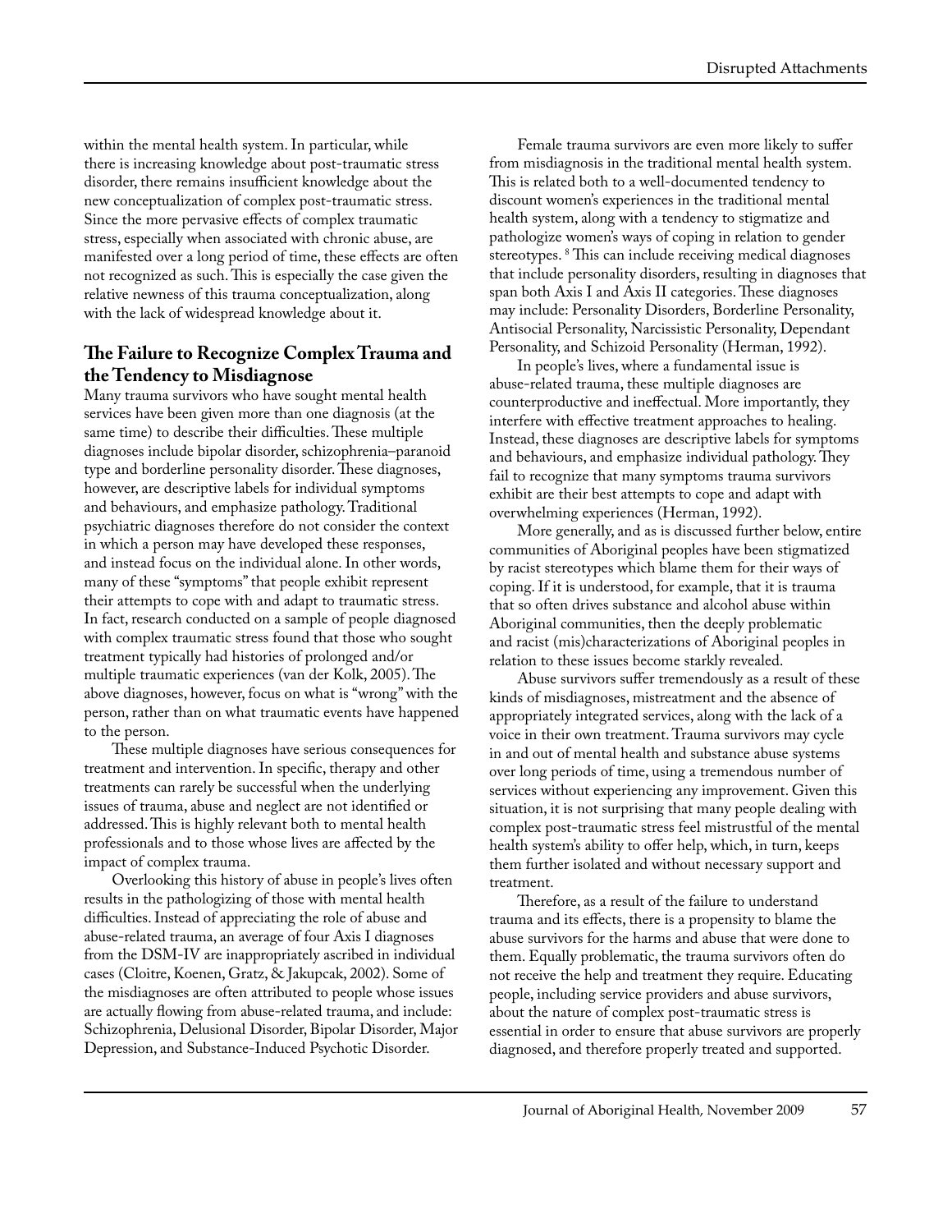within the mental health system. In particular, while there is increasing knowledge about post-traumatic stress disorder, there remains insufficient knowledge about the new conceptualization of complex post-traumatic stress. Since the more pervasive effects of complex traumatic stress, especially when associated with chronic abuse, are manifested over a long period of time, these effects are often not recognized as such. This is especially the case given the relative newness of this trauma conceptualization, along with the lack of widespread knowledge about it.

## The Failure to Recognize Complex Trauma and the Tendency to Misdiagnose

Many trauma survivors who have sought mental health services have been given more than one diagnosis (at the same time) to describe their difficulties. These multiple diagnoses include bipolar disorder, schizophrenia–paranoid type and borderline personality disorder. These diagnoses, however, are descriptive labels for individual symptoms and behaviours, and emphasize pathology. Traditional psychiatric diagnoses therefore do not consider the context in which a person may have developed these responses, and instead focus on the individual alone. In other words, many of these "symptoms" that people exhibit represent their attempts to cope with and adapt to traumatic stress. In fact, research conducted on a sample of people diagnosed with complex traumatic stress found that those who sought treatment typically had histories of prolonged and/or multiple traumatic experiences (van der Kolk, 2005). The above diagnoses, however, focus on what is "wrong" with the person, rather than on what traumatic events have happened to the person.

These multiple diagnoses have serious consequences for treatment and intervention. In specific, therapy and other treatments can rarely be successful when the underlying issues of trauma, abuse and neglect are not identified or addressed. This is highly relevant both to mental health professionals and to those whose lives are affected by the impact of complex trauma.

Overlooking this history of abuse in people's lives often results in the pathologizing of those with mental health difficulties. Instead of appreciating the role of abuse and abuse-related trauma, an average of four Axis I diagnoses from the DSM-IV are inappropriately ascribed in individual cases (Cloitre, Koenen, Gratz, & Jakupcak, 2002). Some of the misdiagnoses are often attributed to people whose issues are actually flowing from abuse-related trauma, and include: Schizophrenia, Delusional Disorder, Bipolar Disorder, Major Depression, and Substance-Induced Psychotic Disorder.

Female trauma survivors are even more likely to suffer from misdiagnosis in the traditional mental health system. This is related both to a well-documented tendency to discount women's experiences in the traditional mental health system, along with a tendency to stigmatize and pathologize women's ways of coping in relation to gender stereotypes. [8] This can include receiving medical diagnoses that include personality disorders, resulting in diagnoses that span both Axis I and Axis II categories. These diagnoses may include: Personality Disorders, Borderline Personality, Antisocial Personality, Narcissistic Personality, Dependant Personality, and Schizoid Personality (Herman, 1992).

In people's lives, where a fundamental issue is abuse-related trauma, these multiple diagnoses are counterproductive and ineffectual. More importantly, they interfere with effective treatment approaches to healing. Instead, these diagnoses are descriptive labels for symptoms and behaviours, and emphasize individual pathology. They fail to recognize that many symptoms trauma survivors exhibit are their best attempts to cope and adapt with overwhelming experiences (Herman, 1992).

More generally, and as is discussed further below, entire communities of Aboriginal peoples have been stigmatized by racist stereotypes which blame them for their ways of coping. If it is understood, for example, that it is trauma that so often drives substance and alcohol abuse within Aboriginal communities, then the deeply problematic and racist (mis)characterizations of Aboriginal peoples in relation to these issues become starkly revealed.

Abuse survivors suffer tremendously as a result of these kinds of misdiagnoses, mistreatment and the absence of appropriately integrated services, along with the lack of a voice in their own treatment. Trauma survivors may cycle in and out of mental health and substance abuse systems over long periods of time, using a tremendous number of services without experiencing any improvement. Given this situation, it is not surprising that many people dealing with complex post-traumatic stress feel mistrustful of the mental health system's ability to offer help, which, in turn, keeps them further isolated and without necessary support and treatment.

Therefore, as a result of the failure to understand trauma and its effects, there is a propensity to blame the abuse survivors for the harms and abuse that were done to them. Equally problematic, the trauma survivors often do not receive the help and treatment they require. Educating people, including service providers and abuse survivors, about the nature of complex post-traumatic stress is essential in order to ensure that abuse survivors are properly diagnosed, and therefore properly treated and supported.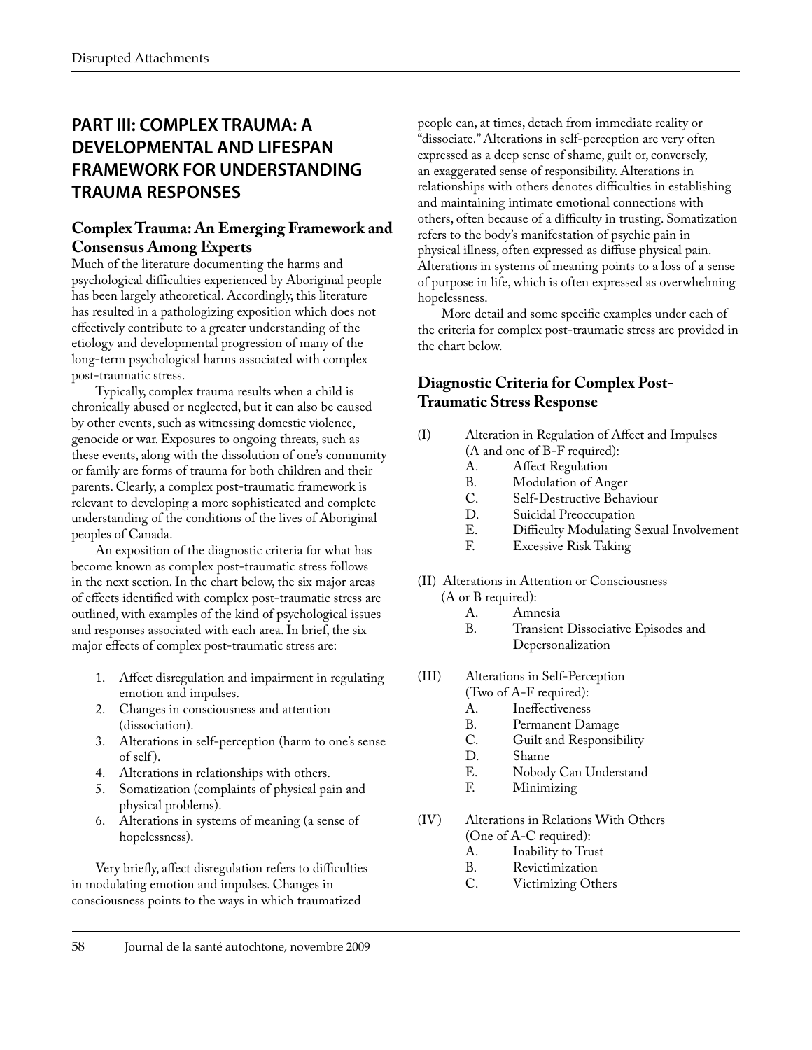## PART III: COMPLEX TRAUMA: A DEVELOPMENTAL AND LIFESPAN FRAMEWORK FOR UNDERSTANDING TRAUMA RESPONSES

### Complex Trauma: An Emerging Framework and Consensus Among Experts

Much of the literature documenting the harms and psychological difficulties experienced by Aboriginal people has been largely atheoretical. Accordingly, this literature has resulted in a pathologizing exposition which does not effectively contribute to a greater understanding of the etiology and developmental progression of many of the long-term psychological harms associated with complex post-traumatic stress.

Typically, complex trauma results when a child is chronically abused or neglected, but it can also be caused by other events, such as witnessing domestic violence, genocide or war. Exposures to ongoing threats, such as these events, along with the dissolution of one's community or family are forms of trauma for both children and their parents. Clearly, a complex post-traumatic framework is relevant to developing a more sophisticated and complete understanding of the conditions of the lives of Aboriginal peoples of Canada.

An exposition of the diagnostic criteria for what has become known as complex post-traumatic stress follows in the next section. In the chart below, the six major areas of effects identified with complex post-traumatic stress are outlined, with examples of the kind of psychological issues and responses associated with each area. In brief, the six major effects of complex post-traumatic stress are:

1. Affect disregulation and impairment in regulating emotion and impulses.
2. Changes in consciousness and attention (dissociation).
3. Alterations in self-perception (harm to one's sense of self).
4. Alterations in relationships with others.
5. Somatization (complaints of physical pain and physical problems).
6. Alterations in systems of meaning (a sense of hopelessness).

Very briefly, affect disregulation refers to difficulties in modulating emotion and impulses. Changes in consciousness points to the ways in which traumatized people can, at times, detach from immediate reality or "dissociate." Alterations in self-perception are very often expressed as a deep sense of shame, guilt or, conversely, an exaggerated sense of responsibility. Alterations in relationships with others denotes difficulties in establishing and maintaining intimate emotional connections with others, often because of a difficulty in trusting. Somatization refers to the body's manifestation of psychic pain in physical illness, often expressed as diffuse physical pain. Alterations in systems of meaning points to a loss of a sense of purpose in life, which is often expressed as overwhelming hopelessness.

More detail and some specific examples under each of the criteria for complex post-traumatic stress are provided in the chart below.

### Diagnostic Criteria for Complex Post-Traumatic Stress Response

(I) Alteration in Regulation of Affect and Impulses (A and one of B-F required):
- A. Affect Regulation
- B. Modulation of Anger
- C. Self-Destructive Behaviour
- D. Suicidal Preoccupation
- E. Difficulty Modulating Sexual Involvement
- F. Excessive Risk Taking

(II) Alterations in Attention or Consciousness (A or B required):
- A. Amnesia
- B. Transient Dissociative Episodes and Depersonalization

(III) Alterations in Self-Perception (Two of A-F required):
- A. Ineffectiveness
- B. Permanent Damage
- C. Guilt and Responsibility
- D. Shame
- E. Nobody Can Understand
- F. Minimizing

(IV) Alterations in Relations With Others (One of A-C required):
- A. Inability to Trust
- B. Revictimization
- C. Victimizing Others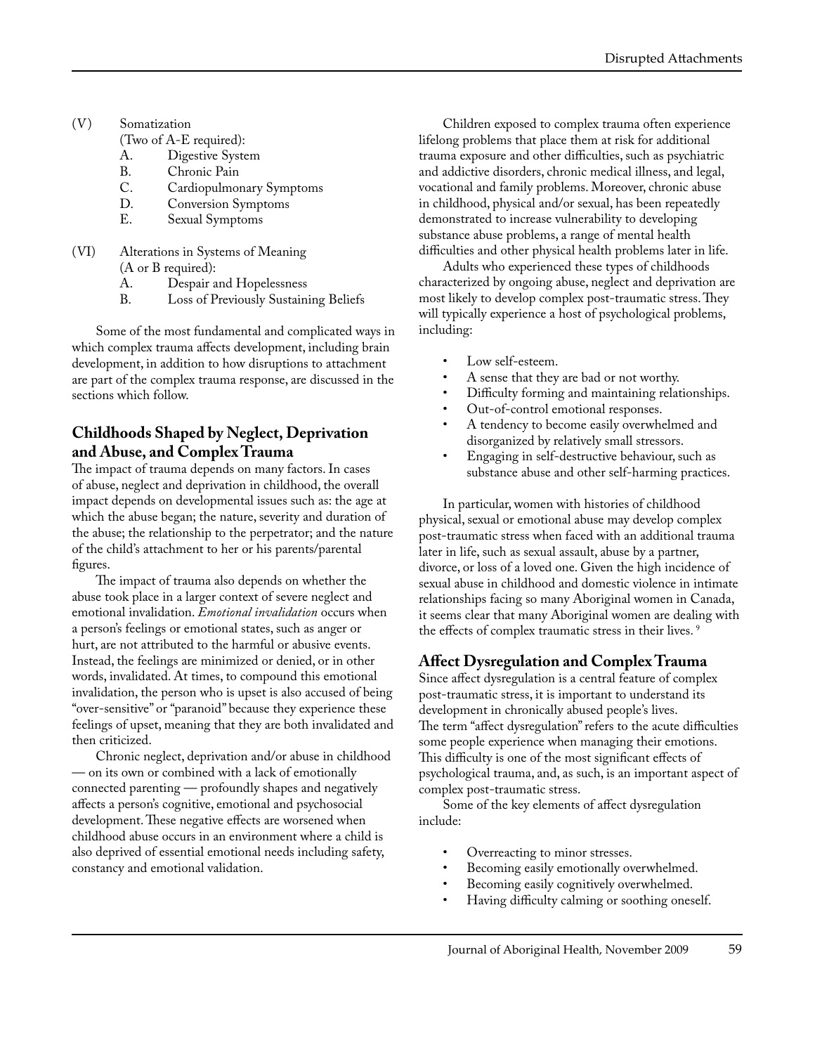(V) Somatization
(Two of A-E required):

A. Digestive System
B. Chronic Pain
C. Cardiopulmonary Symptoms
D. Conversion Symptoms
E. Sexual Symptoms

(VI) Alterations in Systems of Meaning
(A or B required):

A. Despair and Hopelessness
B. Loss of Previously Sustaining Beliefs

Some of the most fundamental and complicated ways in which complex trauma affects development, including brain development, in addition to how disruptions to attachment are part of the complex trauma response, are discussed in the sections which follow.

## Childhoods Shaped by Neglect, Deprivation and Abuse, and Complex Trauma

The impact of trauma depends on many factors. In cases of abuse, neglect and deprivation in childhood, the overall impact depends on developmental issues such as: the age at which the abuse began; the nature, severity and duration of the abuse; the relationship to the perpetrator; and the nature of the child's attachment to her or his parents/parental figures.

The impact of trauma also depends on whether the abuse took place in a larger context of severe neglect and emotional invalidation. *Emotional invalidation* occurs when a person's feelings or emotional states, such as anger or hurt, are not attributed to the harmful or abusive events. Instead, the feelings are minimized or denied, or in other words, invalidated. At times, to compound this emotional invalidation, the person who is upset is also accused of being "over-sensitive" or "paranoid" because they experience these feelings of upset, meaning that they are both invalidated and then criticized.

Chronic neglect, deprivation and/or abuse in childhood — on its own or combined with a lack of emotionally connected parenting — profoundly shapes and negatively affects a person's cognitive, emotional and psychosocial development. These negative effects are worsened when childhood abuse occurs in an environment where a child is also deprived of essential emotional needs including safety, constancy and emotional validation.

Children exposed to complex trauma often experience lifelong problems that place them at risk for additional trauma exposure and other difficulties, such as psychiatric and addictive disorders, chronic medical illness, and legal, vocational and family problems. Moreover, chronic abuse in childhood, physical and/or sexual, has been repeatedly demonstrated to increase vulnerability to developing substance abuse problems, a range of mental health difficulties and other physical health problems later in life.

Adults who experienced these types of childhoods characterized by ongoing abuse, neglect and deprivation are most likely to develop complex post-traumatic stress. They will typically experience a host of psychological problems, including:

- Low self-esteem.
- A sense that they are bad or not worthy.
- Difficulty forming and maintaining relationships.
- Out-of-control emotional responses.
- A tendency to become easily overwhelmed and disorganized by relatively small stressors.
- Engaging in self-destructive behaviour, such as substance abuse and other self-harming practices.

In particular, women with histories of childhood physical, sexual or emotional abuse may develop complex post-traumatic stress when faced with an additional trauma later in life, such as sexual assault, abuse by a partner, divorce, or loss of a loved one. Given the high incidence of sexual abuse in childhood and domestic violence in intimate relationships facing so many Aboriginal women in Canada, it seems clear that many Aboriginal women are dealing with the effects of complex traumatic stress in their lives. [9]

## Affect Dysregulation and Complex Trauma

Since affect dysregulation is a central feature of complex post-traumatic stress, it is important to understand its development in chronically abused people's lives. The term "affect dysregulation" refers to the acute difficulties some people experience when managing their emotions. This difficulty is one of the most significant effects of psychological trauma, and, as such, is an important aspect of complex post-traumatic stress.

Some of the key elements of affect dysregulation include:

- Overreacting to minor stresses.
- Becoming easily emotionally overwhelmed.
- Becoming easily cognitively overwhelmed.
- Having difficulty calming or soothing oneself.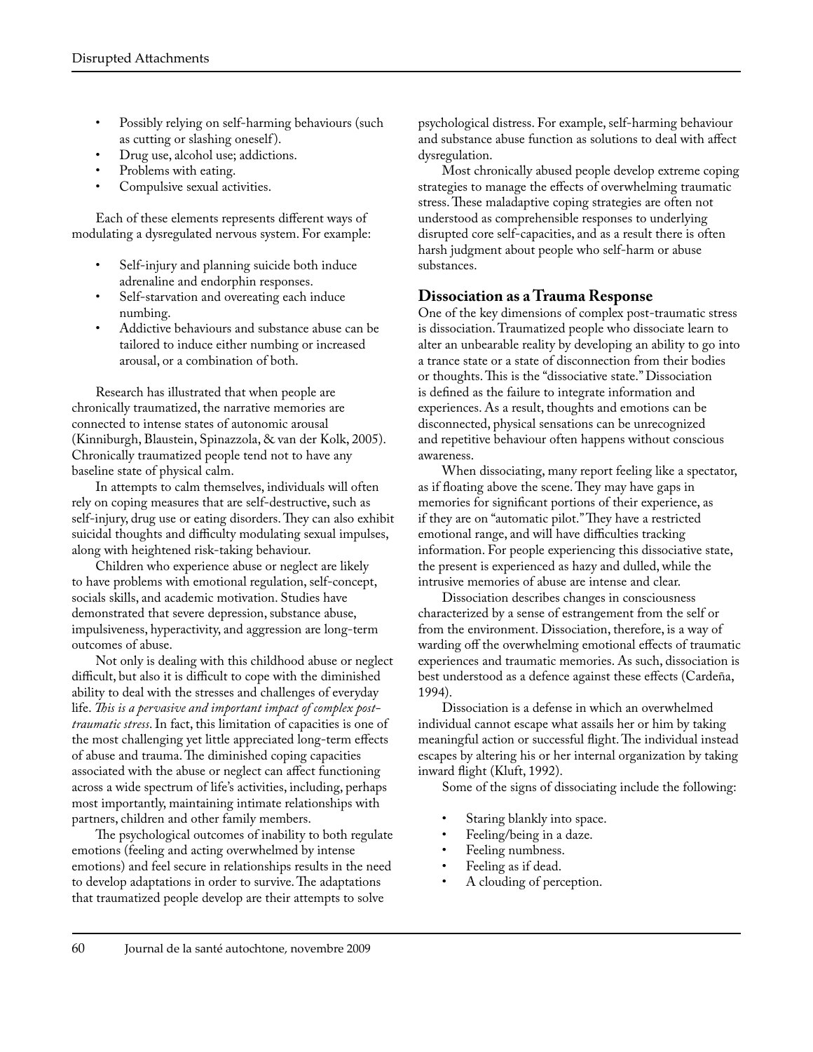- Possibly relying on self-harming behaviours (such as cutting or slashing oneself).
- Drug use, alcohol use; addictions.
- Problems with eating.
- Compulsive sexual activities.

Each of these elements represents different ways of modulating a dysregulated nervous system. For example:

- Self-injury and planning suicide both induce adrenaline and endorphin responses.
- Self-starvation and overeating each induce numbing.
- Addictive behaviours and substance abuse can be tailored to induce either numbing or increased arousal, or a combination of both.

Research has illustrated that when people are chronically traumatized, the narrative memories are connected to intense states of autonomic arousal (Kinniburgh, Blaustein, Spinazzola, & van der Kolk, 2005). Chronically traumatized people tend not to have any baseline state of physical calm.

In attempts to calm themselves, individuals will often rely on coping measures that are self-destructive, such as self-injury, drug use or eating disorders. They can also exhibit suicidal thoughts and difficulty modulating sexual impulses, along with heightened risk-taking behaviour.

Children who experience abuse or neglect are likely to have problems with emotional regulation, self-concept, socials skills, and academic motivation. Studies have demonstrated that severe depression, substance abuse, impulsiveness, hyperactivity, and aggression are long-term outcomes of abuse.

Not only is dealing with this childhood abuse or neglect difficult, but also it is difficult to cope with the diminished ability to deal with the stresses and challenges of everyday life. *This is a pervasive and important impact of complex post-traumatic stress*. In fact, this limitation of capacities is one of the most challenging yet little appreciated long-term effects of abuse and trauma. The diminished coping capacities associated with the abuse or neglect can affect functioning across a wide spectrum of life's activities, including, perhaps most importantly, maintaining intimate relationships with partners, children and other family members.

The psychological outcomes of inability to both regulate emotions (feeling and acting overwhelmed by intense emotions) and feel secure in relationships results in the need to develop adaptations in order to survive. The adaptations that traumatized people develop are their attempts to solve psychological distress. For example, self-harming behaviour and substance abuse function as solutions to deal with affect dysregulation.

Most chronically abused people develop extreme coping strategies to manage the effects of overwhelming traumatic stress. These maladaptive coping strategies are often not understood as comprehensible responses to underlying disrupted core self-capacities, and as a result there is often harsh judgment about people who self-harm or abuse substances.

## Dissociation as a Trauma Response

One of the key dimensions of complex post-traumatic stress is dissociation. Traumatized people who dissociate learn to alter an unbearable reality by developing an ability to go into a trance state or a state of disconnection from their bodies or thoughts. This is the "dissociative state." Dissociation is defined as the failure to integrate information and experiences. As a result, thoughts and emotions can be disconnected, physical sensations can be unrecognized and repetitive behaviour often happens without conscious awareness.

When dissociating, many report feeling like a spectator, as if floating above the scene. They may have gaps in memories for significant portions of their experience, as if they are on "automatic pilot." They have a restricted emotional range, and will have difficulties tracking information. For people experiencing this dissociative state, the present is experienced as hazy and dulled, while the intrusive memories of abuse are intense and clear.

Dissociation describes changes in consciousness characterized by a sense of estrangement from the self or from the environment. Dissociation, therefore, is a way of warding off the overwhelming emotional effects of traumatic experiences and traumatic memories. As such, dissociation is best understood as a defence against these effects (Cardeña, 1994).

Dissociation is a defense in which an overwhelmed individual cannot escape what assails her or him by taking meaningful action or successful flight. The individual instead escapes by altering his or her internal organization by taking inward flight (Kluft, 1992).

Some of the signs of dissociating include the following:

- Staring blankly into space.
- Feeling/being in a daze.
- Feeling numbness.
- Feeling as if dead.
- A clouding of perception.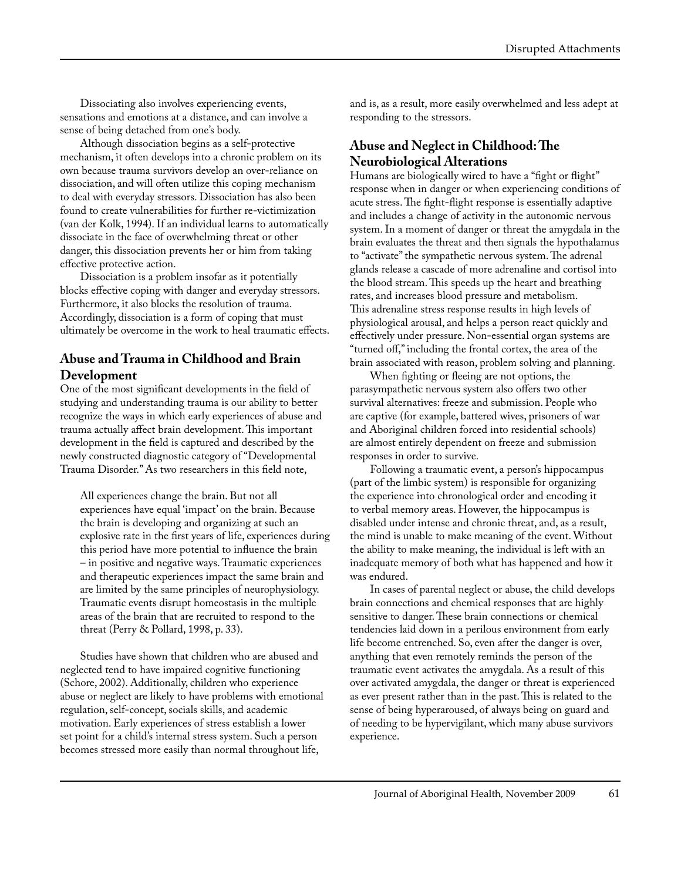Dissociating also involves experiencing events, sensations and emotions at a distance, and can involve a sense of being detached from one's body.

Although dissociation begins as a self-protective mechanism, it often develops into a chronic problem on its own because trauma survivors develop an over-reliance on dissociation, and will often utilize this coping mechanism to deal with everyday stressors. Dissociation has also been found to create vulnerabilities for further re-victimization (van der Kolk, 1994). If an individual learns to automatically dissociate in the face of overwhelming threat or other danger, this dissociation prevents her or him from taking effective protective action.

Dissociation is a problem insofar as it potentially blocks effective coping with danger and everyday stressors. Furthermore, it also blocks the resolution of trauma. Accordingly, dissociation is a form of coping that must ultimately be overcome in the work to heal traumatic effects.

## Abuse and Trauma in Childhood and Brain Development

One of the most significant developments in the field of studying and understanding trauma is our ability to better recognize the ways in which early experiences of abuse and trauma actually affect brain development. This important development in the field is captured and described by the newly constructed diagnostic category of "Developmental Trauma Disorder." As two researchers in this field note,

> All experiences change the brain. But not all experiences have equal 'impact' on the brain. Because the brain is developing and organizing at such an explosive rate in the first years of life, experiences during this period have more potential to influence the brain – in positive and negative ways. Traumatic experiences and therapeutic experiences impact the same brain and are limited by the same principles of neurophysiology. Traumatic events disrupt homeostasis in the multiple areas of the brain that are recruited to respond to the threat (Perry & Pollard, 1998, p. 33).

Studies have shown that children who are abused and neglected tend to have impaired cognitive functioning (Schore, 2002). Additionally, children who experience abuse or neglect are likely to have problems with emotional regulation, self-concept, socials skills, and academic motivation. Early experiences of stress establish a lower set point for a child's internal stress system. Such a person becomes stressed more easily than normal throughout life, and is, as a result, more easily overwhelmed and less adept at responding to the stressors.

## Abuse and Neglect in Childhood: The Neurobiological Alterations

Humans are biologically wired to have a "fight or flight" response when in danger or when experiencing conditions of acute stress. The fight-flight response is essentially adaptive and includes a change of activity in the autonomic nervous system. In a moment of danger or threat the amygdala in the brain evaluates the threat and then signals the hypothalamus to "activate" the sympathetic nervous system. The adrenal glands release a cascade of more adrenaline and cortisol into the blood stream. This speeds up the heart and breathing rates, and increases blood pressure and metabolism. This adrenaline stress response results in high levels of physiological arousal, and helps a person react quickly and effectively under pressure. Non-essential organ systems are "turned off," including the frontal cortex, the area of the brain associated with reason, problem solving and planning.

When fighting or fleeing are not options, the parasympathetic nervous system also offers two other survival alternatives: freeze and submission. People who are captive (for example, battered wives, prisoners of war and Aboriginal children forced into residential schools) are almost entirely dependent on freeze and submission responses in order to survive.

Following a traumatic event, a person's hippocampus (part of the limbic system) is responsible for organizing the experience into chronological order and encoding it to verbal memory areas. However, the hippocampus is disabled under intense and chronic threat, and, as a result, the mind is unable to make meaning of the event. Without the ability to make meaning, the individual is left with an inadequate memory of both what has happened and how it was endured.

In cases of parental neglect or abuse, the child develops brain connections and chemical responses that are highly sensitive to danger. These brain connections or chemical tendencies laid down in a perilous environment from early life become entrenched. So, even after the danger is over, anything that even remotely reminds the person of the traumatic event activates the amygdala. As a result of this over activated amygdala, the danger or threat is experienced as ever present rather than in the past. This is related to the sense of being hyperaroused, of always being on guard and of needing to be hypervigilant, which many abuse survivors experience.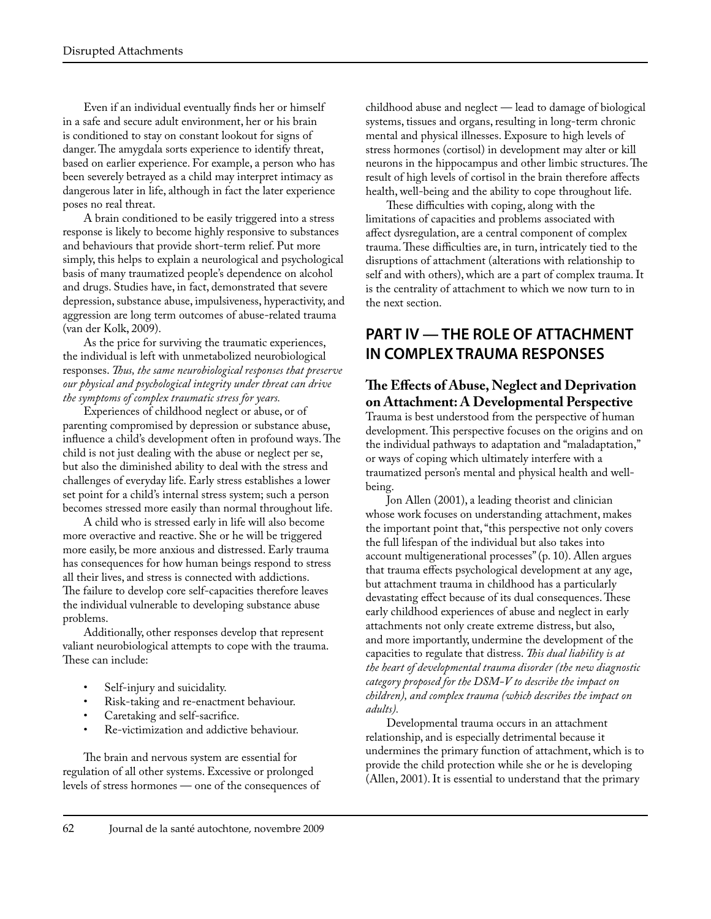Even if an individual eventually finds her or himself in a safe and secure adult environment, her or his brain is conditioned to stay on constant lookout for signs of danger. The amygdala sorts experience to identify threat, based on earlier experience. For example, a person who has been severely betrayed as a child may interpret intimacy as dangerous later in life, although in fact the later experience poses no real threat.

A brain conditioned to be easily triggered into a stress response is likely to become highly responsive to substances and behaviours that provide short-term relief. Put more simply, this helps to explain a neurological and psychological basis of many traumatized people's dependence on alcohol and drugs. Studies have, in fact, demonstrated that severe depression, substance abuse, impulsiveness, hyperactivity, and aggression are long term outcomes of abuse-related trauma (van der Kolk, 2009).

As the price for surviving the traumatic experiences, the individual is left with unmetabolized neurobiological responses. *Thus, the same neurobiological responses that preserve our physical and psychological integrity under threat can drive the symptoms of complex traumatic stress for years.*

Experiences of childhood neglect or abuse, or of parenting compromised by depression or substance abuse, influence a child's development often in profound ways. The child is not just dealing with the abuse or neglect per se, but also the diminished ability to deal with the stress and challenges of everyday life. Early stress establishes a lower set point for a child's internal stress system; such a person becomes stressed more easily than normal throughout life.

A child who is stressed early in life will also become more overactive and reactive. She or he will be triggered more easily, be more anxious and distressed. Early trauma has consequences for how human beings respond to stress all their lives, and stress is connected with addictions. The failure to develop core self-capacities therefore leaves the individual vulnerable to developing substance abuse problems.

Additionally, other responses develop that represent valiant neurobiological attempts to cope with the trauma. These can include:

- Self-injury and suicidality.
- Risk-taking and re-enactment behaviour.
- Caretaking and self-sacrifice.
- Re-victimization and addictive behaviour.

The brain and nervous system are essential for regulation of all other systems. Excessive or prolonged levels of stress hormones — one of the consequences of childhood abuse and neglect — lead to damage of biological systems, tissues and organs, resulting in long-term chronic mental and physical illnesses. Exposure to high levels of stress hormones (cortisol) in development may alter or kill neurons in the hippocampus and other limbic structures. The result of high levels of cortisol in the brain therefore affects health, well-being and the ability to cope throughout life.

These difficulties with coping, along with the limitations of capacities and problems associated with affect dysregulation, are a central component of complex trauma. These difficulties are, in turn, intricately tied to the disruptions of attachment (alterations with relationship to self and with others), which are a part of complex trauma. It is the centrality of attachment to which we now turn to in the next section.

## PART IV — THE ROLE OF ATTACHMENT IN COMPLEX TRAUMA RESPONSES

### The Effects of Abuse, Neglect and Deprivation on Attachment: A Developmental Perspective

Trauma is best understood from the perspective of human development. This perspective focuses on the origins and on the individual pathways to adaptation and "maladaptation," or ways of coping which ultimately interfere with a traumatized person's mental and physical health and well-being.

Jon Allen (2001), a leading theorist and clinician whose work focuses on understanding attachment, makes the important point that, "this perspective not only covers the full lifespan of the individual but also takes into account multigenerational processes" (p. 10). Allen argues that trauma effects psychological development at any age, but attachment trauma in childhood has a particularly devastating effect because of its dual consequences. These early childhood experiences of abuse and neglect in early attachments not only create extreme distress, but also, and more importantly, undermine the development of the capacities to regulate that distress. *This dual liability is at the heart of developmental trauma disorder (the new diagnostic category proposed for the DSM-V to describe the impact on children), and complex trauma (which describes the impact on adults).*

Developmental trauma occurs in an attachment relationship, and is especially detrimental because it undermines the primary function of attachment, which is to provide the child protection while she or he is developing (Allen, 2001). It is essential to understand that the primary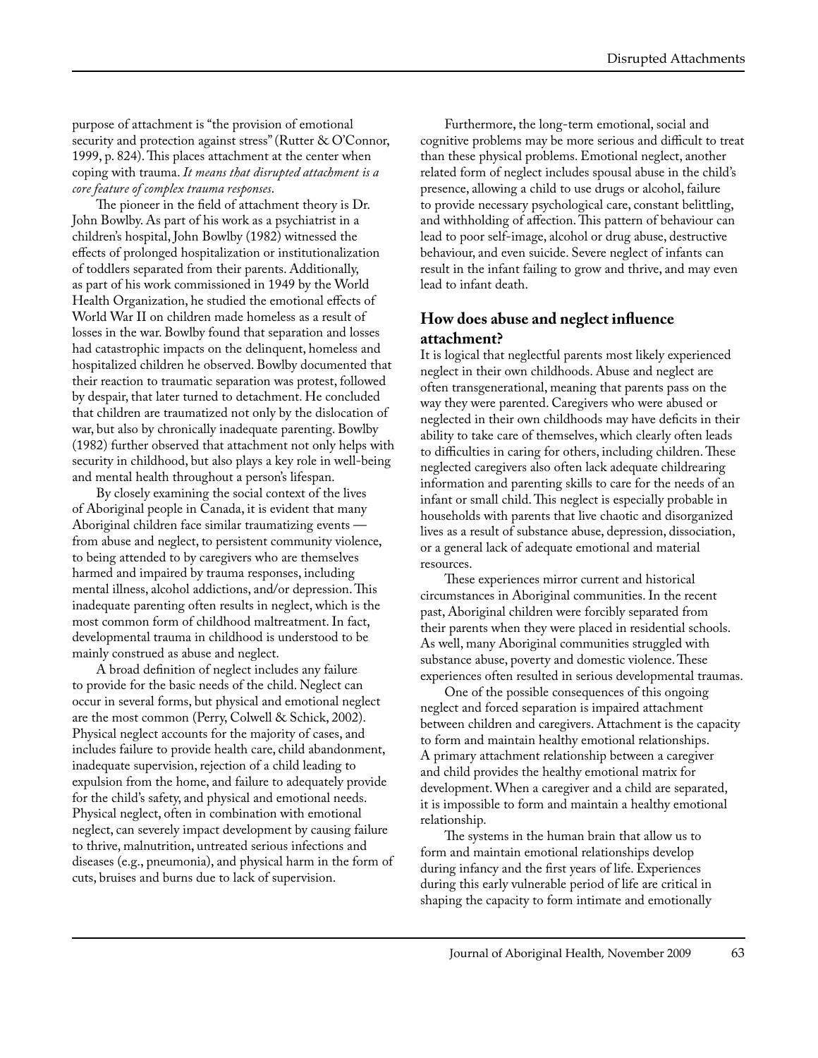purpose of attachment is "the provision of emotional security and protection against stress" (Rutter & O'Connor, 1999, p. 824). This places attachment at the center when coping with trauma. *It means that disrupted attachment is a core feature of complex trauma responses*.

The pioneer in the field of attachment theory is Dr. John Bowlby. As part of his work as a psychiatrist in a children's hospital, John Bowlby (1982) witnessed the effects of prolonged hospitalization or institutionalization of toddlers separated from their parents. Additionally, as part of his work commissioned in 1949 by the World Health Organization, he studied the emotional effects of World War II on children made homeless as a result of losses in the war. Bowlby found that separation and losses had catastrophic impacts on the delinquent, homeless and hospitalized children he observed. Bowlby documented that their reaction to traumatic separation was protest, followed by despair, that later turned to detachment. He concluded that children are traumatized not only by the dislocation of war, but also by chronically inadequate parenting. Bowlby (1982) further observed that attachment not only helps with security in childhood, but also plays a key role in well-being and mental health throughout a person's lifespan.

By closely examining the social context of the lives of Aboriginal people in Canada, it is evident that many Aboriginal children face similar traumatizing events — from abuse and neglect, to persistent community violence, to being attended to by caregivers who are themselves harmed and impaired by trauma responses, including mental illness, alcohol addictions, and/or depression. This inadequate parenting often results in neglect, which is the most common form of childhood maltreatment. In fact, developmental trauma in childhood is understood to be mainly construed as abuse and neglect.

A broad definition of neglect includes any failure to provide for the basic needs of the child. Neglect can occur in several forms, but physical and emotional neglect are the most common (Perry, Colwell & Schick, 2002). Physical neglect accounts for the majority of cases, and includes failure to provide health care, child abandonment, inadequate supervision, rejection of a child leading to expulsion from the home, and failure to adequately provide for the child's safety, and physical and emotional needs. Physical neglect, often in combination with emotional neglect, can severely impact development by causing failure to thrive, malnutrition, untreated serious infections and diseases (e.g., pneumonia), and physical harm in the form of cuts, bruises and burns due to lack of supervision.

Furthermore, the long-term emotional, social and cognitive problems may be more serious and difficult to treat than these physical problems. Emotional neglect, another related form of neglect includes spousal abuse in the child's presence, allowing a child to use drugs or alcohol, failure to provide necessary psychological care, constant belittling, and withholding of affection. This pattern of behaviour can lead to poor self-image, alcohol or drug abuse, destructive behaviour, and even suicide. Severe neglect of infants can result in the infant failing to grow and thrive, and may even lead to infant death.

## How does abuse and neglect influence attachment?

It is logical that neglectful parents most likely experienced neglect in their own childhoods. Abuse and neglect are often transgenerational, meaning that parents pass on the way they were parented. Caregivers who were abused or neglected in their own childhoods may have deficits in their ability to take care of themselves, which clearly often leads to difficulties in caring for others, including children. These neglected caregivers also often lack adequate childrearing information and parenting skills to care for the needs of an infant or small child. This neglect is especially probable in households with parents that live chaotic and disorganized lives as a result of substance abuse, depression, dissociation, or a general lack of adequate emotional and material resources.

These experiences mirror current and historical circumstances in Aboriginal communities. In the recent past, Aboriginal children were forcibly separated from their parents when they were placed in residential schools. As well, many Aboriginal communities struggled with substance abuse, poverty and domestic violence. These experiences often resulted in serious developmental traumas.

One of the possible consequences of this ongoing neglect and forced separation is impaired attachment between children and caregivers. Attachment is the capacity to form and maintain healthy emotional relationships. A primary attachment relationship between a caregiver and child provides the healthy emotional matrix for development. When a caregiver and a child are separated, it is impossible to form and maintain a healthy emotional relationship.

The systems in the human brain that allow us to form and maintain emotional relationships develop during infancy and the first years of life. Experiences during this early vulnerable period of life are critical in shaping the capacity to form intimate and emotionally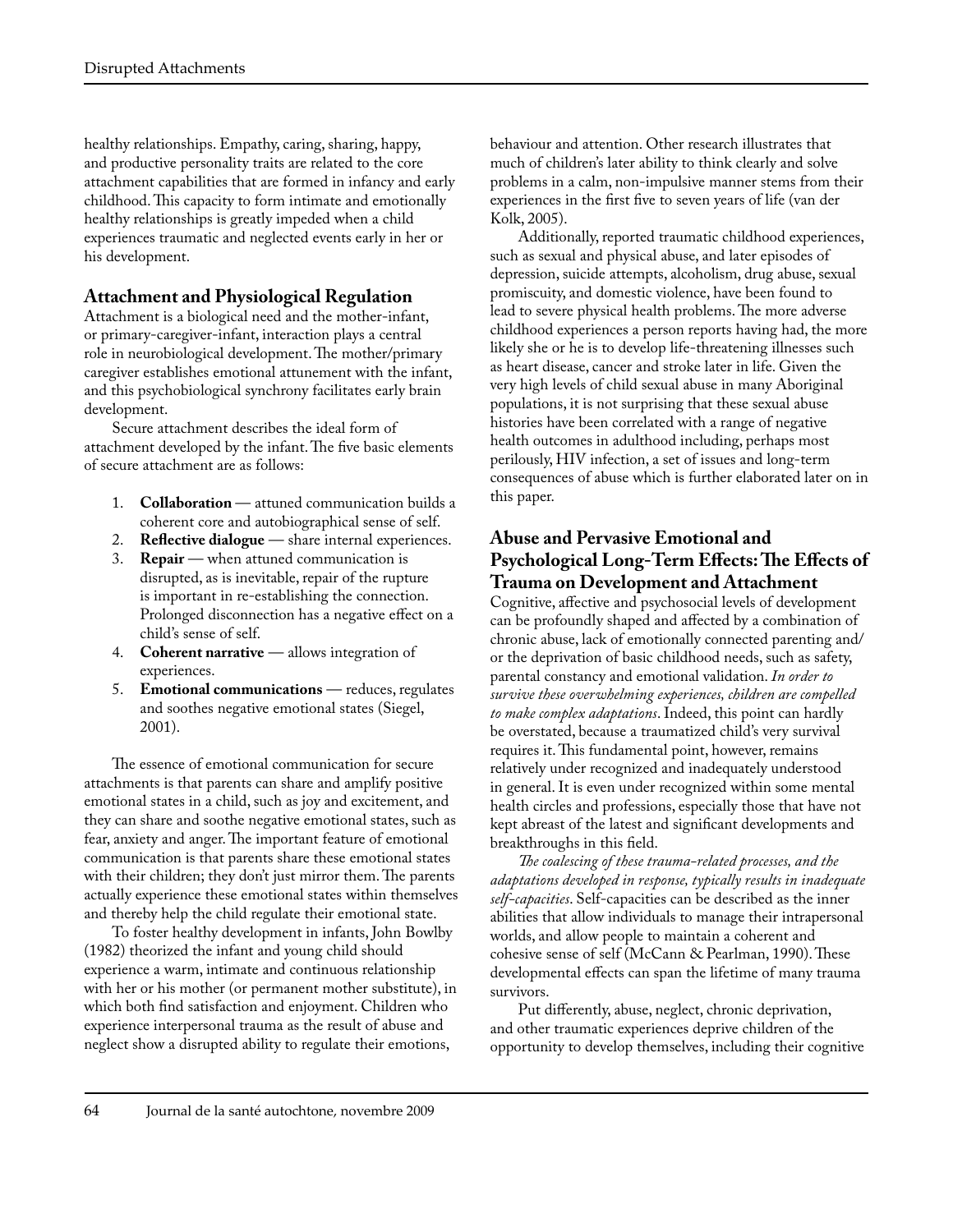healthy relationships. Empathy, caring, sharing, happy, and productive personality traits are related to the core attachment capabilities that are formed in infancy and early childhood. This capacity to form intimate and emotionally healthy relationships is greatly impeded when a child experiences traumatic and neglected events early in her or his development.

## Attachment and Physiological Regulation

Attachment is a biological need and the mother-infant, or primary-caregiver-infant, interaction plays a central role in neurobiological development. The mother/primary caregiver establishes emotional attunement with the infant, and this psychobiological synchrony facilitates early brain development.

Secure attachment describes the ideal form of attachment developed by the infant. The five basic elements of secure attachment are as follows:

1. **Collaboration** — attuned communication builds a coherent core and autobiographical sense of self.
2. **Reflective dialogue** — share internal experiences.
3. **Repair** — when attuned communication is disrupted, as is inevitable, repair of the rupture is important in re-establishing the connection. Prolonged disconnection has a negative effect on a child's sense of self.
4. **Coherent narrative** — allows integration of experiences.
5. **Emotional communications** — reduces, regulates and soothes negative emotional states (Siegel, 2001).

The essence of emotional communication for secure attachments is that parents can share and amplify positive emotional states in a child, such as joy and excitement, and they can share and soothe negative emotional states, such as fear, anxiety and anger. The important feature of emotional communication is that parents share these emotional states with their children; they don't just mirror them. The parents actually experience these emotional states within themselves and thereby help the child regulate their emotional state.

To foster healthy development in infants, John Bowlby (1982) theorized the infant and young child should experience a warm, intimate and continuous relationship with her or his mother (or permanent mother substitute), in which both find satisfaction and enjoyment. Children who experience interpersonal trauma as the result of abuse and neglect show a disrupted ability to regulate their emotions, behaviour and attention. Other research illustrates that much of children's later ability to think clearly and solve problems in a calm, non-impulsive manner stems from their experiences in the first five to seven years of life (van der Kolk, 2005).

Additionally, reported traumatic childhood experiences, such as sexual and physical abuse, and later episodes of depression, suicide attempts, alcoholism, drug abuse, sexual promiscuity, and domestic violence, have been found to lead to severe physical health problems. The more adverse childhood experiences a person reports having had, the more likely she or he is to develop life-threatening illnesses such as heart disease, cancer and stroke later in life. Given the very high levels of child sexual abuse in many Aboriginal populations, it is not surprising that these sexual abuse histories have been correlated with a range of negative health outcomes in adulthood including, perhaps most perilously, HIV infection, a set of issues and long-term consequences of abuse which is further elaborated later on in this paper.

## Abuse and Pervasive Emotional and Psychological Long-Term Effects: The Effects of Trauma on Development and Attachment

Cognitive, affective and psychosocial levels of development can be profoundly shaped and affected by a combination of chronic abuse, lack of emotionally connected parenting and/or the deprivation of basic childhood needs, such as safety, parental constancy and emotional validation. *In order to survive these overwhelming experiences, children are compelled to make complex adaptations*. Indeed, this point can hardly be overstated, because a traumatized child's very survival requires it. This fundamental point, however, remains relatively under recognized and inadequately understood in general. It is even under recognized within some mental health circles and professions, especially those that have not kept abreast of the latest and significant developments and breakthroughs in this field.

*The coalescing of these trauma-related processes, and the adaptations developed in response, typically results in inadequate self-capacities*. Self-capacities can be described as the inner abilities that allow individuals to manage their intrapersonal worlds, and allow people to maintain a coherent and cohesive sense of self (McCann & Pearlman, 1990). These developmental effects can span the lifetime of many trauma survivors.

Put differently, abuse, neglect, chronic deprivation, and other traumatic experiences deprive children of the opportunity to develop themselves, including their cognitive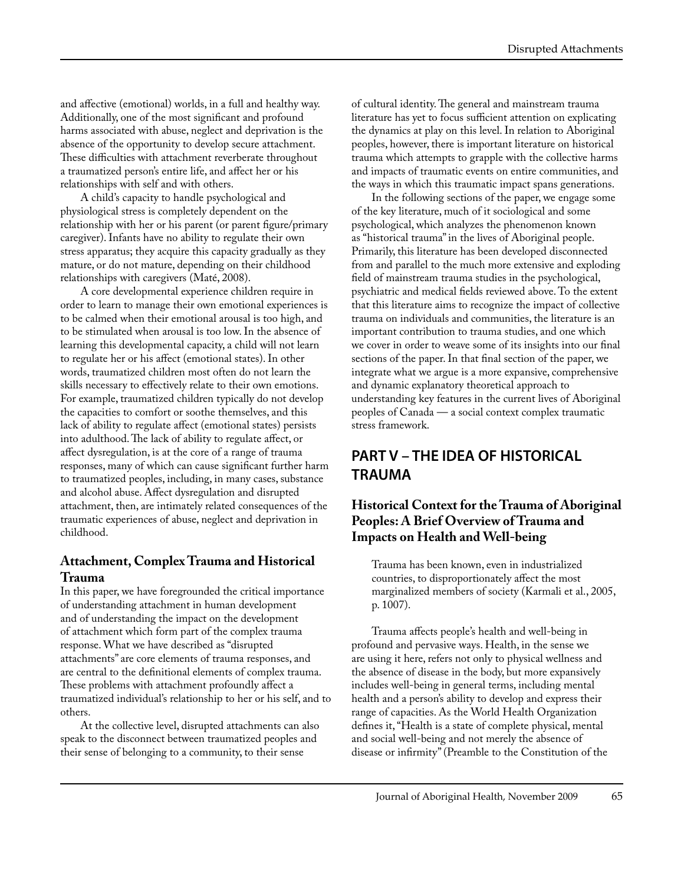and affective (emotional) worlds, in a full and healthy way. Additionally, one of the most significant and profound harms associated with abuse, neglect and deprivation is the absence of the opportunity to develop secure attachment. These difficulties with attachment reverberate throughout a traumatized person's entire life, and affect her or his relationships with self and with others.

A child's capacity to handle psychological and physiological stress is completely dependent on the relationship with her or his parent (or parent figure/primary caregiver). Infants have no ability to regulate their own stress apparatus; they acquire this capacity gradually as they mature, or do not mature, depending on their childhood relationships with caregivers (Maté, 2008).

A core developmental experience children require in order to learn to manage their own emotional experiences is to be calmed when their emotional arousal is too high, and to be stimulated when arousal is too low. In the absence of learning this developmental capacity, a child will not learn to regulate her or his affect (emotional states). In other words, traumatized children most often do not learn the skills necessary to effectively relate to their own emotions. For example, traumatized children typically do not develop the capacities to comfort or soothe themselves, and this lack of ability to regulate affect (emotional states) persists into adulthood. The lack of ability to regulate affect, or affect dysregulation, is at the core of a range of trauma responses, many of which can cause significant further harm to traumatized peoples, including, in many cases, substance and alcohol abuse. Affect dysregulation and disrupted attachment, then, are intimately related consequences of the traumatic experiences of abuse, neglect and deprivation in childhood.

### Attachment, Complex Trauma and Historical Trauma

In this paper, we have foregrounded the critical importance of understanding attachment in human development and of understanding the impact on the development of attachment which form part of the complex trauma response. What we have described as "disrupted attachments" are core elements of trauma responses, and are central to the definitional elements of complex trauma. These problems with attachment profoundly affect a traumatized individual's relationship to her or his self, and to others.

At the collective level, disrupted attachments can also speak to the disconnect between traumatized peoples and their sense of belonging to a community, to their sense of cultural identity. The general and mainstream trauma literature has yet to focus sufficient attention on explicating the dynamics at play on this level. In relation to Aboriginal peoples, however, there is important literature on historical trauma which attempts to grapple with the collective harms and impacts of traumatic events on entire communities, and the ways in which this traumatic impact spans generations.

In the following sections of the paper, we engage some of the key literature, much of it sociological and some psychological, which analyzes the phenomenon known as "historical trauma" in the lives of Aboriginal people. Primarily, this literature has been developed disconnected from and parallel to the much more extensive and exploding field of mainstream trauma studies in the psychological, psychiatric and medical fields reviewed above. To the extent that this literature aims to recognize the impact of collective trauma on individuals and communities, the literature is an important contribution to trauma studies, and one which we cover in order to weave some of its insights into our final sections of the paper. In that final section of the paper, we integrate what we argue is a more expansive, comprehensive and dynamic explanatory theoretical approach to understanding key features in the current lives of Aboriginal peoples of Canada — a social context complex traumatic stress framework.

## PART V – THE IDEA OF HISTORICAL TRAUMA

### Historical Context for the Trauma of Aboriginal Peoples: A Brief Overview of Trauma and Impacts on Health and Well-being

> Trauma has been known, even in industrialized countries, to disproportionately affect the most marginalized members of society (Karmali et al., 2005, p. 1007).

Trauma affects people's health and well-being in profound and pervasive ways. Health, in the sense we are using it here, refers not only to physical wellness and the absence of disease in the body, but more expansively includes well-being in general terms, including mental health and a person's ability to develop and express their range of capacities. As the World Health Organization defines it, "Health is a state of complete physical, mental and social well-being and not merely the absence of disease or infirmity" (Preamble to the Constitution of the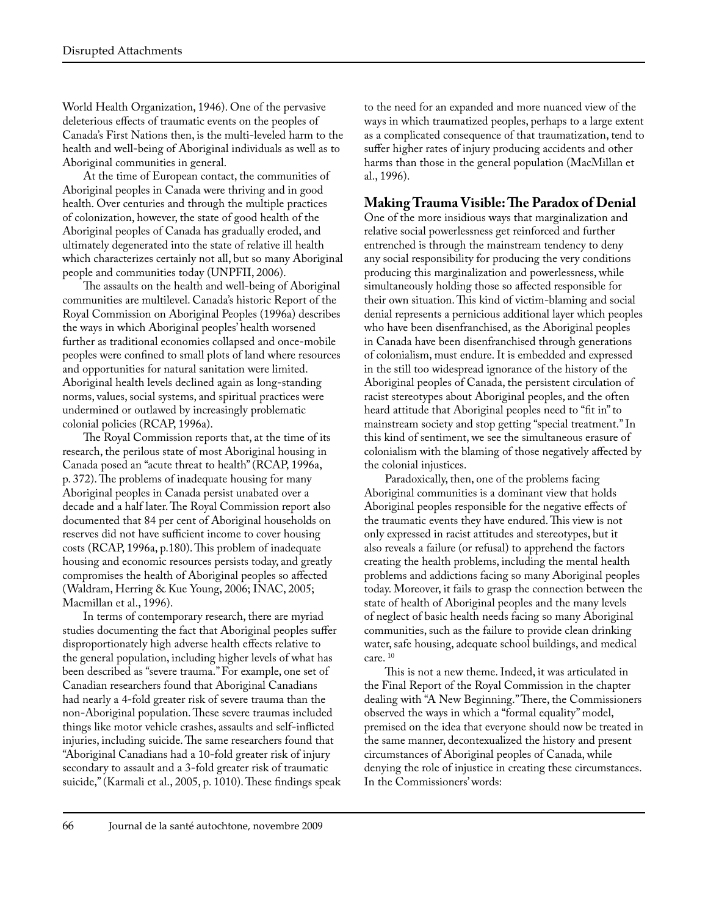World Health Organization, 1946). One of the pervasive deleterious effects of traumatic events on the peoples of Canada's First Nations then, is the multi-leveled harm to the health and well-being of Aboriginal individuals as well as to Aboriginal communities in general.

At the time of European contact, the communities of Aboriginal peoples in Canada were thriving and in good health. Over centuries and through the multiple practices of colonization, however, the state of good health of the Aboriginal peoples of Canada has gradually eroded, and ultimately degenerated into the state of relative ill health which characterizes certainly not all, but so many Aboriginal people and communities today (UNPFII, 2006).

The assaults on the health and well-being of Aboriginal communities are multilevel. Canada's historic Report of the Royal Commission on Aboriginal Peoples (1996a) describes the ways in which Aboriginal peoples' health worsened further as traditional economies collapsed and once-mobile peoples were confined to small plots of land where resources and opportunities for natural sanitation were limited. Aboriginal health levels declined again as long-standing norms, values, social systems, and spiritual practices were undermined or outlawed by increasingly problematic colonial policies (RCAP, 1996a).

The Royal Commission reports that, at the time of its research, the perilous state of most Aboriginal housing in Canada posed an "acute threat to health" (RCAP, 1996a, p. 372). The problems of inadequate housing for many Aboriginal peoples in Canada persist unabated over a decade and a half later. The Royal Commission report also documented that 84 per cent of Aboriginal households on reserves did not have sufficient income to cover housing costs (RCAP, 1996a, p.180). This problem of inadequate housing and economic resources persists today, and greatly compromises the health of Aboriginal peoples so affected (Waldram, Herring & Kue Young, 2006; INAC, 2005; Macmillan et al., 1996).

In terms of contemporary research, there are myriad studies documenting the fact that Aboriginal peoples suffer disproportionately high adverse health effects relative to the general population, including higher levels of what has been described as "severe trauma." For example, one set of Canadian researchers found that Aboriginal Canadians had nearly a 4-fold greater risk of severe trauma than the non-Aboriginal population. These severe traumas included things like motor vehicle crashes, assaults and self-inflicted injuries, including suicide. The same researchers found that "Aboriginal Canadians had a 10-fold greater risk of injury secondary to assault and a 3-fold greater risk of traumatic suicide," (Karmali et al., 2005, p. 1010). These findings speak to the need for an expanded and more nuanced view of the ways in which traumatized peoples, perhaps to a large extent as a complicated consequence of that traumatization, tend to suffer higher rates of injury producing accidents and other harms than those in the general population (MacMillan et al., 1996).

## Making Trauma Visible: The Paradox of Denial

One of the more insidious ways that marginalization and relative social powerlessness get reinforced and further entrenched is through the mainstream tendency to deny any social responsibility for producing the very conditions producing this marginalization and powerlessness, while simultaneously holding those so affected responsible for their own situation. This kind of victim-blaming and social denial represents a pernicious additional layer which peoples who have been disenfranchised, as the Aboriginal peoples in Canada have been disenfranchised through generations of colonialism, must endure. It is embedded and expressed in the still too widespread ignorance of the history of the Aboriginal peoples of Canada, the persistent circulation of racist stereotypes about Aboriginal peoples, and the often heard attitude that Aboriginal peoples need to "fit in" to mainstream society and stop getting "special treatment." In this kind of sentiment, we see the simultaneous erasure of colonialism with the blaming of those negatively affected by the colonial injustices.

Paradoxically, then, one of the problems facing Aboriginal communities is a dominant view that holds Aboriginal peoples responsible for the negative effects of the traumatic events they have endured. This view is not only expressed in racist attitudes and stereotypes, but it also reveals a failure (or refusal) to apprehend the factors creating the health problems, including the mental health problems and addictions facing so many Aboriginal peoples today. Moreover, it fails to grasp the connection between the state of health of Aboriginal peoples and the many levels of neglect of basic health needs facing so many Aboriginal communities, such as the failure to provide clean drinking water, safe housing, adequate school buildings, and medical care. [10]

This is not a new theme. Indeed, it was articulated in the Final Report of the Royal Commission in the chapter dealing with "A New Beginning." There, the Commissioners observed the ways in which a "formal equality" model, premised on the idea that everyone should now be treated in the same manner, decontexualized the history and present circumstances of Aboriginal peoples of Canada, while denying the role of injustice in creating these circumstances. In the Commissioners' words: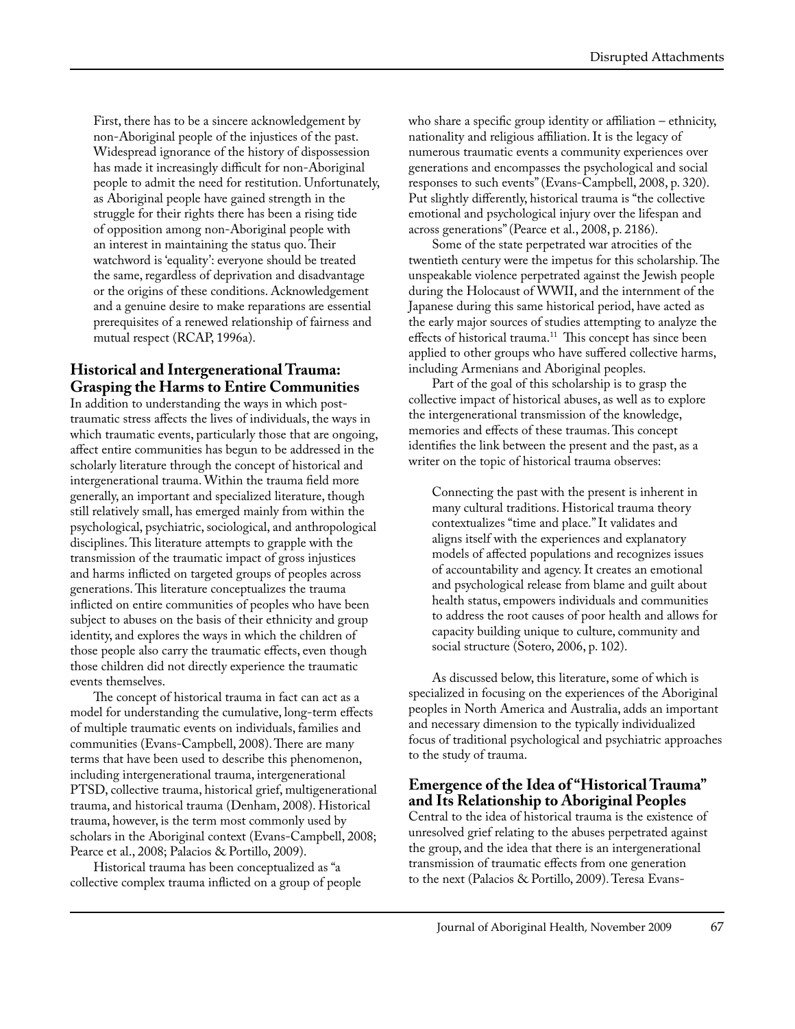First, there has to be a sincere acknowledgement by non-Aboriginal people of the injustices of the past. Widespread ignorance of the history of dispossession has made it increasingly difficult for non-Aboriginal people to admit the need for restitution. Unfortunately, as Aboriginal people have gained strength in the struggle for their rights there has been a rising tide of opposition among non-Aboriginal people with an interest in maintaining the status quo. Their watchword is 'equality': everyone should be treated the same, regardless of deprivation and disadvantage or the origins of these conditions. Acknowledgement and a genuine desire to make reparations are essential prerequisites of a renewed relationship of fairness and mutual respect (RCAP, 1996a).

## Historical and Intergenerational Trauma: Grasping the Harms to Entire Communities

In addition to understanding the ways in which post-traumatic stress affects the lives of individuals, the ways in which traumatic events, particularly those that are ongoing, affect entire communities has begun to be addressed in the scholarly literature through the concept of historical and intergenerational trauma. Within the trauma field more generally, an important and specialized literature, though still relatively small, has emerged mainly from within the psychological, psychiatric, sociological, and anthropological disciplines. This literature attempts to grapple with the transmission of the traumatic impact of gross injustices and harms inflicted on targeted groups of peoples across generations. This literature conceptualizes the trauma inflicted on entire communities of peoples who have been subject to abuses on the basis of their ethnicity and group identity, and explores the ways in which the children of those people also carry the traumatic effects, even though those children did not directly experience the traumatic events themselves.

The concept of historical trauma in fact can act as a model for understanding the cumulative, long-term effects of multiple traumatic events on individuals, families and communities (Evans-Campbell, 2008). There are many terms that have been used to describe this phenomenon, including intergenerational trauma, intergenerational PTSD, collective trauma, historical grief, multigenerational trauma, and historical trauma (Denham, 2008). Historical trauma, however, is the term most commonly used by scholars in the Aboriginal context (Evans-Campbell, 2008; Pearce et al., 2008; Palacios & Portillo, 2009).

Historical trauma has been conceptualized as "a collective complex trauma inflicted on a group of people who share a specific group identity or affiliation – ethnicity, nationality and religious affiliation. It is the legacy of numerous traumatic events a community experiences over generations and encompasses the psychological and social responses to such events" (Evans-Campbell, 2008, p. 320). Put slightly differently, historical trauma is "the collective emotional and psychological injury over the lifespan and across generations" (Pearce et al., 2008, p. 2186).

Some of the state perpetrated war atrocities of the twentieth century were the impetus for this scholarship. The unspeakable violence perpetrated against the Jewish people during the Holocaust of WWII, and the internment of the Japanese during this same historical period, have acted as the early major sources of studies attempting to analyze the effects of historical trauma.[11] This concept has since been applied to other groups who have suffered collective harms, including Armenians and Aboriginal peoples.

Part of the goal of this scholarship is to grasp the collective impact of historical abuses, as well as to explore the intergenerational transmission of the knowledge, memories and effects of these traumas. This concept identifies the link between the present and the past, as a writer on the topic of historical trauma observes:

> Connecting the past with the present is inherent in many cultural traditions. Historical trauma theory contextualizes "time and place." It validates and aligns itself with the experiences and explanatory models of affected populations and recognizes issues of accountability and agency. It creates an emotional and psychological release from blame and guilt about health status, empowers individuals and communities to address the root causes of poor health and allows for capacity building unique to culture, community and social structure (Sotero, 2006, p. 102).

As discussed below, this literature, some of which is specialized in focusing on the experiences of the Aboriginal peoples in North America and Australia, adds an important and necessary dimension to the typically individualized focus of traditional psychological and psychiatric approaches to the study of trauma.

## Emergence of the Idea of "Historical Trauma" and Its Relationship to Aboriginal Peoples

Central to the idea of historical trauma is the existence of unresolved grief relating to the abuses perpetrated against the group, and the idea that there is an intergenerational transmission of traumatic effects from one generation to the next (Palacios & Portillo, 2009). Teresa Evans-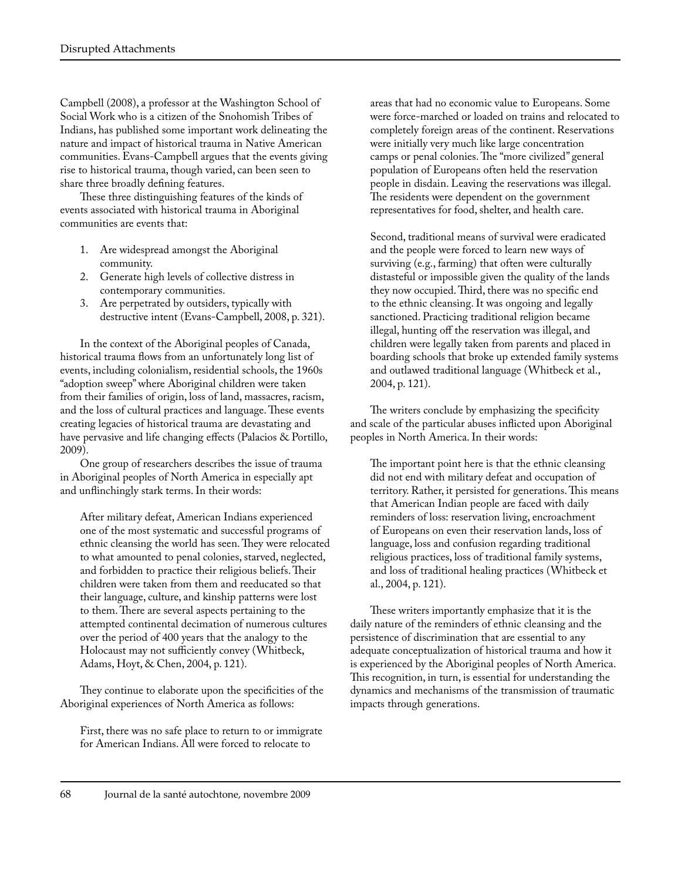Campbell (2008), a professor at the Washington School of Social Work who is a citizen of the Snohomish Tribes of Indians, has published some important work delineating the nature and impact of historical trauma in Native American communities. Evans-Campbell argues that the events giving rise to historical trauma, though varied, can been seen to share three broadly defining features.

These three distinguishing features of the kinds of events associated with historical trauma in Aboriginal communities are events that:

1. Are widespread amongst the Aboriginal community.
2. Generate high levels of collective distress in contemporary communities.
3. Are perpetrated by outsiders, typically with destructive intent (Evans-Campbell, 2008, p. 321).

In the context of the Aboriginal peoples of Canada, historical trauma flows from an unfortunately long list of events, including colonialism, residential schools, the 1960s "adoption sweep" where Aboriginal children were taken from their families of origin, loss of land, massacres, racism, and the loss of cultural practices and language. These events creating legacies of historical trauma are devastating and have pervasive and life changing effects (Palacios & Portillo, 2009).

One group of researchers describes the issue of trauma in Aboriginal peoples of North America in especially apt and unflinchingly stark terms. In their words:

> After military defeat, American Indians experienced one of the most systematic and successful programs of ethnic cleansing the world has seen. They were relocated to what amounted to penal colonies, starved, neglected, and forbidden to practice their religious beliefs. Their children were taken from them and reeducated so that their language, culture, and kinship patterns were lost to them. There are several aspects pertaining to the attempted continental decimation of numerous cultures over the period of 400 years that the analogy to the Holocaust may not sufficiently convey (Whitbeck, Adams, Hoyt, & Chen, 2004, p. 121).

They continue to elaborate upon the specificities of the Aboriginal experiences of North America as follows:

> First, there was no safe place to return to or immigrate for American Indians. All were forced to relocate to areas that had no economic value to Europeans. Some were force-marched or loaded on trains and relocated to completely foreign areas of the continent. Reservations were initially very much like large concentration camps or penal colonies. The "more civilized" general population of Europeans often held the reservation people in disdain. Leaving the reservations was illegal. The residents were dependent on the government representatives for food, shelter, and health care.
>
> Second, traditional means of survival were eradicated and the people were forced to learn new ways of surviving (e.g., farming) that often were culturally distasteful or impossible given the quality of the lands they now occupied. Third, there was no specific end to the ethnic cleansing. It was ongoing and legally sanctioned. Practicing traditional religion became illegal, hunting off the reservation was illegal, and children were legally taken from parents and placed in boarding schools that broke up extended family systems and outlawed traditional language (Whitbeck et al., 2004, p. 121).

The writers conclude by emphasizing the specificity and scale of the particular abuses inflicted upon Aboriginal peoples in North America. In their words:

> The important point here is that the ethnic cleansing did not end with military defeat and occupation of territory. Rather, it persisted for generations. This means that American Indian people are faced with daily reminders of loss: reservation living, encroachment of Europeans on even their reservation lands, loss of language, loss and confusion regarding traditional religious practices, loss of traditional family systems, and loss of traditional healing practices (Whitbeck et al., 2004, p. 121).

These writers importantly emphasize that it is the daily nature of the reminders of ethnic cleansing and the persistence of discrimination that are essential to any adequate conceptualization of historical trauma and how it is experienced by the Aboriginal peoples of North America. This recognition, in turn, is essential for understanding the dynamics and mechanisms of the transmission of traumatic impacts through generations.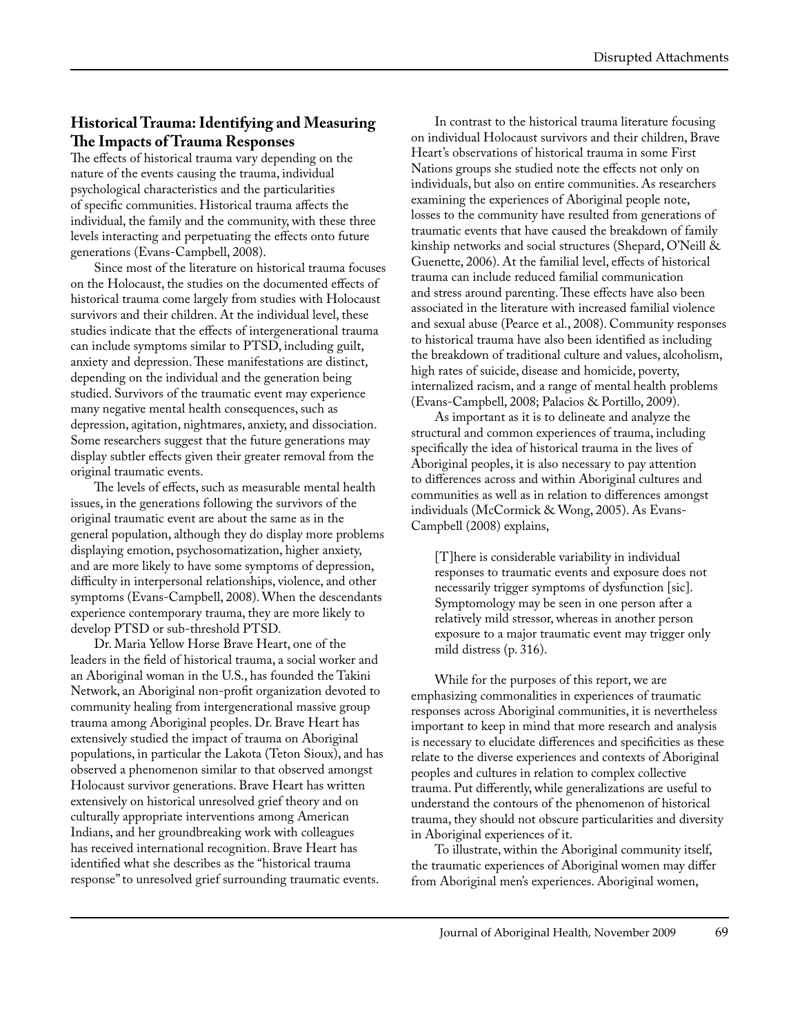## Historical Trauma: Identifying and Measuring The Impacts of Trauma Responses

The effects of historical trauma vary depending on the nature of the events causing the trauma, individual psychological characteristics and the particularities of specific communities. Historical trauma affects the individual, the family and the community, with these three levels interacting and perpetuating the effects onto future generations (Evans-Campbell, 2008).

Since most of the literature on historical trauma focuses on the Holocaust, the studies on the documented effects of historical trauma come largely from studies with Holocaust survivors and their children. At the individual level, these studies indicate that the effects of intergenerational trauma can include symptoms similar to PTSD, including guilt, anxiety and depression. These manifestations are distinct, depending on the individual and the generation being studied. Survivors of the traumatic event may experience many negative mental health consequences, such as depression, agitation, nightmares, anxiety, and dissociation. Some researchers suggest that the future generations may display subtler effects given their greater removal from the original traumatic events.

The levels of effects, such as measurable mental health issues, in the generations following the survivors of the original traumatic event are about the same as in the general population, although they do display more problems displaying emotion, psychosomatization, higher anxiety, and are more likely to have some symptoms of depression, difficulty in interpersonal relationships, violence, and other symptoms (Evans-Campbell, 2008). When the descendants experience contemporary trauma, they are more likely to develop PTSD or sub-threshold PTSD.

Dr. Maria Yellow Horse Brave Heart, one of the leaders in the field of historical trauma, a social worker and an Aboriginal woman in the U.S., has founded the Takini Network, an Aboriginal non-profit organization devoted to community healing from intergenerational massive group trauma among Aboriginal peoples. Dr. Brave Heart has extensively studied the impact of trauma on Aboriginal populations, in particular the Lakota (Teton Sioux), and has observed a phenomenon similar to that observed amongst Holocaust survivor generations. Brave Heart has written extensively on historical unresolved grief theory and on culturally appropriate interventions among American Indians, and her groundbreaking work with colleagues has received international recognition. Brave Heart has identified what she describes as the "historical trauma response" to unresolved grief surrounding traumatic events.

In contrast to the historical trauma literature focusing on individual Holocaust survivors and their children, Brave Heart's observations of historical trauma in some First Nations groups she studied note the effects not only on individuals, but also on entire communities. As researchers examining the experiences of Aboriginal people note, losses to the community have resulted from generations of traumatic events that have caused the breakdown of family kinship networks and social structures (Shepard, O'Neill & Guenette, 2006). At the familial level, effects of historical trauma can include reduced familial communication and stress around parenting. These effects have also been associated in the literature with increased familial violence and sexual abuse (Pearce et al., 2008). Community responses to historical trauma have also been identified as including the breakdown of traditional culture and values, alcoholism, high rates of suicide, disease and homicide, poverty, internalized racism, and a range of mental health problems (Evans-Campbell, 2008; Palacios & Portillo, 2009).

As important as it is to delineate and analyze the structural and common experiences of trauma, including specifically the idea of historical trauma in the lives of Aboriginal peoples, it is also necessary to pay attention to differences across and within Aboriginal cultures and communities as well as in relation to differences amongst individuals (McCormick & Wong, 2005). As Evans-Campbell (2008) explains,

> [T]here is considerable variability in individual responses to traumatic events and exposure does not necessarily trigger symptoms of dysfunction [sic]. Symptomology may be seen in one person after a relatively mild stressor, whereas in another person exposure to a major traumatic event may trigger only mild distress (p. 316).

While for the purposes of this report, we are emphasizing commonalities in experiences of traumatic responses across Aboriginal communities, it is nevertheless important to keep in mind that more research and analysis is necessary to elucidate differences and specificities as these relate to the diverse experiences and contexts of Aboriginal peoples and cultures in relation to complex collective trauma. Put differently, while generalizations are useful to understand the contours of the phenomenon of historical trauma, they should not obscure particularities and diversity in Aboriginal experiences of it.

To illustrate, within the Aboriginal community itself, the traumatic experiences of Aboriginal women may differ from Aboriginal men's experiences. Aboriginal women,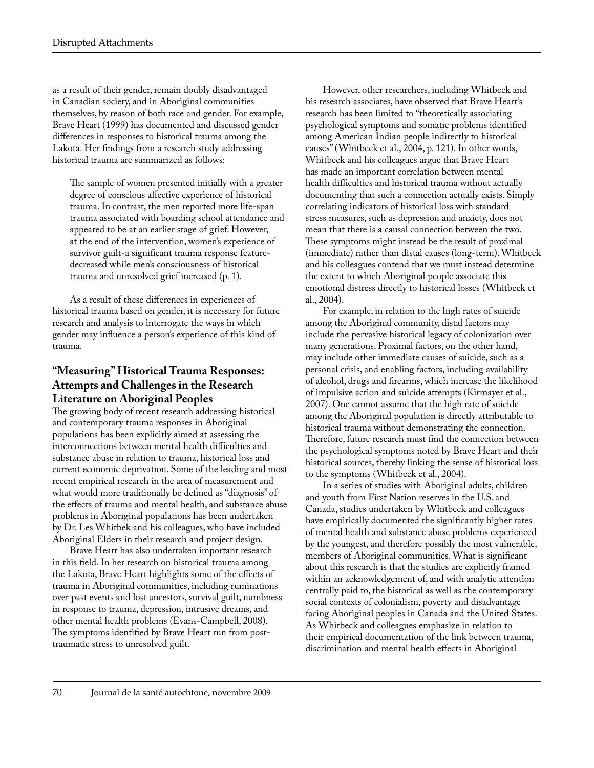as a result of their gender, remain doubly disadvantaged in Canadian society, and in Aboriginal communities themselves, by reason of both race and gender. For example, Brave Heart (1999) has documented and discussed gender differences in responses to historical trauma among the Lakota. Her findings from a research study addressing historical trauma are summarized as follows:

> The sample of women presented initially with a greater degree of conscious affective experience of historical trauma. In contrast, the men reported more life-span trauma associated with boarding school attendance and appeared to be at an earlier stage of grief. However, at the end of the intervention, women's experience of survivor guilt-a significant trauma response feature-decreased while men's consciousness of historical trauma and unresolved grief increased (p. 1).

As a result of these differences in experiences of historical trauma based on gender, it is necessary for future research and analysis to interrogate the ways in which gender may influence a person's experience of this kind of trauma.

## "Measuring" Historical Trauma Responses: Attempts and Challenges in the Research Literature on Aboriginal Peoples

The growing body of recent research addressing historical and contemporary trauma responses in Aboriginal populations has been explicitly aimed at assessing the interconnections between mental health difficulties and substance abuse in relation to trauma, historical loss and current economic deprivation. Some of the leading and most recent empirical research in the area of measurement and what would more traditionally be defined as "diagnosis" of the effects of trauma and mental health, and substance abuse problems in Aboriginal populations has been undertaken by Dr. Les Whitbek and his colleagues, who have included Aboriginal Elders in their research and project design.

Brave Heart has also undertaken important research in this field. In her research on historical trauma among the Lakota, Brave Heart highlights some of the effects of trauma in Aboriginal communities, including ruminations over past events and lost ancestors, survival guilt, numbness in response to trauma, depression, intrusive dreams, and other mental health problems (Evans-Campbell, 2008). The symptoms identified by Brave Heart run from post-traumatic stress to unresolved guilt.

However, other researchers, including Whitbeck and his research associates, have observed that Brave Heart's research has been limited to "theoretically associating psychological symptoms and somatic problems identified among American Indian people indirectly to historical causes" (Whitbeck et al., 2004, p. 121). In other words, Whitbeck and his colleagues argue that Brave Heart has made an important correlation between mental health difficulties and historical trauma without actually documenting that such a connection actually exists. Simply correlating indicators of historical loss with standard stress measures, such as depression and anxiety, does not mean that there is a causal connection between the two. These symptoms might instead be the result of proximal (immediate) rather than distal causes (long-term). Whitbeck and his colleagues contend that we must instead determine the extent to which Aboriginal people associate this emotional distress directly to historical losses (Whitbeck et al., 2004).

For example, in relation to the high rates of suicide among the Aboriginal community, distal factors may include the pervasive historical legacy of colonization over many generations. Proximal factors, on the other hand, may include other immediate causes of suicide, such as a personal crisis, and enabling factors, including availability of alcohol, drugs and firearms, which increase the likelihood of impulsive action and suicide attempts (Kirmayer et al., 2007). One cannot assume that the high rate of suicide among the Aboriginal population is directly attributable to historical trauma without demonstrating the connection. Therefore, future research must find the connection between the psychological symptoms noted by Brave Heart and their historical sources, thereby linking the sense of historical loss to the symptoms (Whitbeck et al., 2004).

In a series of studies with Aboriginal adults, children and youth from First Nation reserves in the U.S. and Canada, studies undertaken by Whitbeck and colleagues have empirically documented the significantly higher rates of mental health and substance abuse problems experienced by the youngest, and therefore possibly the most vulnerable, members of Aboriginal communities. What is significant about this research is that the studies are explicitly framed within an acknowledgement of, and with analytic attention centrally paid to, the historical as well as the contemporary social contexts of colonialism, poverty and disadvantage facing Aboriginal peoples in Canada and the United States. As Whitbeck and colleagues emphasize in relation to their empirical documentation of the link between trauma, discrimination and mental health effects in Aboriginal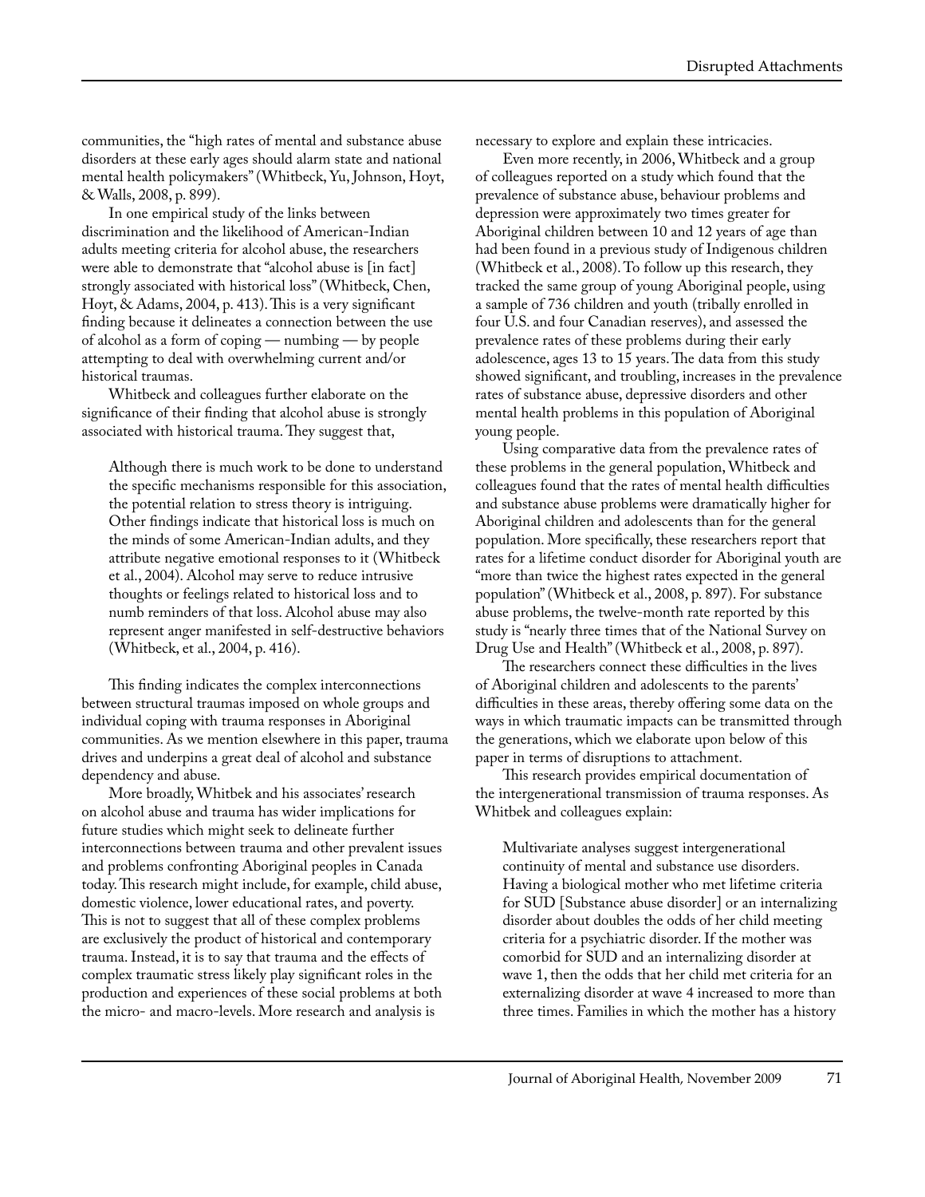communities, the "high rates of mental and substance abuse disorders at these early ages should alarm state and national mental health policymakers" (Whitbeck, Yu, Johnson, Hoyt, & Walls, 2008, p. 899).

In one empirical study of the links between discrimination and the likelihood of American-Indian adults meeting criteria for alcohol abuse, the researchers were able to demonstrate that "alcohol abuse is [in fact] strongly associated with historical loss" (Whitbeck, Chen, Hoyt, & Adams, 2004, p. 413). This is a very significant finding because it delineates a connection between the use of alcohol as a form of coping — numbing — by people attempting to deal with overwhelming current and/or historical traumas.

Whitbeck and colleagues further elaborate on the significance of their finding that alcohol abuse is strongly associated with historical trauma. They suggest that,

> Although there is much work to be done to understand the specific mechanisms responsible for this association, the potential relation to stress theory is intriguing. Other findings indicate that historical loss is much on the minds of some American-Indian adults, and they attribute negative emotional responses to it (Whitbeck et al., 2004). Alcohol may serve to reduce intrusive thoughts or feelings related to historical loss and to numb reminders of that loss. Alcohol abuse may also represent anger manifested in self-destructive behaviors (Whitbeck, et al., 2004, p. 416).

This finding indicates the complex interconnections between structural traumas imposed on whole groups and individual coping with trauma responses in Aboriginal communities. As we mention elsewhere in this paper, trauma drives and underpins a great deal of alcohol and substance dependency and abuse.

More broadly, Whitbek and his associates' research on alcohol abuse and trauma has wider implications for future studies which might seek to delineate further interconnections between trauma and other prevalent issues and problems confronting Aboriginal peoples in Canada today. This research might include, for example, child abuse, domestic violence, lower educational rates, and poverty. This is not to suggest that all of these complex problems are exclusively the product of historical and contemporary trauma. Instead, it is to say that trauma and the effects of complex traumatic stress likely play significant roles in the production and experiences of these social problems at both the micro- and macro-levels. More research and analysis is necessary to explore and explain these intricacies.

Even more recently, in 2006, Whitbeck and a group of colleagues reported on a study which found that the prevalence of substance abuse, behaviour problems and depression were approximately two times greater for Aboriginal children between 10 and 12 years of age than had been found in a previous study of Indigenous children (Whitbeck et al., 2008). To follow up this research, they tracked the same group of young Aboriginal people, using a sample of 736 children and youth (tribally enrolled in four U.S. and four Canadian reserves), and assessed the prevalence rates of these problems during their early adolescence, ages 13 to 15 years. The data from this study showed significant, and troubling, increases in the prevalence rates of substance abuse, depressive disorders and other mental health problems in this population of Aboriginal young people.

Using comparative data from the prevalence rates of these problems in the general population, Whitbeck and colleagues found that the rates of mental health difficulties and substance abuse problems were dramatically higher for Aboriginal children and adolescents than for the general population. More specifically, these researchers report that rates for a lifetime conduct disorder for Aboriginal youth are "more than twice the highest rates expected in the general population" (Whitbeck et al., 2008, p. 897). For substance abuse problems, the twelve-month rate reported by this study is "nearly three times that of the National Survey on Drug Use and Health" (Whitbeck et al., 2008, p. 897).

The researchers connect these difficulties in the lives of Aboriginal children and adolescents to the parents' difficulties in these areas, thereby offering some data on the ways in which traumatic impacts can be transmitted through the generations, which we elaborate upon below of this paper in terms of disruptions to attachment.

This research provides empirical documentation of the intergenerational transmission of trauma responses. As Whitbek and colleagues explain:

> Multivariate analyses suggest intergenerational continuity of mental and substance use disorders. Having a biological mother who met lifetime criteria for SUD [Substance abuse disorder] or an internalizing disorder about doubles the odds of her child meeting criteria for a psychiatric disorder. If the mother was comorbid for SUD and an internalizing disorder at wave 1, then the odds that her child met criteria for an externalizing disorder at wave 4 increased to more than three times. Families in which the mother has a history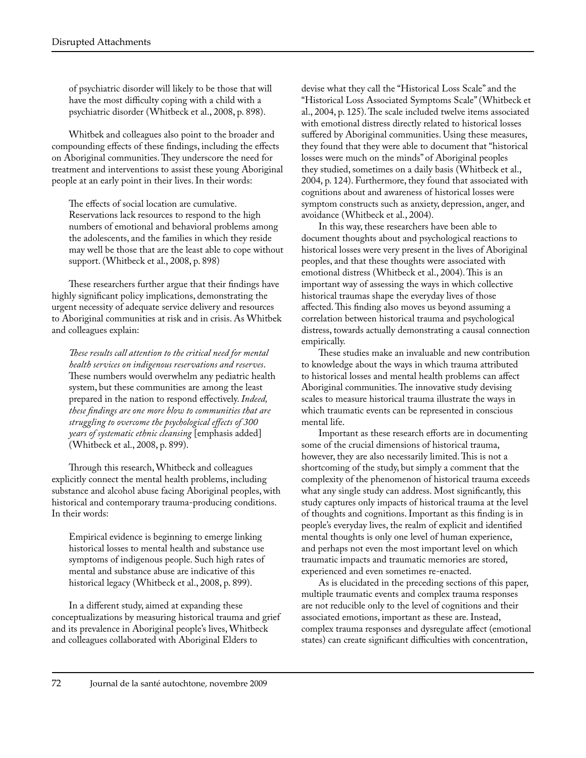of psychiatric disorder will likely to be those that will have the most difficulty coping with a child with a psychiatric disorder (Whitbeck et al., 2008, p. 898).

Whitbek and colleagues also point to the broader and compounding effects of these findings, including the effects on Aboriginal communities. They underscore the need for treatment and interventions to assist these young Aboriginal people at an early point in their lives. In their words:

> The effects of social location are cumulative. Reservations lack resources to respond to the high numbers of emotional and behavioral problems among the adolescents, and the families in which they reside may well be those that are the least able to cope without support. (Whitbeck et al., 2008, p. 898)

These researchers further argue that their findings have highly significant policy implications, demonstrating the urgent necessity of adequate service delivery and resources to Aboriginal communities at risk and in crisis. As Whitbek and colleagues explain:

> *These results call attention to the critical need for mental health services on indigenous reservations and reserves*. These numbers would overwhelm any pediatric health system, but these communities are among the least prepared in the nation to respond effectively. *Indeed, these findings are one more blow to communities that are struggling to overcome the psychological effects of 300 years of systematic ethnic cleansing* [emphasis added] (Whitbeck et al., 2008, p. 899).

Through this research, Whitbeck and colleagues explicitly connect the mental health problems, including substance and alcohol abuse facing Aboriginal peoples, with historical and contemporary trauma-producing conditions. In their words:

> Empirical evidence is beginning to emerge linking historical losses to mental health and substance use symptoms of indigenous people. Such high rates of mental and substance abuse are indicative of this historical legacy (Whitbeck et al., 2008, p. 899).

In a different study, aimed at expanding these conceptualizations by measuring historical trauma and grief and its prevalence in Aboriginal people's lives, Whitbeck and colleagues collaborated with Aboriginal Elders to devise what they call the "Historical Loss Scale" and the "Historical Loss Associated Symptoms Scale" (Whitbeck et al., 2004, p. 125). The scale included twelve items associated with emotional distress directly related to historical losses suffered by Aboriginal communities. Using these measures, they found that they were able to document that "historical losses were much on the minds" of Aboriginal peoples they studied, sometimes on a daily basis (Whitbeck et al., 2004, p. 124). Furthermore, they found that associated with cognitions about and awareness of historical losses were symptom constructs such as anxiety, depression, anger, and avoidance (Whitbeck et al., 2004).

In this way, these researchers have been able to document thoughts about and psychological reactions to historical losses were very present in the lives of Aboriginal peoples, and that these thoughts were associated with emotional distress (Whitbeck et al., 2004). This is an important way of assessing the ways in which collective historical traumas shape the everyday lives of those affected. This finding also moves us beyond assuming a correlation between historical trauma and psychological distress, towards actually demonstrating a causal connection empirically.

These studies make an invaluable and new contribution to knowledge about the ways in which trauma attributed to historical losses and mental health problems can affect Aboriginal communities. The innovative study devising scales to measure historical trauma illustrate the ways in which traumatic events can be represented in conscious mental life.

Important as these research efforts are in documenting some of the crucial dimensions of historical trauma, however, they are also necessarily limited. This is not a shortcoming of the study, but simply a comment that the complexity of the phenomenon of historical trauma exceeds what any single study can address. Most significantly, this study captures only impacts of historical trauma at the level of thoughts and cognitions. Important as this finding is in people's everyday lives, the realm of explicit and identified mental thoughts is only one level of human experience, and perhaps not even the most important level on which traumatic impacts and traumatic memories are stored, experienced and even sometimes re-enacted.

As is elucidated in the preceding sections of this paper, multiple traumatic events and complex trauma responses are not reducible only to the level of cognitions and their associated emotions, important as these are. Instead, complex trauma responses and dysregulate affect (emotional states) can create significant difficulties with concentration,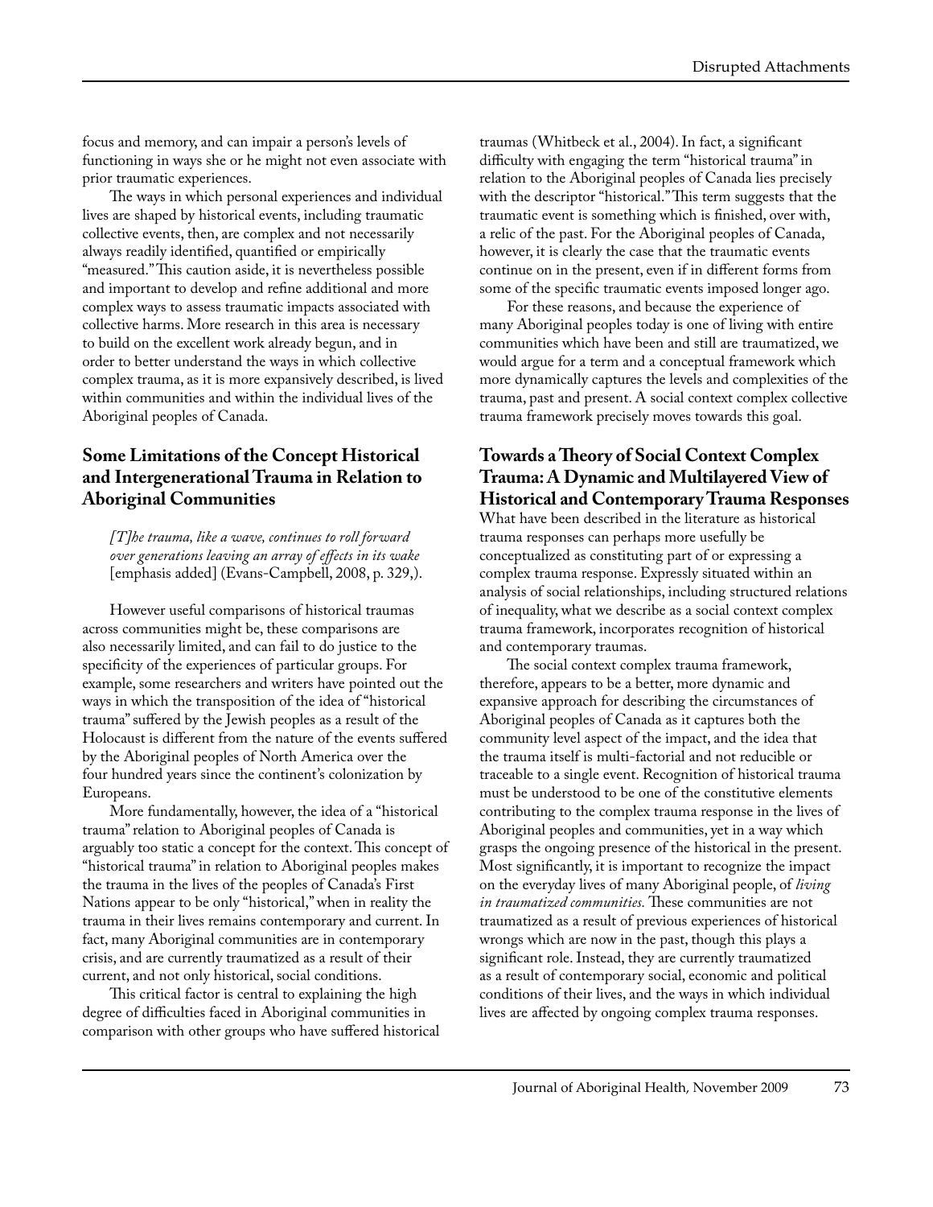focus and memory, and can impair a person's levels of functioning in ways she or he might not even associate with prior traumatic experiences.

The ways in which personal experiences and individual lives are shaped by historical events, including traumatic collective events, then, are complex and not necessarily always readily identified, quantified or empirically "measured." This caution aside, it is nevertheless possible and important to develop and refine additional and more complex ways to assess traumatic impacts associated with collective harms. More research in this area is necessary to build on the excellent work already begun, and in order to better understand the ways in which collective complex trauma, as it is more expansively described, is lived within communities and within the individual lives of the Aboriginal peoples of Canada.

## Some Limitations of the Concept Historical and Intergenerational Trauma in Relation to Aboriginal Communities

> *[T]he trauma, like a wave, continues to roll forward over generations leaving an array of effects in its wake* [emphasis added] (Evans-Campbell, 2008, p. 329,).

However useful comparisons of historical traumas across communities might be, these comparisons are also necessarily limited, and can fail to do justice to the specificity of the experiences of particular groups. For example, some researchers and writers have pointed out the ways in which the transposition of the idea of "historical trauma" suffered by the Jewish peoples as a result of the Holocaust is different from the nature of the events suffered by the Aboriginal peoples of North America over the four hundred years since the continent's colonization by Europeans.

More fundamentally, however, the idea of a "historical trauma" relation to Aboriginal peoples of Canada is arguably too static a concept for the context. This concept of "historical trauma" in relation to Aboriginal peoples makes the trauma in the lives of the peoples of Canada's First Nations appear to be only "historical," when in reality the trauma in their lives remains contemporary and current. In fact, many Aboriginal communities are in contemporary crisis, and are currently traumatized as a result of their current, and not only historical, social conditions.

This critical factor is central to explaining the high degree of difficulties faced in Aboriginal communities in comparison with other groups who have suffered historical traumas (Whitbeck et al., 2004). In fact, a significant difficulty with engaging the term "historical trauma" in relation to the Aboriginal peoples of Canada lies precisely with the descriptor "historical." This term suggests that the traumatic event is something which is finished, over with, a relic of the past. For the Aboriginal peoples of Canada, however, it is clearly the case that the traumatic events continue on in the present, even if in different forms from some of the specific traumatic events imposed longer ago.

For these reasons, and because the experience of many Aboriginal peoples today is one of living with entire communities which have been and still are traumatized, we would argue for a term and a conceptual framework which more dynamically captures the levels and complexities of the trauma, past and present. A social context complex collective trauma framework precisely moves towards this goal.

## Towards a Theory of Social Context Complex Trauma: A Dynamic and Multilayered View of Historical and Contemporary Trauma Responses

What have been described in the literature as historical trauma responses can perhaps more usefully be conceptualized as constituting part of or expressing a complex trauma response. Expressly situated within an analysis of social relationships, including structured relations of inequality, what we describe as a social context complex trauma framework, incorporates recognition of historical and contemporary traumas.

The social context complex trauma framework, therefore, appears to be a better, more dynamic and expansive approach for describing the circumstances of Aboriginal peoples of Canada as it captures both the community level aspect of the impact, and the idea that the trauma itself is multi-factorial and not reducible or traceable to a single event. Recognition of historical trauma must be understood to be one of the constitutive elements contributing to the complex trauma response in the lives of Aboriginal peoples and communities, yet in a way which grasps the ongoing presence of the historical in the present. Most significantly, it is important to recognize the impact on the everyday lives of many Aboriginal people, of *living in traumatized communities.* These communities are not traumatized as a result of previous experiences of historical wrongs which are now in the past, though this plays a significant role. Instead, they are currently traumatized as a result of contemporary social, economic and political conditions of their lives, and the ways in which individual lives are affected by ongoing complex trauma responses.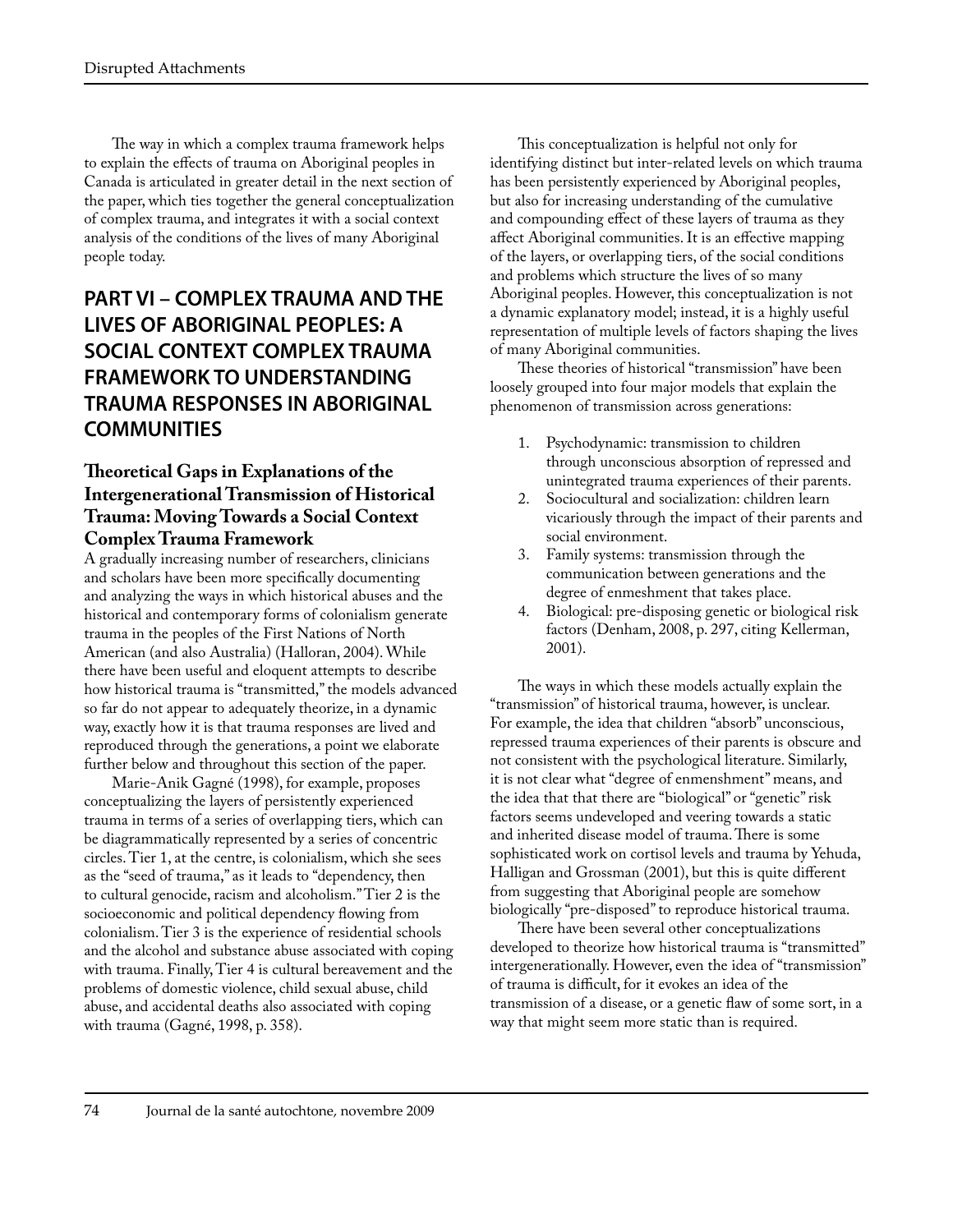The way in which a complex trauma framework helps to explain the effects of trauma on Aboriginal peoples in Canada is articulated in greater detail in the next section of the paper, which ties together the general conceptualization of complex trauma, and integrates it with a social context analysis of the conditions of the lives of many Aboriginal people today.

## PART VI – COMPLEX TRAUMA AND THE LIVES OF ABORIGINAL PEOPLES: A SOCIAL CONTEXT COMPLEX TRAUMA FRAMEWORK TO UNDERSTANDING TRAUMA RESPONSES IN ABORIGINAL COMMUNITIES

### Theoretical Gaps in Explanations of the Intergenerational Transmission of Historical Trauma: Moving Towards a Social Context Complex Trauma Framework

A gradually increasing number of researchers, clinicians and scholars have been more specifically documenting and analyzing the ways in which historical abuses and the historical and contemporary forms of colonialism generate trauma in the peoples of the First Nations of North American (and also Australia) (Halloran, 2004). While there have been useful and eloquent attempts to describe how historical trauma is "transmitted," the models advanced so far do not appear to adequately theorize, in a dynamic way, exactly how it is that trauma responses are lived and reproduced through the generations, a point we elaborate further below and throughout this section of the paper.

Marie-Anik Gagné (1998), for example, proposes conceptualizing the layers of persistently experienced trauma in terms of a series of overlapping tiers, which can be diagrammatically represented by a series of concentric circles. Tier 1, at the centre, is colonialism, which she sees as the "seed of trauma," as it leads to "dependency, then to cultural genocide, racism and alcoholism." Tier 2 is the socioeconomic and political dependency flowing from colonialism. Tier 3 is the experience of residential schools and the alcohol and substance abuse associated with coping with trauma. Finally, Tier 4 is cultural bereavement and the problems of domestic violence, child sexual abuse, child abuse, and accidental deaths also associated with coping with trauma (Gagné, 1998, p. 358).

This conceptualization is helpful not only for identifying distinct but inter-related levels on which trauma has been persistently experienced by Aboriginal peoples, but also for increasing understanding of the cumulative and compounding effect of these layers of trauma as they affect Aboriginal communities. It is an effective mapping of the layers, or overlapping tiers, of the social conditions and problems which structure the lives of so many Aboriginal peoples. However, this conceptualization is not a dynamic explanatory model; instead, it is a highly useful representation of multiple levels of factors shaping the lives of many Aboriginal communities.

These theories of historical "transmission" have been loosely grouped into four major models that explain the phenomenon of transmission across generations:

1. Psychodynamic: transmission to children through unconscious absorption of repressed and unintegrated trauma experiences of their parents.
2. Sociocultural and socialization: children learn vicariously through the impact of their parents and social environment.
3. Family systems: transmission through the communication between generations and the degree of enmeshment that takes place.
4. Biological: pre-disposing genetic or biological risk factors (Denham, 2008, p. 297, citing Kellerman, 2001).

The ways in which these models actually explain the "transmission" of historical trauma, however, is unclear. For example, the idea that children "absorb" unconscious, repressed trauma experiences of their parents is obscure and not consistent with the psychological literature. Similarly, it is not clear what "degree of enmenshment" means, and the idea that that there are "biological" or "genetic" risk factors seems undeveloped and veering towards a static and inherited disease model of trauma. There is some sophisticated work on cortisol levels and trauma by Yehuda, Halligan and Grossman (2001), but this is quite different from suggesting that Aboriginal people are somehow biologically "pre-disposed" to reproduce historical trauma.

There have been several other conceptualizations developed to theorize how historical trauma is "transmitted" intergenerationally. However, even the idea of "transmission" of trauma is difficult, for it evokes an idea of the transmission of a disease, or a genetic flaw of some sort, in a way that might seem more static than is required.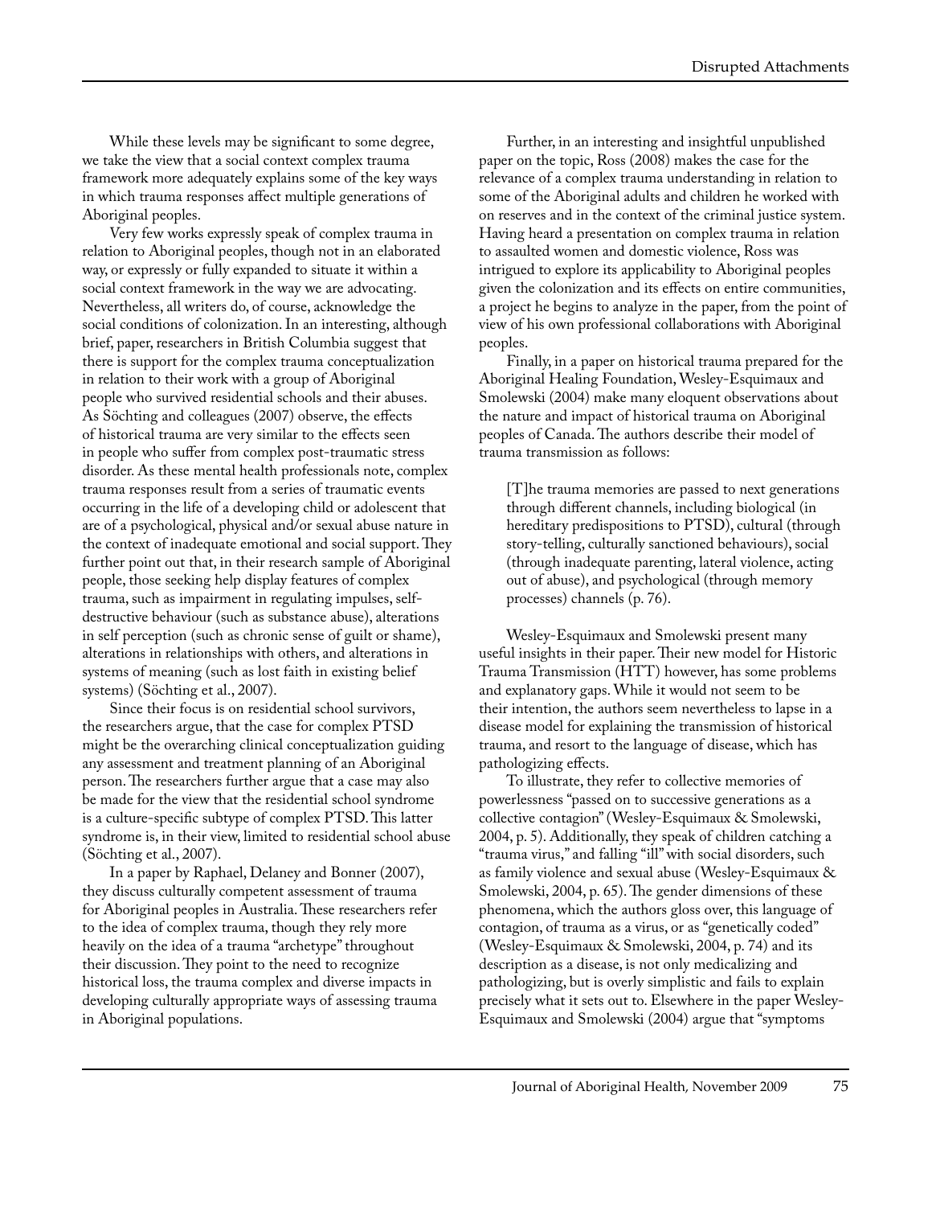While these levels may be significant to some degree, we take the view that a social context complex trauma framework more adequately explains some of the key ways in which trauma responses affect multiple generations of Aboriginal peoples.

Very few works expressly speak of complex trauma in relation to Aboriginal peoples, though not in an elaborated way, or expressly or fully expanded to situate it within a social context framework in the way we are advocating. Nevertheless, all writers do, of course, acknowledge the social conditions of colonization. In an interesting, although brief, paper, researchers in British Columbia suggest that there is support for the complex trauma conceptualization in relation to their work with a group of Aboriginal people who survived residential schools and their abuses. As Söchting and colleagues (2007) observe, the effects of historical trauma are very similar to the effects seen in people who suffer from complex post-traumatic stress disorder. As these mental health professionals note, complex trauma responses result from a series of traumatic events occurring in the life of a developing child or adolescent that are of a psychological, physical and/or sexual abuse nature in the context of inadequate emotional and social support. They further point out that, in their research sample of Aboriginal people, those seeking help display features of complex trauma, such as impairment in regulating impulses, self-destructive behaviour (such as substance abuse), alterations in self perception (such as chronic sense of guilt or shame), alterations in relationships with others, and alterations in systems of meaning (such as lost faith in existing belief systems) (Söchting et al., 2007).

Since their focus is on residential school survivors, the researchers argue, that the case for complex PTSD might be the overarching clinical conceptualization guiding any assessment and treatment planning of an Aboriginal person. The researchers further argue that a case may also be made for the view that the residential school syndrome is a culture-specific subtype of complex PTSD. This latter syndrome is, in their view, limited to residential school abuse (Söchting et al., 2007).

In a paper by Raphael, Delaney and Bonner (2007), they discuss culturally competent assessment of trauma for Aboriginal peoples in Australia. These researchers refer to the idea of complex trauma, though they rely more heavily on the idea of a trauma "archetype" throughout their discussion. They point to the need to recognize historical loss, the trauma complex and diverse impacts in developing culturally appropriate ways of assessing trauma in Aboriginal populations.

Further, in an interesting and insightful unpublished paper on the topic, Ross (2008) makes the case for the relevance of a complex trauma understanding in relation to some of the Aboriginal adults and children he worked with on reserves and in the context of the criminal justice system. Having heard a presentation on complex trauma in relation to assaulted women and domestic violence, Ross was intrigued to explore its applicability to Aboriginal peoples given the colonization and its effects on entire communities, a project he begins to analyze in the paper, from the point of view of his own professional collaborations with Aboriginal peoples.

Finally, in a paper on historical trauma prepared for the Aboriginal Healing Foundation, Wesley-Esquimaux and Smolewski (2004) make many eloquent observations about the nature and impact of historical trauma on Aboriginal peoples of Canada. The authors describe their model of trauma transmission as follows:

> [T]he trauma memories are passed to next generations through different channels, including biological (in hereditary predispositions to PTSD), cultural (through story-telling, culturally sanctioned behaviours), social (through inadequate parenting, lateral violence, acting out of abuse), and psychological (through memory processes) channels (p. 76).

Wesley-Esquimaux and Smolewski present many useful insights in their paper. Their new model for Historic Trauma Transmission (HTT) however, has some problems and explanatory gaps. While it would not seem to be their intention, the authors seem nevertheless to lapse in a disease model for explaining the transmission of historical trauma, and resort to the language of disease, which has pathologizing effects.

To illustrate, they refer to collective memories of powerlessness "passed on to successive generations as a collective contagion" (Wesley-Esquimaux & Smolewski, 2004, p. 5). Additionally, they speak of children catching a "trauma virus," and falling "ill" with social disorders, such as family violence and sexual abuse (Wesley-Esquimaux & Smolewski, 2004, p. 65). The gender dimensions of these phenomena, which the authors gloss over, this language of contagion, of trauma as a virus, or as "genetically coded" (Wesley-Esquimaux & Smolewski, 2004, p. 74) and its description as a disease, is not only medicalizing and pathologizing, but is overly simplistic and fails to explain precisely what it sets out to. Elsewhere in the paper Wesley-Esquimaux and Smolewski (2004) argue that "symptoms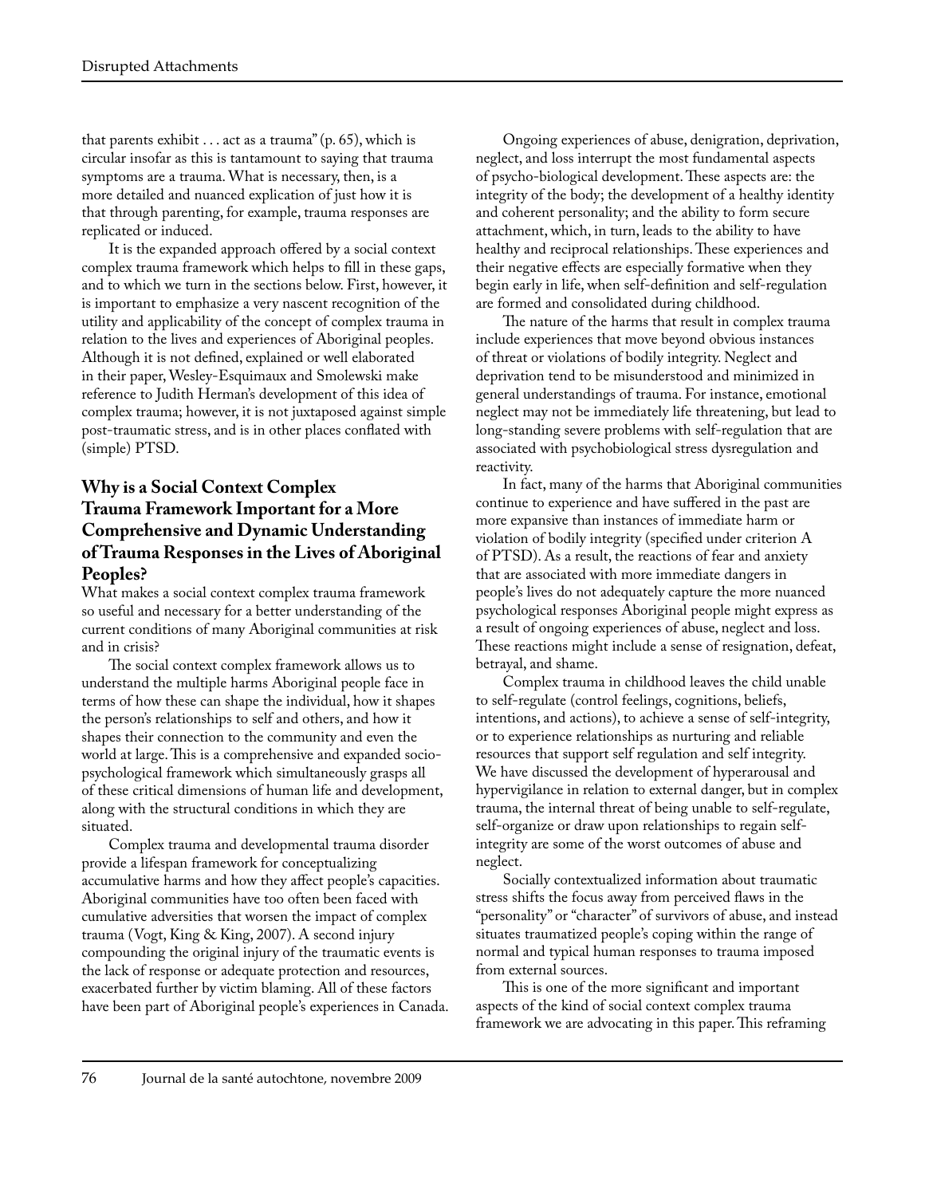that parents exhibit . . . act as a trauma" (p. 65), which is circular insofar as this is tantamount to saying that trauma symptoms are a trauma. What is necessary, then, is a more detailed and nuanced explication of just how it is that through parenting, for example, trauma responses are replicated or induced.

It is the expanded approach offered by a social context complex trauma framework which helps to fill in these gaps, and to which we turn in the sections below. First, however, it is important to emphasize a very nascent recognition of the utility and applicability of the concept of complex trauma in relation to the lives and experiences of Aboriginal peoples. Although it is not defined, explained or well elaborated in their paper, Wesley-Esquimaux and Smolewski make reference to Judith Herman's development of this idea of complex trauma; however, it is not juxtaposed against simple post-traumatic stress, and is in other places conflated with (simple) PTSD.

## Why is a Social Context Complex Trauma Framework Important for a More Comprehensive and Dynamic Understanding of Trauma Responses in the Lives of Aboriginal Peoples?

What makes a social context complex trauma framework so useful and necessary for a better understanding of the current conditions of many Aboriginal communities at risk and in crisis?

The social context complex framework allows us to understand the multiple harms Aboriginal people face in terms of how these can shape the individual, how it shapes the person's relationships to self and others, and how it shapes their connection to the community and even the world at large. This is a comprehensive and expanded socio-psychological framework which simultaneously grasps all of these critical dimensions of human life and development, along with the structural conditions in which they are situated.

Complex trauma and developmental trauma disorder provide a lifespan framework for conceptualizing accumulative harms and how they affect people's capacities. Aboriginal communities have too often been faced with cumulative adversities that worsen the impact of complex trauma (Vogt, King & King, 2007). A second injury compounding the original injury of the traumatic events is the lack of response or adequate protection and resources, exacerbated further by victim blaming. All of these factors have been part of Aboriginal people's experiences in Canada.

Ongoing experiences of abuse, denigration, deprivation, neglect, and loss interrupt the most fundamental aspects of psycho-biological development. These aspects are: the integrity of the body; the development of a healthy identity and coherent personality; and the ability to form secure attachment, which, in turn, leads to the ability to have healthy and reciprocal relationships. These experiences and their negative effects are especially formative when they begin early in life, when self-definition and self-regulation are formed and consolidated during childhood.

The nature of the harms that result in complex trauma include experiences that move beyond obvious instances of threat or violations of bodily integrity. Neglect and deprivation tend to be misunderstood and minimized in general understandings of trauma. For instance, emotional neglect may not be immediately life threatening, but lead to long-standing severe problems with self-regulation that are associated with psychobiological stress dysregulation and reactivity.

In fact, many of the harms that Aboriginal communities continue to experience and have suffered in the past are more expansive than instances of immediate harm or violation of bodily integrity (specified under criterion A of PTSD). As a result, the reactions of fear and anxiety that are associated with more immediate dangers in people's lives do not adequately capture the more nuanced psychological responses Aboriginal people might express as a result of ongoing experiences of abuse, neglect and loss. These reactions might include a sense of resignation, defeat, betrayal, and shame.

Complex trauma in childhood leaves the child unable to self-regulate (control feelings, cognitions, beliefs, intentions, and actions), to achieve a sense of self-integrity, or to experience relationships as nurturing and reliable resources that support self regulation and self integrity. We have discussed the development of hyperarousal and hypervigilance in relation to external danger, but in complex trauma, the internal threat of being unable to self-regulate, self-organize or draw upon relationships to regain self-integrity are some of the worst outcomes of abuse and neglect.

Socially contextualized information about traumatic stress shifts the focus away from perceived flaws in the "personality" or "character" of survivors of abuse, and instead situates traumatized people's coping within the range of normal and typical human responses to trauma imposed from external sources.

This is one of the more significant and important aspects of the kind of social context complex trauma framework we are advocating in this paper. This reframing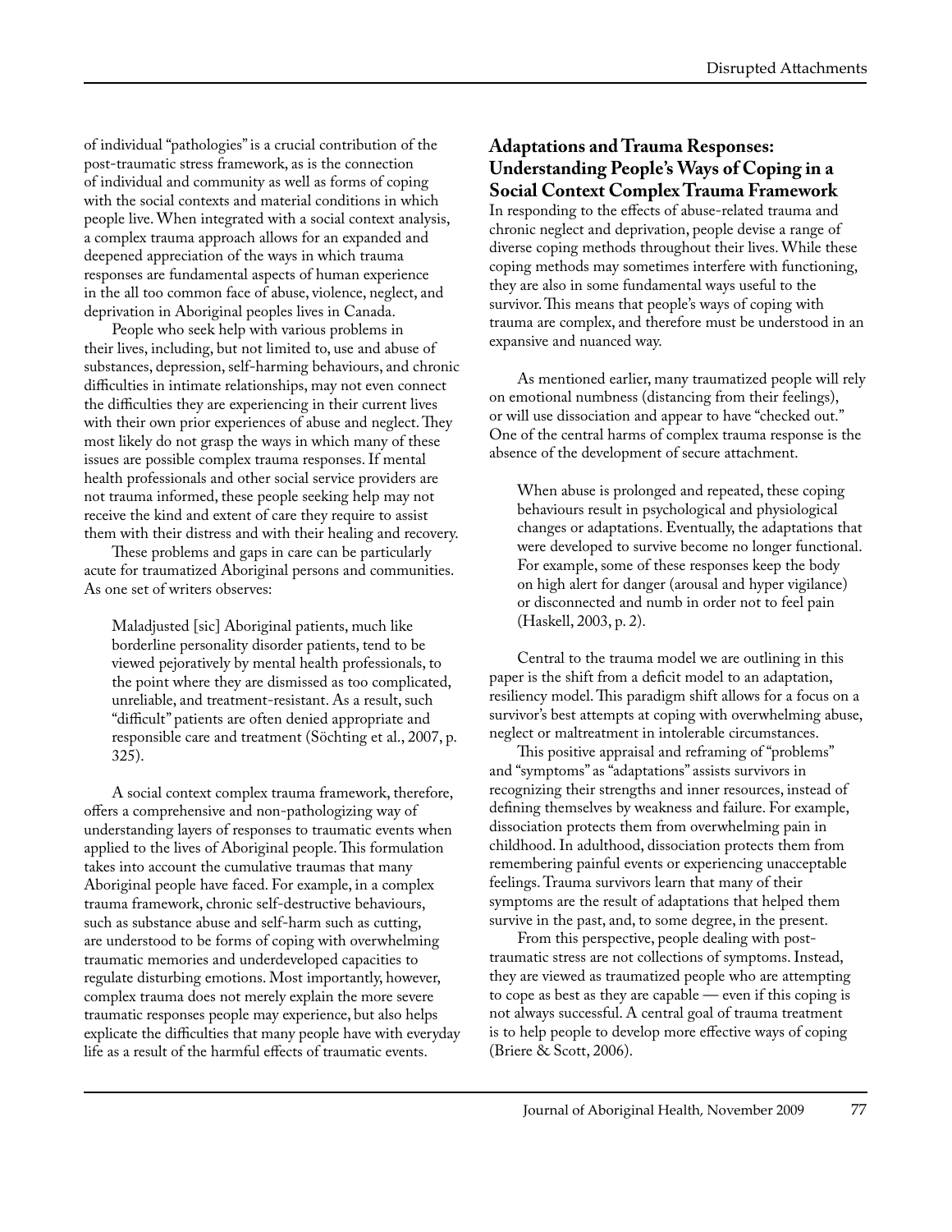of individual "pathologies" is a crucial contribution of the post-traumatic stress framework, as is the connection of individual and community as well as forms of coping with the social contexts and material conditions in which people live. When integrated with a social context analysis, a complex trauma approach allows for an expanded and deepened appreciation of the ways in which trauma responses are fundamental aspects of human experience in the all too common face of abuse, violence, neglect, and deprivation in Aboriginal peoples lives in Canada.

People who seek help with various problems in their lives, including, but not limited to, use and abuse of substances, depression, self-harming behaviours, and chronic difficulties in intimate relationships, may not even connect the difficulties they are experiencing in their current lives with their own prior experiences of abuse and neglect. They most likely do not grasp the ways in which many of these issues are possible complex trauma responses. If mental health professionals and other social service providers are not trauma informed, these people seeking help may not receive the kind and extent of care they require to assist them with their distress and with their healing and recovery.

These problems and gaps in care can be particularly acute for traumatized Aboriginal persons and communities. As one set of writers observes:

> Maladjusted [sic] Aboriginal patients, much like borderline personality disorder patients, tend to be viewed pejoratively by mental health professionals, to the point where they are dismissed as too complicated, unreliable, and treatment-resistant. As a result, such "difficult" patients are often denied appropriate and responsible care and treatment (Söchting et al., 2007, p. 325).

A social context complex trauma framework, therefore, offers a comprehensive and non-pathologizing way of understanding layers of responses to traumatic events when applied to the lives of Aboriginal people. This formulation takes into account the cumulative traumas that many Aboriginal people have faced. For example, in a complex trauma framework, chronic self-destructive behaviours, such as substance abuse and self-harm such as cutting, are understood to be forms of coping with overwhelming traumatic memories and underdeveloped capacities to regulate disturbing emotions. Most importantly, however, complex trauma does not merely explain the more severe traumatic responses people may experience, but also helps explicate the difficulties that many people have with everyday life as a result of the harmful effects of traumatic events.

## Adaptations and Trauma Responses: Understanding People's Ways of Coping in a Social Context Complex Trauma Framework

In responding to the effects of abuse-related trauma and chronic neglect and deprivation, people devise a range of diverse coping methods throughout their lives. While these coping methods may sometimes interfere with functioning, they are also in some fundamental ways useful to the survivor. This means that people's ways of coping with trauma are complex, and therefore must be understood in an expansive and nuanced way.

As mentioned earlier, many traumatized people will rely on emotional numbness (distancing from their feelings), or will use dissociation and appear to have "checked out." One of the central harms of complex trauma response is the absence of the development of secure attachment.

> When abuse is prolonged and repeated, these coping behaviours result in psychological and physiological changes or adaptations. Eventually, the adaptations that were developed to survive become no longer functional. For example, some of these responses keep the body on high alert for danger (arousal and hyper vigilance) or disconnected and numb in order not to feel pain (Haskell, 2003, p. 2).

Central to the trauma model we are outlining in this paper is the shift from a deficit model to an adaptation, resiliency model. This paradigm shift allows for a focus on a survivor's best attempts at coping with overwhelming abuse, neglect or maltreatment in intolerable circumstances.

This positive appraisal and reframing of "problems" and "symptoms" as "adaptations" assists survivors in recognizing their strengths and inner resources, instead of defining themselves by weakness and failure. For example, dissociation protects them from overwhelming pain in childhood. In adulthood, dissociation protects them from remembering painful events or experiencing unacceptable feelings. Trauma survivors learn that many of their symptoms are the result of adaptations that helped them survive in the past, and, to some degree, in the present.

From this perspective, people dealing with post-traumatic stress are not collections of symptoms. Instead, they are viewed as traumatized people who are attempting to cope as best as they are capable — even if this coping is not always successful. A central goal of trauma treatment is to help people to develop more effective ways of coping (Briere & Scott, 2006).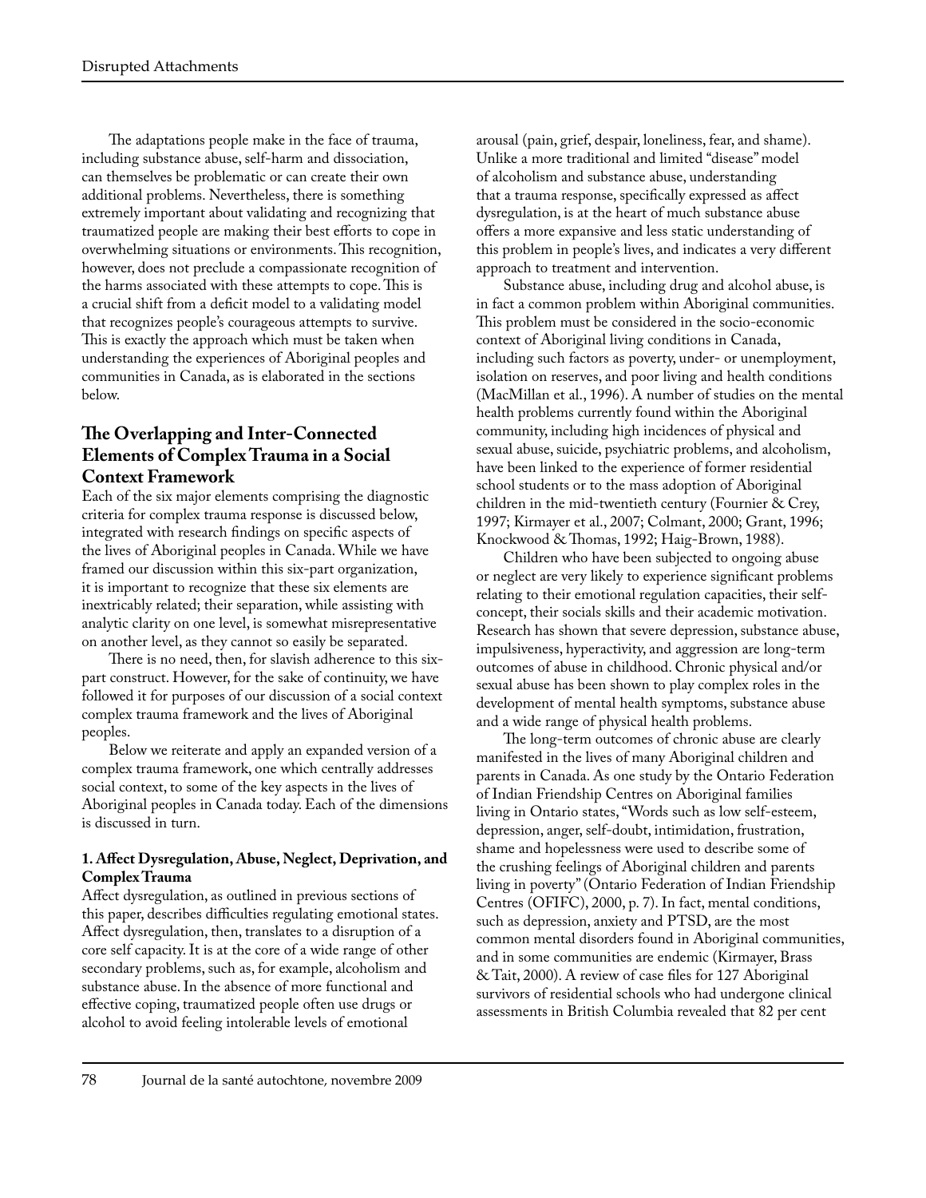The adaptations people make in the face of trauma, including substance abuse, self-harm and dissociation, can themselves be problematic or can create their own additional problems. Nevertheless, there is something extremely important about validating and recognizing that traumatized people are making their best efforts to cope in overwhelming situations or environments. This recognition, however, does not preclude a compassionate recognition of the harms associated with these attempts to cope. This is a crucial shift from a deficit model to a validating model that recognizes people's courageous attempts to survive. This is exactly the approach which must be taken when understanding the experiences of Aboriginal peoples and communities in Canada, as is elaborated in the sections below.

## The Overlapping and Inter-Connected Elements of Complex Trauma in a Social Context Framework

Each of the six major elements comprising the diagnostic criteria for complex trauma response is discussed below, integrated with research findings on specific aspects of the lives of Aboriginal peoples in Canada. While we have framed our discussion within this six-part organization, it is important to recognize that these six elements are inextricably related; their separation, while assisting with analytic clarity on one level, is somewhat misrepresentative on another level, as they cannot so easily be separated.

There is no need, then, for slavish adherence to this six-part construct. However, for the sake of continuity, we have followed it for purposes of our discussion of a social context complex trauma framework and the lives of Aboriginal peoples.

Below we reiterate and apply an expanded version of a complex trauma framework, one which centrally addresses social context, to some of the key aspects in the lives of Aboriginal peoples in Canada today. Each of the dimensions is discussed in turn.

### 1. Affect Dysregulation, Abuse, Neglect, Deprivation, and Complex Trauma

Affect dysregulation, as outlined in previous sections of this paper, describes difficulties regulating emotional states. Affect dysregulation, then, translates to a disruption of a core self capacity. It is at the core of a wide range of other secondary problems, such as, for example, alcoholism and substance abuse. In the absence of more functional and effective coping, traumatized people often use drugs or alcohol to avoid feeling intolerable levels of emotional arousal (pain, grief, despair, loneliness, fear, and shame). Unlike a more traditional and limited "disease" model of alcoholism and substance abuse, understanding that a trauma response, specifically expressed as affect dysregulation, is at the heart of much substance abuse offers a more expansive and less static understanding of this problem in people's lives, and indicates a very different approach to treatment and intervention.

Substance abuse, including drug and alcohol abuse, is in fact a common problem within Aboriginal communities. This problem must be considered in the socio-economic context of Aboriginal living conditions in Canada, including such factors as poverty, under- or unemployment, isolation on reserves, and poor living and health conditions (MacMillan et al., 1996). A number of studies on the mental health problems currently found within the Aboriginal community, including high incidences of physical and sexual abuse, suicide, psychiatric problems, and alcoholism, have been linked to the experience of former residential school students or to the mass adoption of Aboriginal children in the mid-twentieth century (Fournier & Crey, 1997; Kirmayer et al., 2007; Colmant, 2000; Grant, 1996; Knockwood & Thomas, 1992; Haig-Brown, 1988).

Children who have been subjected to ongoing abuse or neglect are very likely to experience significant problems relating to their emotional regulation capacities, their self-concept, their socials skills and their academic motivation. Research has shown that severe depression, substance abuse, impulsiveness, hyperactivity, and aggression are long-term outcomes of abuse in childhood. Chronic physical and/or sexual abuse has been shown to play complex roles in the development of mental health symptoms, substance abuse and a wide range of physical health problems.

The long-term outcomes of chronic abuse are clearly manifested in the lives of many Aboriginal children and parents in Canada. As one study by the Ontario Federation of Indian Friendship Centres on Aboriginal families living in Ontario states, "Words such as low self-esteem, depression, anger, self-doubt, intimidation, frustration, shame and hopelessness were used to describe some of the crushing feelings of Aboriginal children and parents living in poverty" (Ontario Federation of Indian Friendship Centres (OFIFC), 2000, p. 7). In fact, mental conditions, such as depression, anxiety and PTSD, are the most common mental disorders found in Aboriginal communities, and in some communities are endemic (Kirmayer, Brass & Tait, 2000). A review of case files for 127 Aboriginal survivors of residential schools who had undergone clinical assessments in British Columbia revealed that 82 per cent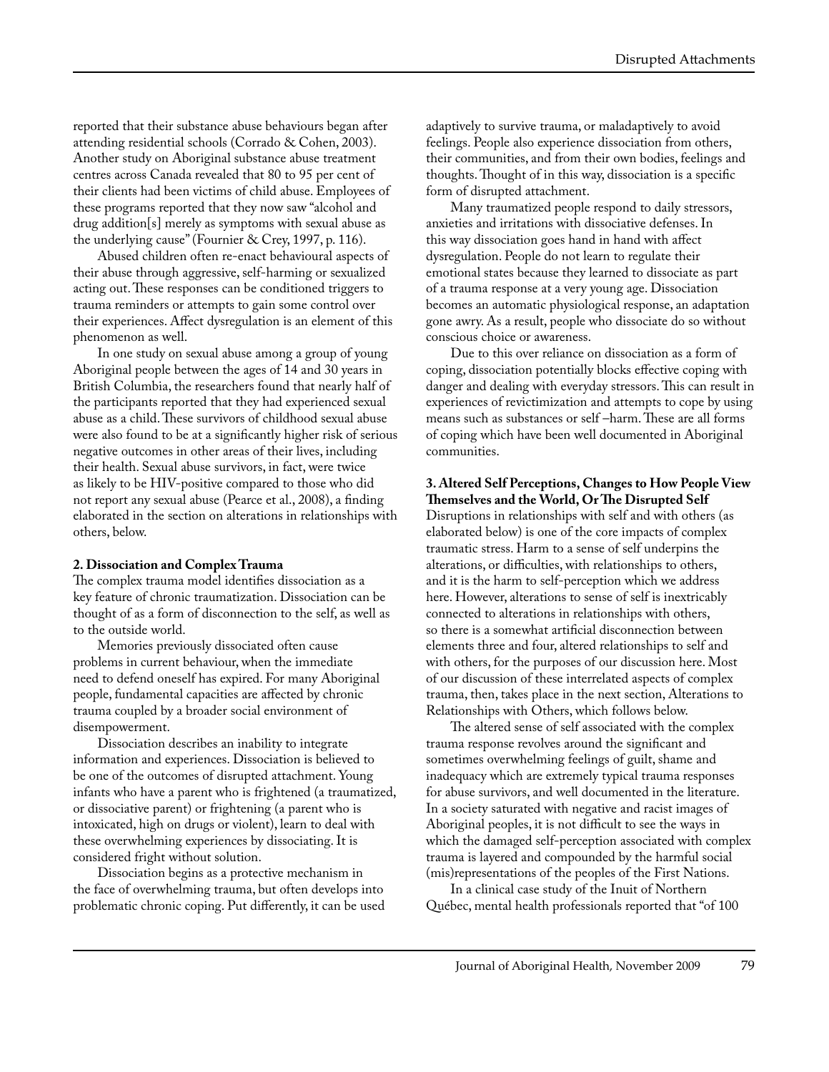reported that their substance abuse behaviours began after attending residential schools (Corrado & Cohen, 2003). Another study on Aboriginal substance abuse treatment centres across Canada revealed that 80 to 95 per cent of their clients had been victims of child abuse. Employees of these programs reported that they now saw "alcohol and drug addition[s] merely as symptoms with sexual abuse as the underlying cause" (Fournier & Crey, 1997, p. 116).

Abused children often re-enact behavioural aspects of their abuse through aggressive, self-harming or sexualized acting out. These responses can be conditioned triggers to trauma reminders or attempts to gain some control over their experiences. Affect dysregulation is an element of this phenomenon as well.

In one study on sexual abuse among a group of young Aboriginal people between the ages of 14 and 30 years in British Columbia, the researchers found that nearly half of the participants reported that they had experienced sexual abuse as a child. These survivors of childhood sexual abuse were also found to be at a significantly higher risk of serious negative outcomes in other areas of their lives, including their health. Sexual abuse survivors, in fact, were twice as likely to be HIV-positive compared to those who did not report any sexual abuse (Pearce et al., 2008), a finding elaborated in the section on alterations in relationships with others, below.

**2. Dissociation and Complex Trauma**

The complex trauma model identifies dissociation as a key feature of chronic traumatization. Dissociation can be thought of as a form of disconnection to the self, as well as to the outside world.

Memories previously dissociated often cause problems in current behaviour, when the immediate need to defend oneself has expired. For many Aboriginal people, fundamental capacities are affected by chronic trauma coupled by a broader social environment of disempowerment.

Dissociation describes an inability to integrate information and experiences. Dissociation is believed to be one of the outcomes of disrupted attachment. Young infants who have a parent who is frightened (a traumatized, or dissociative parent) or frightening (a parent who is intoxicated, high on drugs or violent), learn to deal with these overwhelming experiences by dissociating. It is considered fright without solution.

Dissociation begins as a protective mechanism in the face of overwhelming trauma, but often develops into problematic chronic coping. Put differently, it can be used adaptively to survive trauma, or maladaptively to avoid feelings. People also experience dissociation from others, their communities, and from their own bodies, feelings and thoughts. Thought of in this way, dissociation is a specific form of disrupted attachment.

Many traumatized people respond to daily stressors, anxieties and irritations with dissociative defenses. In this way dissociation goes hand in hand with affect dysregulation. People do not learn to regulate their emotional states because they learned to dissociate as part of a trauma response at a very young age. Dissociation becomes an automatic physiological response, an adaptation gone awry. As a result, people who dissociate do so without conscious choice or awareness.

Due to this over reliance on dissociation as a form of coping, dissociation potentially blocks effective coping with danger and dealing with everyday stressors. This can result in experiences of revictimization and attempts to cope by using means such as substances or self –harm. These are all forms of coping which have been well documented in Aboriginal communities.

**3. Altered Self Perceptions, Changes to How People View Themselves and the World, Or The Disrupted Self**

Disruptions in relationships with self and with others (as elaborated below) is one of the core impacts of complex traumatic stress. Harm to a sense of self underpins the alterations, or difficulties, with relationships to others, and it is the harm to self-perception which we address here. However, alterations to sense of self is inextricably connected to alterations in relationships with others, so there is a somewhat artificial disconnection between elements three and four, altered relationships to self and with others, for the purposes of our discussion here. Most of our discussion of these interrelated aspects of complex trauma, then, takes place in the next section, Alterations to Relationships with Others, which follows below.

The altered sense of self associated with the complex trauma response revolves around the significant and sometimes overwhelming feelings of guilt, shame and inadequacy which are extremely typical trauma responses for abuse survivors, and well documented in the literature. In a society saturated with negative and racist images of Aboriginal peoples, it is not difficult to see the ways in which the damaged self-perception associated with complex trauma is layered and compounded by the harmful social (mis)representations of the peoples of the First Nations.

In a clinical case study of the Inuit of Northern Québec, mental health professionals reported that "of 100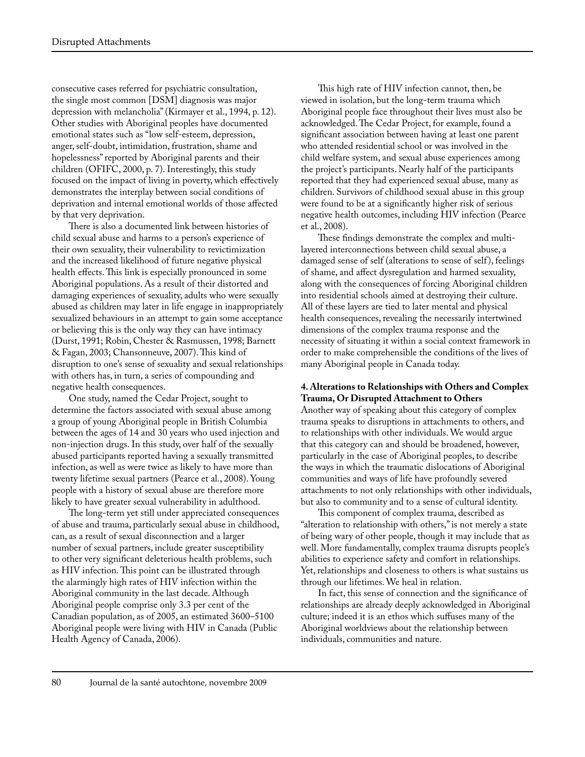consecutive cases referred for psychiatric consultation, the single most common [DSM] diagnosis was major depression with melancholia" (Kirmayer et al., 1994, p. 12). Other studies with Aboriginal peoples have documented emotional states such as "low self-esteem, depression, anger, self-doubt, intimidation, frustration, shame and hopelessness" reported by Aboriginal parents and their children (OFIFC, 2000, p. 7). Interestingly, this study focused on the impact of living in poverty, which effectively demonstrates the interplay between social conditions of deprivation and internal emotional worlds of those affected by that very deprivation.

There is also a documented link between histories of child sexual abuse and harms to a person's experience of their own sexuality, their vulnerability to revictimization and the increased likelihood of future negative physical health effects. This link is especially pronounced in some Aboriginal populations. As a result of their distorted and damaging experiences of sexuality, adults who were sexually abused as children may later in life engage in inappropriately sexualized behaviours in an attempt to gain some acceptance or believing this is the only way they can have intimacy (Durst, 1991; Robin, Chester & Rasmussen, 1998; Barnett & Fagan, 2003; Chansonneuve, 2007). This kind of disruption to one's sense of sexuality and sexual relationships with others has, in turn, a series of compounding and negative health consequences.

One study, named the Cedar Project, sought to determine the factors associated with sexual abuse among a group of young Aboriginal people in British Columbia between the ages of 14 and 30 years who used injection and non-injection drugs. In this study, over half of the sexually abused participants reported having a sexually transmitted infection, as well as were twice as likely to have more than twenty lifetime sexual partners (Pearce et al., 2008). Young people with a history of sexual abuse are therefore more likely to have greater sexual vulnerability in adulthood.

The long-term yet still under appreciated consequences of abuse and trauma, particularly sexual abuse in childhood, can, as a result of sexual disconnection and a larger number of sexual partners, include greater susceptibility to other very significant deleterious health problems, such as HIV infection. This point can be illustrated through the alarmingly high rates of HIV infection within the Aboriginal community in the last decade. Although Aboriginal people comprise only 3.3 per cent of the Canadian population, as of 2005, an estimated 3600–5100 Aboriginal people were living with HIV in Canada (Public Health Agency of Canada, 2006).

This high rate of HIV infection cannot, then, be viewed in isolation, but the long-term trauma which Aboriginal people face throughout their lives must also be acknowledged. The Cedar Project, for example, found a significant association between having at least one parent who attended residential school or was involved in the child welfare system, and sexual abuse experiences among the project's participants. Nearly half of the participants reported that they had experienced sexual abuse, many as children. Survivors of childhood sexual abuse in this group were found to be at a significantly higher risk of serious negative health outcomes, including HIV infection (Pearce et al., 2008).

These findings demonstrate the complex and multi-layered interconnections between child sexual abuse, a damaged sense of self (alterations to sense of self), feelings of shame, and affect dysregulation and harmed sexuality, along with the consequences of forcing Aboriginal children into residential schools aimed at destroying their culture. All of these layers are tied to later mental and physical health consequences, revealing the necessarily intertwined dimensions of the complex trauma response and the necessity of situating it within a social context framework in order to make comprehensible the conditions of the lives of many Aboriginal people in Canada today.

**4. Alterations to Relationships with Others and Complex Trauma, Or Disrupted Attachment to Others**

Another way of speaking about this category of complex trauma speaks to disruptions in attachments to others, and to relationships with other individuals. We would argue that this category can and should be broadened, however, particularly in the case of Aboriginal peoples, to describe the ways in which the traumatic dislocations of Aboriginal communities and ways of life have profoundly severed attachments to not only relationships with other individuals, but also to community and to a sense of cultural identity.

This component of complex trauma, described as "alteration to relationship with others," is not merely a state of being wary of other people, though it may include that as well. More fundamentally, complex trauma disrupts people's abilities to experience safety and comfort in relationships. Yet, relationships and closeness to others is what sustains us through our lifetimes. We heal in relation.

In fact, this sense of connection and the significance of relationships are already deeply acknowledged in Aboriginal culture; indeed it is an ethos which suffuses many of the Aboriginal worldviews about the relationship between individuals, communities and nature.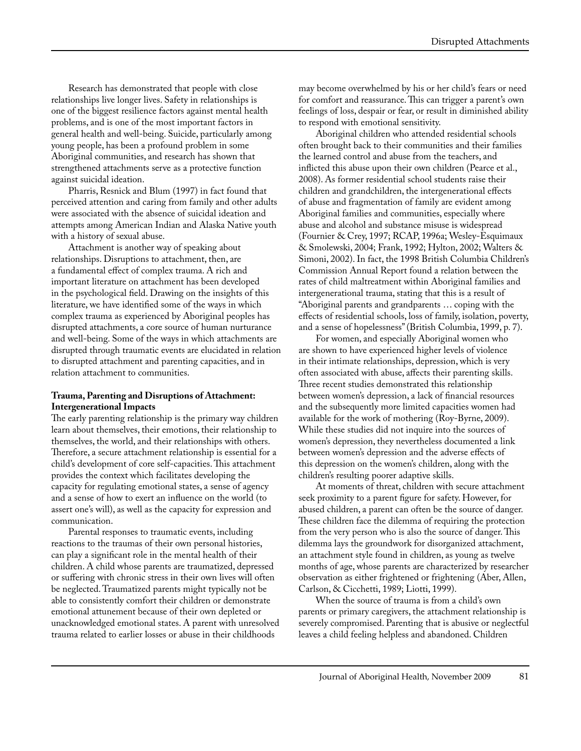Research has demonstrated that people with close relationships live longer lives. Safety in relationships is one of the biggest resilience factors against mental health problems, and is one of the most important factors in general health and well-being. Suicide, particularly among young people, has been a profound problem in some Aboriginal communities, and research has shown that strengthened attachments serve as a protective function against suicidal ideation.

Pharris, Resnick and Blum (1997) in fact found that perceived attention and caring from family and other adults were associated with the absence of suicidal ideation and attempts among American Indian and Alaska Native youth with a history of sexual abuse.

Attachment is another way of speaking about relationships. Disruptions to attachment, then, are a fundamental effect of complex trauma. A rich and important literature on attachment has been developed in the psychological field. Drawing on the insights of this literature, we have identified some of the ways in which complex trauma as experienced by Aboriginal peoples has disrupted attachments, a core source of human nurturance and well-being. Some of the ways in which attachments are disrupted through traumatic events are elucidated in relation to disrupted attachment and parenting capacities, and in relation attachment to communities.

**Trauma, Parenting and Disruptions of Attachment: Intergenerational Impacts**

The early parenting relationship is the primary way children learn about themselves, their emotions, their relationship to themselves, the world, and their relationships with others. Therefore, a secure attachment relationship is essential for a child's development of core self-capacities. This attachment provides the context which facilitates developing the capacity for regulating emotional states, a sense of agency and a sense of how to exert an influence on the world (to assert one's will), as well as the capacity for expression and communication.

Parental responses to traumatic events, including reactions to the traumas of their own personal histories, can play a significant role in the mental health of their children. A child whose parents are traumatized, depressed or suffering with chronic stress in their own lives will often be neglected. Traumatized parents might typically not be able to consistently comfort their children or demonstrate emotional attunement because of their own depleted or unacknowledged emotional states. A parent with unresolved trauma related to earlier losses or abuse in their childhoods may become overwhelmed by his or her child's fears or need for comfort and reassurance. This can trigger a parent's own feelings of loss, despair or fear, or result in diminished ability to respond with emotional sensitivity.

Aboriginal children who attended residential schools often brought back to their communities and their families the learned control and abuse from the teachers, and inflicted this abuse upon their own children (Pearce et al., 2008). As former residential school students raise their children and grandchildren, the intergenerational effects of abuse and fragmentation of family are evident among Aboriginal families and communities, especially where abuse and alcohol and substance misuse is widespread (Fournier & Crey, 1997; RCAP, 1996a; Wesley-Esquimaux & Smolewski, 2004; Frank, 1992; Hylton, 2002; Walters & Simoni, 2002). In fact, the 1998 British Columbia Children's Commission Annual Report found a relation between the rates of child maltreatment within Aboriginal families and intergenerational trauma, stating that this is a result of "Aboriginal parents and grandparents … coping with the effects of residential schools, loss of family, isolation, poverty, and a sense of hopelessness" (British Columbia, 1999, p. 7).

For women, and especially Aboriginal women who are shown to have experienced higher levels of violence in their intimate relationships, depression, which is very often associated with abuse, affects their parenting skills. Three recent studies demonstrated this relationship between women's depression, a lack of financial resources and the subsequently more limited capacities women had available for the work of mothering (Roy-Byrne, 2009). While these studies did not inquire into the sources of women's depression, they nevertheless documented a link between women's depression and the adverse effects of this depression on the women's children, along with the children's resulting poorer adaptive skills.

At moments of threat, children with secure attachment seek proximity to a parent figure for safety. However, for abused children, a parent can often be the source of danger. These children face the dilemma of requiring the protection from the very person who is also the source of danger. This dilemma lays the groundwork for disorganized attachment, an attachment style found in children, as young as twelve months of age, whose parents are characterized by researcher observation as either frightened or frightening (Aber, Allen, Carlson, & Cicchetti, 1989; Liotti, 1999).

When the source of trauma is from a child's own parents or primary caregivers, the attachment relationship is severely compromised. Parenting that is abusive or neglectful leaves a child feeling helpless and abandoned. Children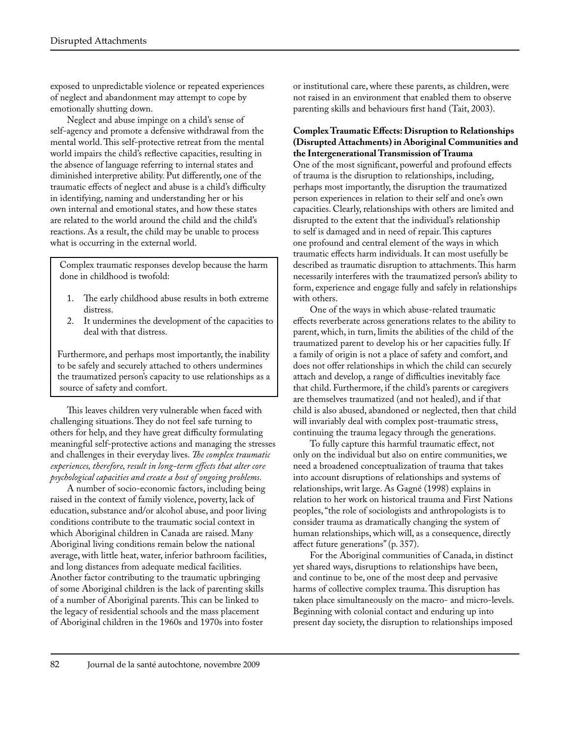exposed to unpredictable violence or repeated experiences of neglect and abandonment may attempt to cope by emotionally shutting down.

Neglect and abuse impinge on a child's sense of self-agency and promote a defensive withdrawal from the mental world. This self-protective retreat from the mental world impairs the child's reflective capacities, resulting in the absence of language referring to internal states and diminished interpretive ability. Put differently, one of the traumatic effects of neglect and abuse is a child's difficulty in identifying, naming and understanding her or his own internal and emotional states, and how these states are related to the world around the child and the child's reactions. As a result, the child may be unable to process what is occurring in the external world.

> Complex traumatic responses develop because the harm done in childhood is twofold:
>
> 1. The early childhood abuse results in both extreme distress.
> 2. It undermines the development of the capacities to deal with that distress.
>
> Furthermore, and perhaps most importantly, the inability to be safely and securely attached to others undermines the traumatized person's capacity to use relationships as a source of safety and comfort.

This leaves children very vulnerable when faced with challenging situations. They do not feel safe turning to others for help, and they have great difficulty formulating meaningful self-protective actions and managing the stresses and challenges in their everyday lives. *The complex traumatic experiences, therefore, result in long-term effects that alter core psychological capacities and create a host of ongoing problems.*

A number of socio-economic factors, including being raised in the context of family violence, poverty, lack of education, substance and/or alcohol abuse, and poor living conditions contribute to the traumatic social context in which Aboriginal children in Canada are raised. Many Aboriginal living conditions remain below the national average, with little heat, water, inferior bathroom facilities, and long distances from adequate medical facilities. Another factor contributing to the traumatic upbringing of some Aboriginal children is the lack of parenting skills of a number of Aboriginal parents. This can be linked to the legacy of residential schools and the mass placement of Aboriginal children in the 1960s and 1970s into foster or institutional care, where these parents, as children, were not raised in an environment that enabled them to observe parenting skills and behaviours first hand (Tait, 2003).

### Complex Traumatic Effects: Disruption to Relationships (Disrupted Attachments) in Aboriginal Communities and the Intergenerational Transmission of Trauma

One of the most significant, powerful and profound effects of trauma is the disruption to relationships, including, perhaps most importantly, the disruption the traumatized person experiences in relation to their self and one's own capacities. Clearly, relationships with others are limited and disrupted to the extent that the individual's relationship to self is damaged and in need of repair. This captures one profound and central element of the ways in which traumatic effects harm individuals. It can most usefully be described as traumatic disruption to attachments. This harm necessarily interferes with the traumatized person's ability to form, experience and engage fully and safely in relationships with others.

One of the ways in which abuse-related traumatic effects reverberate across generations relates to the ability to parent, which, in turn, limits the abilities of the child of the traumatized parent to develop his or her capacities fully. If a family of origin is not a place of safety and comfort, and does not offer relationships in which the child can securely attach and develop, a range of difficulties inevitably face that child. Furthermore, if the child's parents or caregivers are themselves traumatized (and not healed), and if that child is also abused, abandoned or neglected, then that child will invariably deal with complex post-traumatic stress, continuing the trauma legacy through the generations.

To fully capture this harmful traumatic effect, not only on the individual but also on entire communities, we need a broadened conceptualization of trauma that takes into account disruptions of relationships and systems of relationships, writ large. As Gagné (1998) explains in relation to her work on historical trauma and First Nations peoples, "the role of sociologists and anthropologists is to consider trauma as dramatically changing the system of human relationships, which will, as a consequence, directly affect future generations" (p. 357).

For the Aboriginal communities of Canada, in distinct yet shared ways, disruptions to relationships have been, and continue to be, one of the most deep and pervasive harms of collective complex trauma. This disruption has taken place simultaneously on the macro- and micro-levels. Beginning with colonial contact and enduring up into present day society, the disruption to relationships imposed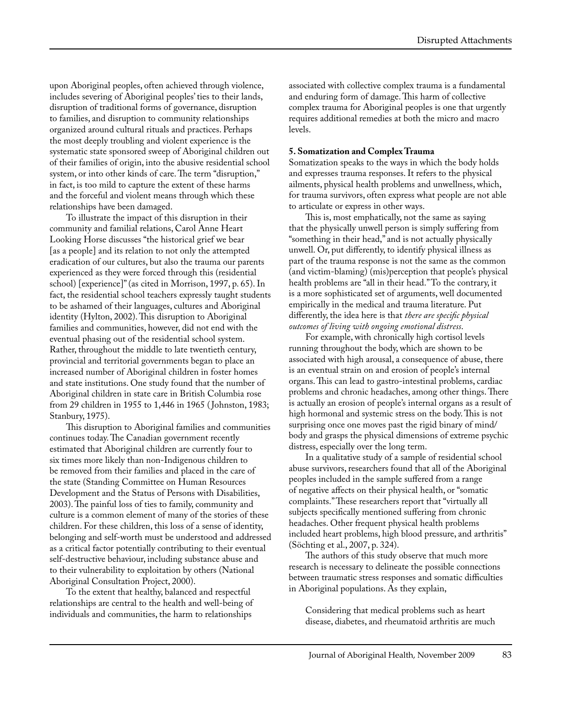upon Aboriginal peoples, often achieved through violence, includes severing of Aboriginal peoples' ties to their lands, disruption of traditional forms of governance, disruption to families, and disruption to community relationships organized around cultural rituals and practices. Perhaps the most deeply troubling and violent experience is the systematic state sponsored sweep of Aboriginal children out of their families of origin, into the abusive residential school system, or into other kinds of care. The term "disruption," in fact, is too mild to capture the extent of these harms and the forceful and violent means through which these relationships have been damaged.

To illustrate the impact of this disruption in their community and familial relations, Carol Anne Heart Looking Horse discusses "the historical grief we bear [as a people] and its relation to not only the attempted eradication of our cultures, but also the trauma our parents experienced as they were forced through this (residential school) [experience]" (as cited in Morrison, 1997, p. 65). In fact, the residential school teachers expressly taught students to be ashamed of their languages, cultures and Aboriginal identity (Hylton, 2002). This disruption to Aboriginal families and communities, however, did not end with the eventual phasing out of the residential school system. Rather, throughout the middle to late twentieth century, provincial and territorial governments began to place an increased number of Aboriginal children in foster homes and state institutions. One study found that the number of Aboriginal children in state care in British Columbia rose from 29 children in 1955 to 1,446 in 1965 (Johnston, 1983; Stanbury, 1975).

This disruption to Aboriginal families and communities continues today. The Canadian government recently estimated that Aboriginal children are currently four to six times more likely than non-Indigenous children to be removed from their families and placed in the care of the state (Standing Committee on Human Resources Development and the Status of Persons with Disabilities, 2003). The painful loss of ties to family, community and culture is a common element of many of the stories of these children. For these children, this loss of a sense of identity, belonging and self-worth must be understood and addressed as a critical factor potentially contributing to their eventual self-destructive behaviour, including substance abuse and to their vulnerability to exploitation by others (National Aboriginal Consultation Project, 2000).

To the extent that healthy, balanced and respectful relationships are central to the health and well-being of individuals and communities, the harm to relationships associated with collective complex trauma is a fundamental and enduring form of damage. This harm of collective complex trauma for Aboriginal peoples is one that urgently requires additional remedies at both the micro and macro levels.

**5. Somatization and Complex Trauma**

Somatization speaks to the ways in which the body holds and expresses trauma responses. It refers to the physical ailments, physical health problems and unwellness, which, for trauma survivors, often express what people are not able to articulate or express in other ways.

This is, most emphatically, not the same as saying that the physically unwell person is simply suffering from "something in their head," and is not actually physically unwell. Or, put differently, to identify physical illness as part of the trauma response is not the same as the common (and victim-blaming) (mis)perception that people's physical health problems are "all in their head." To the contrary, it is a more sophisticated set of arguments, well documented empirically in the medical and trauma literature. Put differently, the idea here is that *there are specific physical outcomes of living with ongoing emotional distress*.

For example, with chronically high cortisol levels running throughout the body, which are shown to be associated with high arousal, a consequence of abuse, there is an eventual strain on and erosion of people's internal organs. This can lead to gastro-intestinal problems, cardiac problems and chronic headaches, among other things. There is actually an erosion of people's internal organs as a result of high hormonal and systemic stress on the body. This is not surprising once one moves past the rigid binary of mind/body and grasps the physical dimensions of extreme psychic distress, especially over the long term.

In a qualitative study of a sample of residential school abuse survivors, researchers found that all of the Aboriginal peoples included in the sample suffered from a range of negative affects on their physical health, or "somatic complaints." These researchers report that "virtually all subjects specifically mentioned suffering from chronic headaches. Other frequent physical health problems included heart problems, high blood pressure, and arthritis" (Söchting et al., 2007, p. 324).

The authors of this study observe that much more research is necessary to delineate the possible connections between traumatic stress responses and somatic difficulties in Aboriginal populations. As they explain,

> Considering that medical problems such as heart disease, diabetes, and rheumatoid arthritis are much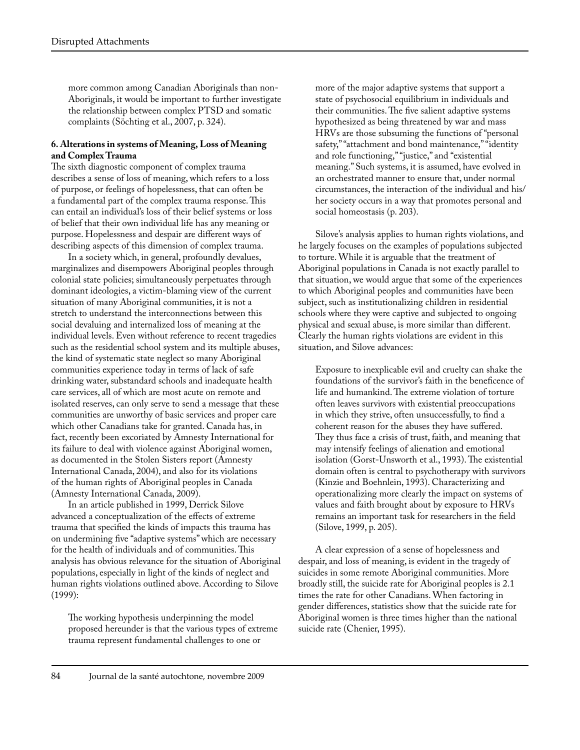more common among Canadian Aboriginals than non-Aboriginals, it would be important to further investigate the relationship between complex PTSD and somatic complaints (Söchting et al., 2007, p. 324).

**6. Alterations in systems of Meaning, Loss of Meaning and Complex Trauma**

The sixth diagnostic component of complex trauma describes a sense of loss of meaning, which refers to a loss of purpose, or feelings of hopelessness, that can often be a fundamental part of the complex trauma response. This can entail an individual's loss of their belief systems or loss of belief that their own individual life has any meaning or purpose. Hopelessness and despair are different ways of describing aspects of this dimension of complex trauma.

In a society which, in general, profoundly devalues, marginalizes and disempowers Aboriginal peoples through colonial state policies; simultaneously perpetuates through dominant ideologies, a victim-blaming view of the current situation of many Aboriginal communities, it is not a stretch to understand the interconnections between this social devaluing and internalized loss of meaning at the individual levels. Even without reference to recent tragedies such as the residential school system and its multiple abuses, the kind of systematic state neglect so many Aboriginal communities experience today in terms of lack of safe drinking water, substandard schools and inadequate health care services, all of which are most acute on remote and isolated reserves, can only serve to send a message that these communities are unworthy of basic services and proper care which other Canadians take for granted. Canada has, in fact, recently been excoriated by Amnesty International for its failure to deal with violence against Aboriginal women, as documented in the Stolen Sisters report (Amnesty International Canada, 2004), and also for its violations of the human rights of Aboriginal peoples in Canada (Amnesty International Canada, 2009).

In an article published in 1999, Derrick Silove advanced a conceptualization of the effects of extreme trauma that specified the kinds of impacts this trauma has on undermining five "adaptive systems" which are necessary for the health of individuals and of communities. This analysis has obvious relevance for the situation of Aboriginal populations, especially in light of the kinds of neglect and human rights violations outlined above. According to Silove (1999):

> The working hypothesis underpinning the model proposed hereunder is that the various types of extreme trauma represent fundamental challenges to one or more of the major adaptive systems that support a state of psychosocial equilibrium in individuals and their communities. The five salient adaptive systems hypothesized as being threatened by war and mass HRVs are those subsuming the functions of "personal safety," "attachment and bond maintenance," "identity and role functioning," "justice," and "existential meaning." Such systems, it is assumed, have evolved in an orchestrated manner to ensure that, under normal circumstances, the interaction of the individual and his/her society occurs in a way that promotes personal and social homeostasis (p. 203).

Silove's analysis applies to human rights violations, and he largely focuses on the examples of populations subjected to torture. While it is arguable that the treatment of Aboriginal populations in Canada is not exactly parallel to that situation, we would argue that some of the experiences to which Aboriginal peoples and communities have been subject, such as institutionalizing children in residential schools where they were captive and subjected to ongoing physical and sexual abuse, is more similar than different. Clearly the human rights violations are evident in this situation, and Silove advances:

> Exposure to inexplicable evil and cruelty can shake the foundations of the survivor's faith in the beneficence of life and humankind. The extreme violation of torture often leaves survivors with existential preoccupations in which they strive, often unsuccessfully, to find a coherent reason for the abuses they have suffered. They thus face a crisis of trust, faith, and meaning that may intensify feelings of alienation and emotional isolation (Gorst-Unsworth et al., 1993). The existential domain often is central to psychotherapy with survivors (Kinzie and Boehnlein, 1993). Characterizing and operationalizing more clearly the impact on systems of values and faith brought about by exposure to HRVs remains an important task for researchers in the field (Silove, 1999, p. 205).

A clear expression of a sense of hopelessness and despair, and loss of meaning, is evident in the tragedy of suicides in some remote Aboriginal communities. More broadly still, the suicide rate for Aboriginal peoples is 2.1 times the rate for other Canadians. When factoring in gender differences, statistics show that the suicide rate for Aboriginal women is three times higher than the national suicide rate (Chenier, 1995).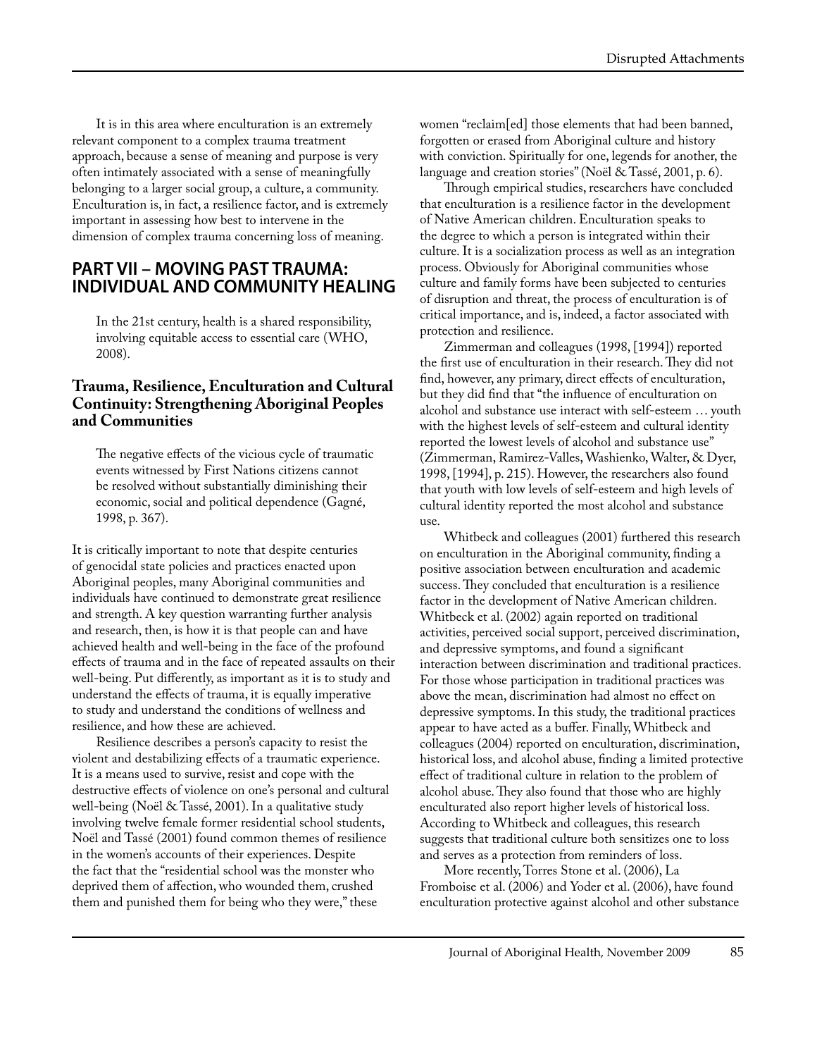It is in this area where enculturation is an extremely relevant component to a complex trauma treatment approach, because a sense of meaning and purpose is very often intimately associated with a sense of meaningfully belonging to a larger social group, a culture, a community. Enculturation is, in fact, a resilience factor, and is extremely important in assessing how best to intervene in the dimension of complex trauma concerning loss of meaning.

## PART VII – MOVING PAST TRAUMA: INDIVIDUAL AND COMMUNITY HEALING

> In the 21st century, health is a shared responsibility, involving equitable access to essential care (WHO, 2008).

### Trauma, Resilience, Enculturation and Cultural Continuity: Strengthening Aboriginal Peoples and Communities

> The negative effects of the vicious cycle of traumatic events witnessed by First Nations citizens cannot be resolved without substantially diminishing their economic, social and political dependence (Gagné, 1998, p. 367).

It is critically important to note that despite centuries of genocidal state policies and practices enacted upon Aboriginal peoples, many Aboriginal communities and individuals have continued to demonstrate great resilience and strength. A key question warranting further analysis and research, then, is how it is that people can and have achieved health and well-being in the face of the profound effects of trauma and in the face of repeated assaults on their well-being. Put differently, as important as it is to study and understand the effects of trauma, it is equally imperative to study and understand the conditions of wellness and resilience, and how these are achieved.

Resilience describes a person's capacity to resist the violent and destabilizing effects of a traumatic experience. It is a means used to survive, resist and cope with the destructive effects of violence on one's personal and cultural well-being (Noël & Tassé, 2001). In a qualitative study involving twelve female former residential school students, Noël and Tassé (2001) found common themes of resilience in the women's accounts of their experiences. Despite the fact that the "residential school was the monster who deprived them of affection, who wounded them, crushed them and punished them for being who they were," these women "reclaim[ed] those elements that had been banned, forgotten or erased from Aboriginal culture and history with conviction. Spiritually for one, legends for another, the language and creation stories" (Noël & Tassé, 2001, p. 6).

Through empirical studies, researchers have concluded that enculturation is a resilience factor in the development of Native American children. Enculturation speaks to the degree to which a person is integrated within their culture. It is a socialization process as well as an integration process. Obviously for Aboriginal communities whose culture and family forms have been subjected to centuries of disruption and threat, the process of enculturation is of critical importance, and is, indeed, a factor associated with protection and resilience.

Zimmerman and colleagues (1998, [1994]) reported the first use of enculturation in their research. They did not find, however, any primary, direct effects of enculturation, but they did find that "the influence of enculturation on alcohol and substance use interact with self-esteem … youth with the highest levels of self-esteem and cultural identity reported the lowest levels of alcohol and substance use" (Zimmerman, Ramirez-Valles, Washienko, Walter, & Dyer, 1998, [1994], p. 215). However, the researchers also found that youth with low levels of self-esteem and high levels of cultural identity reported the most alcohol and substance use.

Whitbeck and colleagues (2001) furthered this research on enculturation in the Aboriginal community, finding a positive association between enculturation and academic success. They concluded that enculturation is a resilience factor in the development of Native American children. Whitbeck et al. (2002) again reported on traditional activities, perceived social support, perceived discrimination, and depressive symptoms, and found a significant interaction between discrimination and traditional practices. For those whose participation in traditional practices was above the mean, discrimination had almost no effect on depressive symptoms. In this study, the traditional practices appear to have acted as a buffer. Finally, Whitbeck and colleagues (2004) reported on enculturation, discrimination, historical loss, and alcohol abuse, finding a limited protective effect of traditional culture in relation to the problem of alcohol abuse. They also found that those who are highly enculturated also report higher levels of historical loss. According to Whitbeck and colleagues, this research suggests that traditional culture both sensitizes one to loss and serves as a protection from reminders of loss.

More recently, Torres Stone et al. (2006), La Fromboise et al. (2006) and Yoder et al. (2006), have found enculturation protective against alcohol and other substance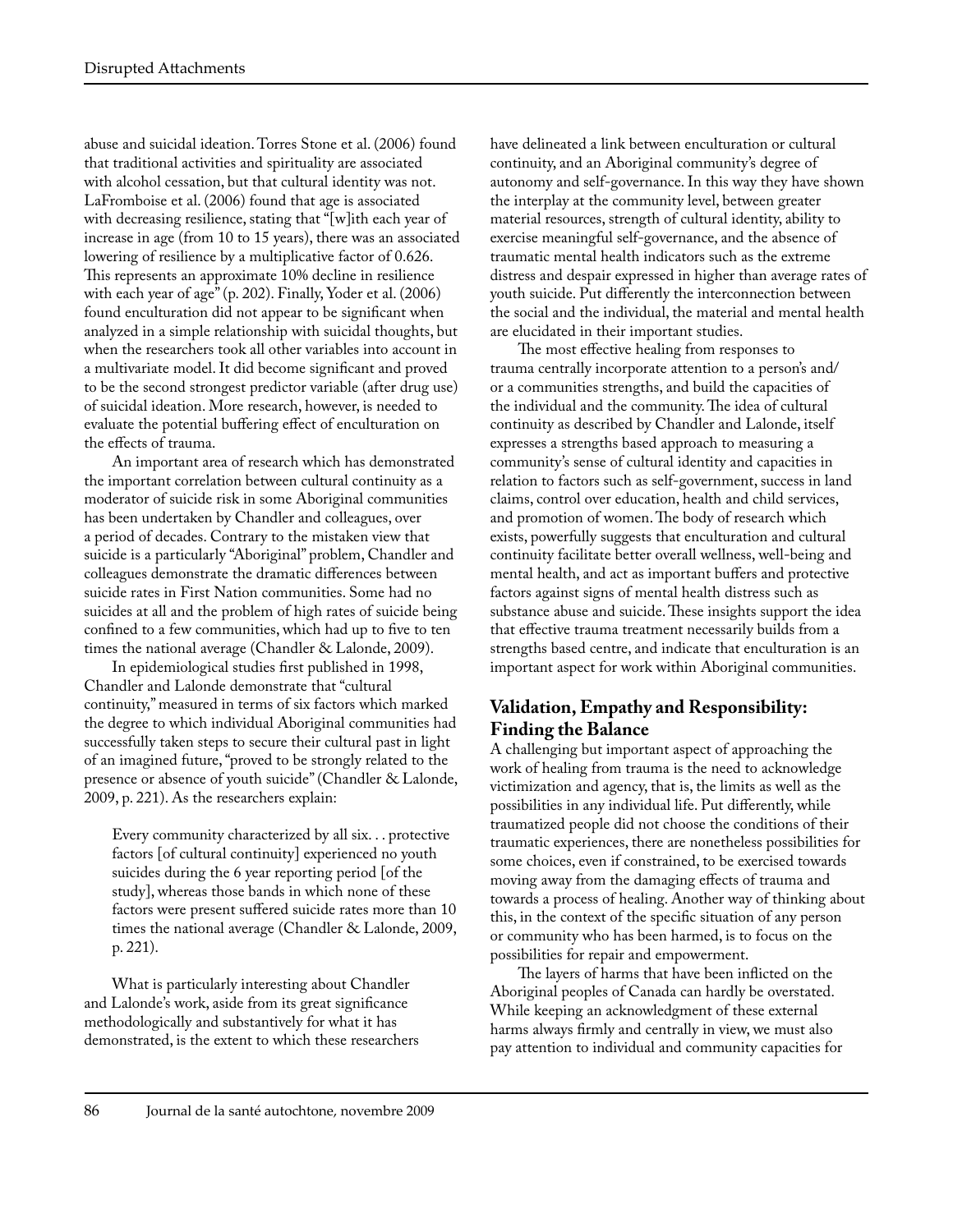abuse and suicidal ideation. Torres Stone et al. (2006) found that traditional activities and spirituality are associated with alcohol cessation, but that cultural identity was not. LaFromboise et al. (2006) found that age is associated with decreasing resilience, stating that "[w]ith each year of increase in age (from 10 to 15 years), there was an associated lowering of resilience by a multiplicative factor of 0.626. This represents an approximate 10% decline in resilience with each year of age" (p. 202). Finally, Yoder et al. (2006) found enculturation did not appear to be significant when analyzed in a simple relationship with suicidal thoughts, but when the researchers took all other variables into account in a multivariate model. It did become significant and proved to be the second strongest predictor variable (after drug use) of suicidal ideation. More research, however, is needed to evaluate the potential buffering effect of enculturation on the effects of trauma.

An important area of research which has demonstrated the important correlation between cultural continuity as a moderator of suicide risk in some Aboriginal communities has been undertaken by Chandler and colleagues, over a period of decades. Contrary to the mistaken view that suicide is a particularly "Aboriginal" problem, Chandler and colleagues demonstrate the dramatic differences between suicide rates in First Nation communities. Some had no suicides at all and the problem of high rates of suicide being confined to a few communities, which had up to five to ten times the national average (Chandler & Lalonde, 2009).

In epidemiological studies first published in 1998, Chandler and Lalonde demonstrate that "cultural continuity," measured in terms of six factors which marked the degree to which individual Aboriginal communities had successfully taken steps to secure their cultural past in light of an imagined future, "proved to be strongly related to the presence or absence of youth suicide" (Chandler & Lalonde, 2009, p. 221). As the researchers explain:

> Every community characterized by all six. . . protective factors [of cultural continuity] experienced no youth suicides during the 6 year reporting period [of the study], whereas those bands in which none of these factors were present suffered suicide rates more than 10 times the national average (Chandler & Lalonde, 2009, p. 221).

What is particularly interesting about Chandler and Lalonde's work, aside from its great significance methodologically and substantively for what it has demonstrated, is the extent to which these researchers have delineated a link between enculturation or cultural continuity, and an Aboriginal community's degree of autonomy and self-governance. In this way they have shown the interplay at the community level, between greater material resources, strength of cultural identity, ability to exercise meaningful self-governance, and the absence of traumatic mental health indicators such as the extreme distress and despair expressed in higher than average rates of youth suicide. Put differently the interconnection between the social and the individual, the material and mental health are elucidated in their important studies.

The most effective healing from responses to trauma centrally incorporate attention to a person's and/or a communities strengths, and build the capacities of the individual and the community. The idea of cultural continuity as described by Chandler and Lalonde, itself expresses a strengths based approach to measuring a community's sense of cultural identity and capacities in relation to factors such as self-government, success in land claims, control over education, health and child services, and promotion of women. The body of research which exists, powerfully suggests that enculturation and cultural continuity facilitate better overall wellness, well-being and mental health, and act as important buffers and protective factors against signs of mental health distress such as substance abuse and suicide. These insights support the idea that effective trauma treatment necessarily builds from a strengths based centre, and indicate that enculturation is an important aspect for work within Aboriginal communities.

## Validation, Empathy and Responsibility: Finding the Balance

A challenging but important aspect of approaching the work of healing from trauma is the need to acknowledge victimization and agency, that is, the limits as well as the possibilities in any individual life. Put differently, while traumatized people did not choose the conditions of their traumatic experiences, there are nonetheless possibilities for some choices, even if constrained, to be exercised towards moving away from the damaging effects of trauma and towards a process of healing. Another way of thinking about this, in the context of the specific situation of any person or community who has been harmed, is to focus on the possibilities for repair and empowerment.

The layers of harms that have been inflicted on the Aboriginal peoples of Canada can hardly be overstated. While keeping an acknowledgment of these external harms always firmly and centrally in view, we must also pay attention to individual and community capacities for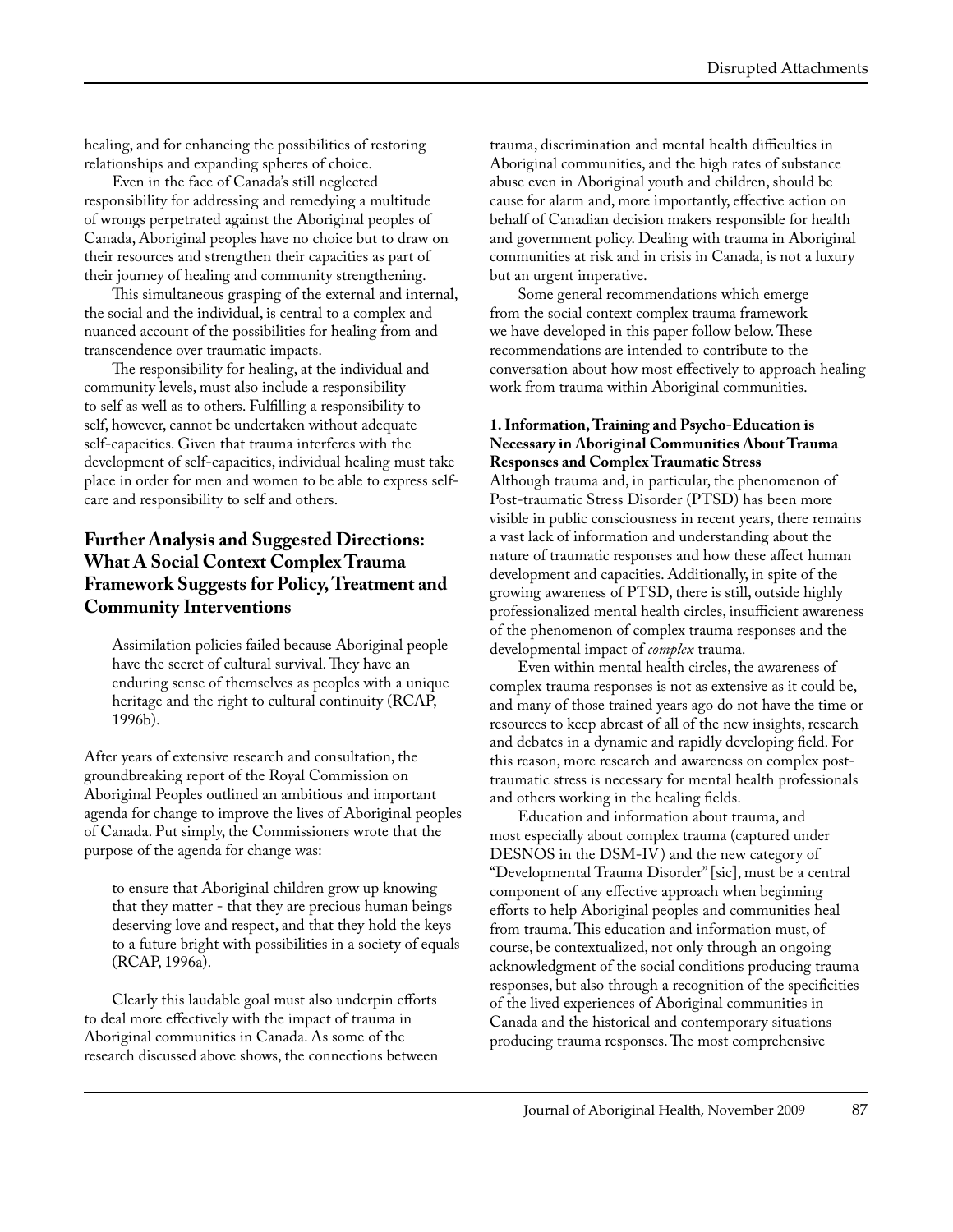healing, and for enhancing the possibilities of restoring relationships and expanding spheres of choice.

Even in the face of Canada's still neglected responsibility for addressing and remedying a multitude of wrongs perpetrated against the Aboriginal peoples of Canada, Aboriginal peoples have no choice but to draw on their resources and strengthen their capacities as part of their journey of healing and community strengthening.

This simultaneous grasping of the external and internal, the social and the individual, is central to a complex and nuanced account of the possibilities for healing from and transcendence over traumatic impacts.

The responsibility for healing, at the individual and community levels, must also include a responsibility to self as well as to others. Fulfilling a responsibility to self, however, cannot be undertaken without adequate self-capacities. Given that trauma interferes with the development of self-capacities, individual healing must take place in order for men and women to be able to express self-care and responsibility to self and others.

## Further Analysis and Suggested Directions: What A Social Context Complex Trauma Framework Suggests for Policy, Treatment and Community Interventions

> Assimilation policies failed because Aboriginal people have the secret of cultural survival. They have an enduring sense of themselves as peoples with a unique heritage and the right to cultural continuity (RCAP, 1996b).

After years of extensive research and consultation, the groundbreaking report of the Royal Commission on Aboriginal Peoples outlined an ambitious and important agenda for change to improve the lives of Aboriginal peoples of Canada. Put simply, the Commissioners wrote that the purpose of the agenda for change was:

> to ensure that Aboriginal children grow up knowing that they matter - that they are precious human beings deserving love and respect, and that they hold the keys to a future bright with possibilities in a society of equals (RCAP, 1996a).

Clearly this laudable goal must also underpin efforts to deal more effectively with the impact of trauma in Aboriginal communities in Canada. As some of the research discussed above shows, the connections between trauma, discrimination and mental health difficulties in Aboriginal communities, and the high rates of substance abuse even in Aboriginal youth and children, should be cause for alarm and, more importantly, effective action on behalf of Canadian decision makers responsible for health and government policy. Dealing with trauma in Aboriginal communities at risk and in crisis in Canada, is not a luxury but an urgent imperative.

Some general recommendations which emerge from the social context complex trauma framework we have developed in this paper follow below. These recommendations are intended to contribute to the conversation about how most effectively to approach healing work from trauma within Aboriginal communities.

**1. Information, Training and Psycho-Education is Necessary in Aboriginal Communities About Trauma Responses and Complex Traumatic Stress**

Although trauma and, in particular, the phenomenon of Post-traumatic Stress Disorder (PTSD) has been more visible in public consciousness in recent years, there remains a vast lack of information and understanding about the nature of traumatic responses and how these affect human development and capacities. Additionally, in spite of the growing awareness of PTSD, there is still, outside highly professionalized mental health circles, insufficient awareness of the phenomenon of complex trauma responses and the developmental impact of *complex* trauma.

Even within mental health circles, the awareness of complex trauma responses is not as extensive as it could be, and many of those trained years ago do not have the time or resources to keep abreast of all of the new insights, research and debates in a dynamic and rapidly developing field. For this reason, more research and awareness on complex post-traumatic stress is necessary for mental health professionals and others working in the healing fields.

Education and information about trauma, and most especially about complex trauma (captured under DESNOS in the DSM-IV) and the new category of "Developmental Trauma Disorder" [sic], must be a central component of any effective approach when beginning efforts to help Aboriginal peoples and communities heal from trauma. This education and information must, of course, be contextualized, not only through an ongoing acknowledgment of the social conditions producing trauma responses, but also through a recognition of the specificities of the lived experiences of Aboriginal communities in Canada and the historical and contemporary situations producing trauma responses. The most comprehensive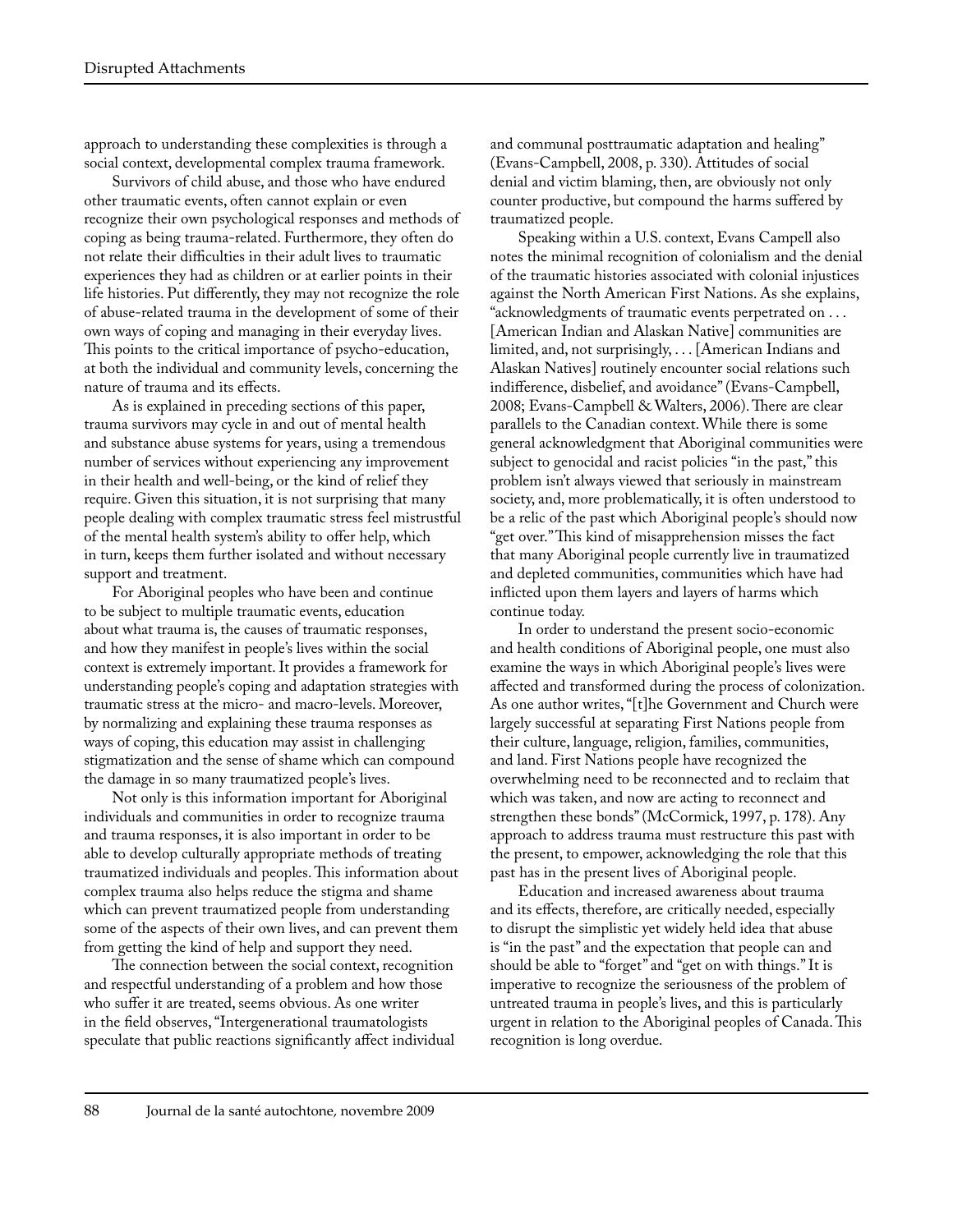approach to understanding these complexities is through a social context, developmental complex trauma framework.

Survivors of child abuse, and those who have endured other traumatic events, often cannot explain or even recognize their own psychological responses and methods of coping as being trauma-related. Furthermore, they often do not relate their difficulties in their adult lives to traumatic experiences they had as children or at earlier points in their life histories. Put differently, they may not recognize the role of abuse-related trauma in the development of some of their own ways of coping and managing in their everyday lives. This points to the critical importance of psycho-education, at both the individual and community levels, concerning the nature of trauma and its effects.

As is explained in preceding sections of this paper, trauma survivors may cycle in and out of mental health and substance abuse systems for years, using a tremendous number of services without experiencing any improvement in their health and well-being, or the kind of relief they require. Given this situation, it is not surprising that many people dealing with complex traumatic stress feel mistrustful of the mental health system's ability to offer help, which in turn, keeps them further isolated and without necessary support and treatment.

For Aboriginal peoples who have been and continue to be subject to multiple traumatic events, education about what trauma is, the causes of traumatic responses, and how they manifest in people's lives within the social context is extremely important. It provides a framework for understanding people's coping and adaptation strategies with traumatic stress at the micro- and macro-levels. Moreover, by normalizing and explaining these trauma responses as ways of coping, this education may assist in challenging stigmatization and the sense of shame which can compound the damage in so many traumatized people's lives.

Not only is this information important for Aboriginal individuals and communities in order to recognize trauma and trauma responses, it is also important in order to be able to develop culturally appropriate methods of treating traumatized individuals and peoples. This information about complex trauma also helps reduce the stigma and shame which can prevent traumatized people from understanding some of the aspects of their own lives, and can prevent them from getting the kind of help and support they need.

The connection between the social context, recognition and respectful understanding of a problem and how those who suffer it are treated, seems obvious. As one writer in the field observes, "Intergenerational traumatologists speculate that public reactions significantly affect individual and communal posttraumatic adaptation and healing" (Evans-Campbell, 2008, p. 330). Attitudes of social denial and victim blaming, then, are obviously not only counter productive, but compound the harms suffered by traumatized people.

Speaking within a U.S. context, Evans Campell also notes the minimal recognition of colonialism and the denial of the traumatic histories associated with colonial injustices against the North American First Nations. As she explains, "acknowledgments of traumatic events perpetrated on . . . [American Indian and Alaskan Native] communities are limited, and, not surprisingly, . . . [American Indians and Alaskan Natives] routinely encounter social relations such indifference, disbelief, and avoidance" (Evans-Campbell, 2008; Evans-Campbell & Walters, 2006). There are clear parallels to the Canadian context. While there is some general acknowledgment that Aboriginal communities were subject to genocidal and racist policies "in the past," this problem isn't always viewed that seriously in mainstream society, and, more problematically, it is often understood to be a relic of the past which Aboriginal people's should now "get over." This kind of misapprehension misses the fact that many Aboriginal people currently live in traumatized and depleted communities, communities which have had inflicted upon them layers and layers of harms which continue today.

In order to understand the present socio-economic and health conditions of Aboriginal people, one must also examine the ways in which Aboriginal people's lives were affected and transformed during the process of colonization. As one author writes, "[t]he Government and Church were largely successful at separating First Nations people from their culture, language, religion, families, communities, and land. First Nations people have recognized the overwhelming need to be reconnected and to reclaim that which was taken, and now are acting to reconnect and strengthen these bonds" (McCormick, 1997, p. 178). Any approach to address trauma must restructure this past with the present, to empower, acknowledging the role that this past has in the present lives of Aboriginal people.

Education and increased awareness about trauma and its effects, therefore, are critically needed, especially to disrupt the simplistic yet widely held idea that abuse is "in the past" and the expectation that people can and should be able to "forget" and "get on with things." It is imperative to recognize the seriousness of the problem of untreated trauma in people's lives, and this is particularly urgent in relation to the Aboriginal peoples of Canada. This recognition is long overdue.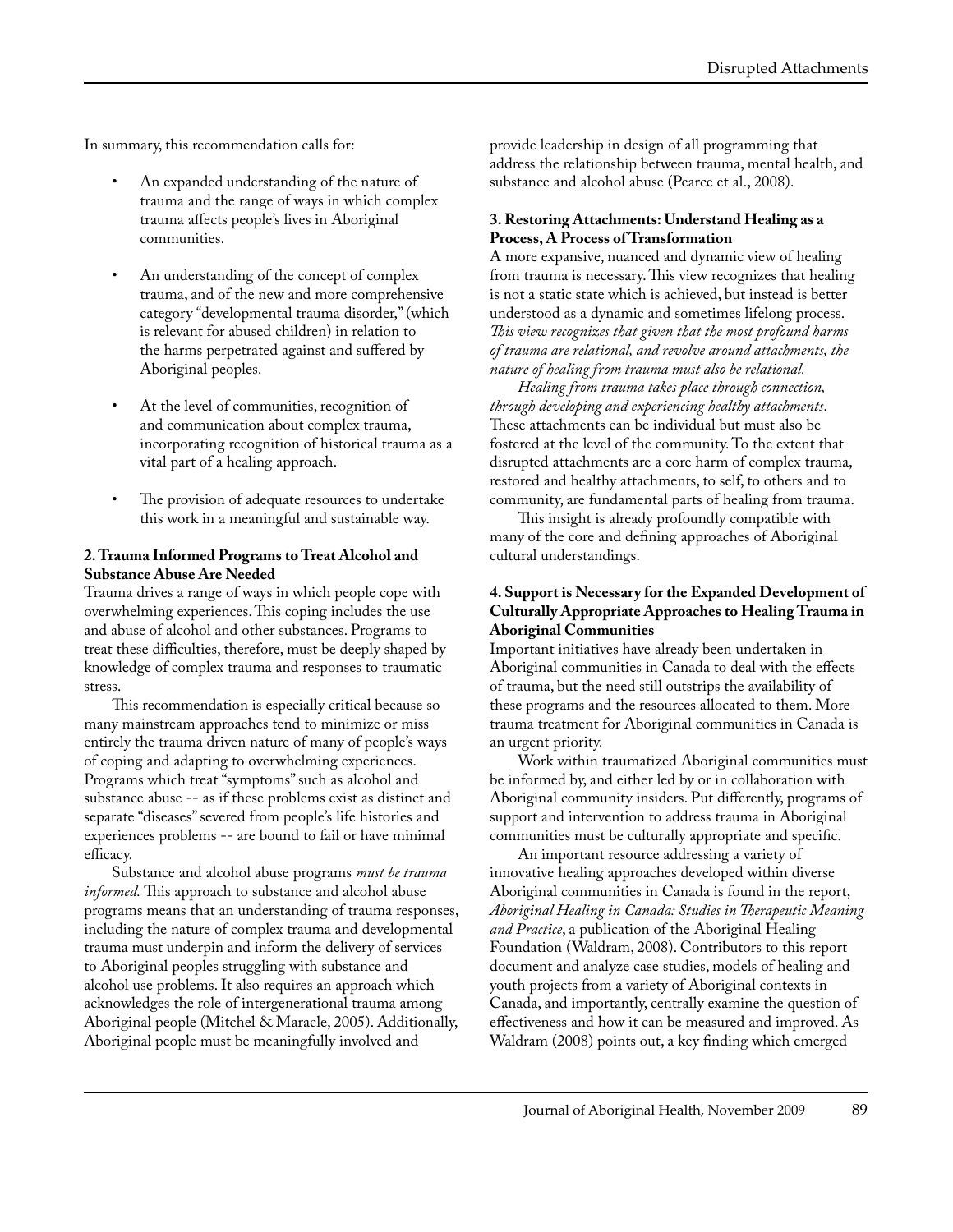In summary, this recommendation calls for:

- An expanded understanding of the nature of trauma and the range of ways in which complex trauma affects people's lives in Aboriginal communities.
- An understanding of the concept of complex trauma, and of the new and more comprehensive category "developmental trauma disorder," (which is relevant for abused children) in relation to the harms perpetrated against and suffered by Aboriginal peoples.
- At the level of communities, recognition of and communication about complex trauma, incorporating recognition of historical trauma as a vital part of a healing approach.
- The provision of adequate resources to undertake this work in a meaningful and sustainable way.

**2. Trauma Informed Programs to Treat Alcohol and Substance Abuse Are Needed**

Trauma drives a range of ways in which people cope with overwhelming experiences. This coping includes the use and abuse of alcohol and other substances. Programs to treat these difficulties, therefore, must be deeply shaped by knowledge of complex trauma and responses to traumatic stress.

This recommendation is especially critical because so many mainstream approaches tend to minimize or miss entirely the trauma driven nature of many of people's ways of coping and adapting to overwhelming experiences. Programs which treat "symptoms" such as alcohol and substance abuse -- as if these problems exist as distinct and separate "diseases" severed from people's life histories and experiences problems -- are bound to fail or have minimal efficacy.

Substance and alcohol abuse programs *must be trauma informed.* This approach to substance and alcohol abuse programs means that an understanding of trauma responses, including the nature of complex trauma and developmental trauma must underpin and inform the delivery of services to Aboriginal peoples struggling with substance and alcohol use problems. It also requires an approach which acknowledges the role of intergenerational trauma among Aboriginal people (Mitchel & Maracle, 2005). Additionally, Aboriginal people must be meaningfully involved and provide leadership in design of all programming that address the relationship between trauma, mental health, and substance and alcohol abuse (Pearce et al., 2008).

**3. Restoring Attachments: Understand Healing as a Process, A Process of Transformation**

A more expansive, nuanced and dynamic view of healing from trauma is necessary. This view recognizes that healing is not a static state which is achieved, but instead is better understood as a dynamic and sometimes lifelong process. *This view recognizes that given that the most profound harms of trauma are relational, and revolve around attachments, the nature of healing from trauma must also be relational.*

*Healing from trauma takes place through connection, through developing and experiencing healthy attachments*. These attachments can be individual but must also be fostered at the level of the community. To the extent that disrupted attachments are a core harm of complex trauma, restored and healthy attachments, to self, to others and to community, are fundamental parts of healing from trauma.

This insight is already profoundly compatible with many of the core and defining approaches of Aboriginal cultural understandings.

**4. Support is Necessary for the Expanded Development of Culturally Appropriate Approaches to Healing Trauma in Aboriginal Communities**

Important initiatives have already been undertaken in Aboriginal communities in Canada to deal with the effects of trauma, but the need still outstrips the availability of these programs and the resources allocated to them. More trauma treatment for Aboriginal communities in Canada is an urgent priority.

Work within traumatized Aboriginal communities must be informed by, and either led by or in collaboration with Aboriginal community insiders. Put differently, programs of support and intervention to address trauma in Aboriginal communities must be culturally appropriate and specific.

An important resource addressing a variety of innovative healing approaches developed within diverse Aboriginal communities in Canada is found in the report, *Aboriginal Healing in Canada: Studies in Therapeutic Meaning and Practice*, a publication of the Aboriginal Healing Foundation (Waldram, 2008). Contributors to this report document and analyze case studies, models of healing and youth projects from a variety of Aboriginal contexts in Canada, and importantly, centrally examine the question of effectiveness and how it can be measured and improved. As Waldram (2008) points out, a key finding which emerged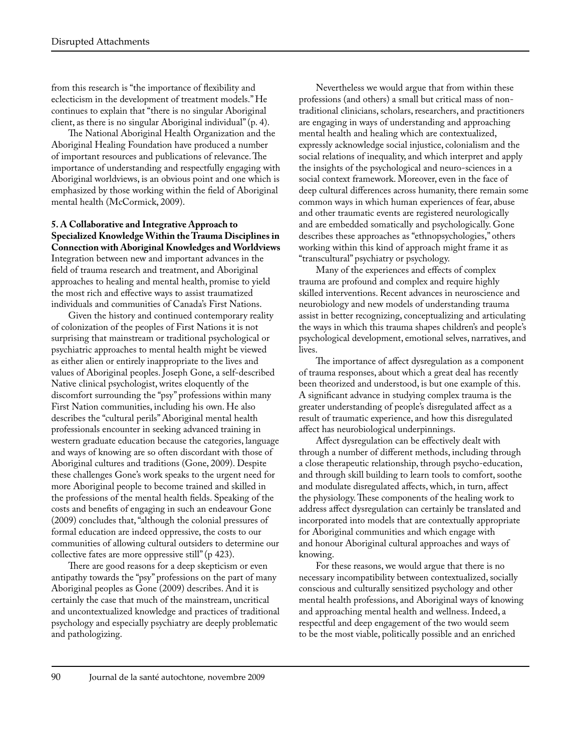from this research is "the importance of flexibility and eclecticism in the development of treatment models." He continues to explain that "there is no singular Aboriginal client, as there is no singular Aboriginal individual" (p. 4).

The National Aboriginal Health Organization and the Aboriginal Healing Foundation have produced a number of important resources and publications of relevance. The importance of understanding and respectfully engaging with Aboriginal worldviews, is an obvious point and one which is emphasized by those working within the field of Aboriginal mental health (McCormick, 2009).

**5. A Collaborative and Integrative Approach to Specialized Knowledge Within the Trauma Disciplines in Connection with Aboriginal Knowledges and Worldviews**

Integration between new and important advances in the field of trauma research and treatment, and Aboriginal approaches to healing and mental health, promise to yield the most rich and effective ways to assist traumatized individuals and communities of Canada's First Nations.

Given the history and continued contemporary reality of colonization of the peoples of First Nations it is not surprising that mainstream or traditional psychological or psychiatric approaches to mental health might be viewed as either alien or entirely inappropriate to the lives and values of Aboriginal peoples. Joseph Gone, a self-described Native clinical psychologist, writes eloquently of the discomfort surrounding the "psy" professions within many First Nation communities, including his own. He also describes the "cultural perils" Aboriginal mental health professionals encounter in seeking advanced training in western graduate education because the categories, language and ways of knowing are so often discordant with those of Aboriginal cultures and traditions (Gone, 2009). Despite these challenges Gone's work speaks to the urgent need for more Aboriginal people to become trained and skilled in the professions of the mental health fields. Speaking of the costs and benefits of engaging in such an endeavour Gone (2009) concludes that, "although the colonial pressures of formal education are indeed oppressive, the costs to our communities of allowing cultural outsiders to determine our collective fates are more oppressive still" (p 423).

There are good reasons for a deep skepticism or even antipathy towards the "psy" professions on the part of many Aboriginal peoples as Gone (2009) describes. And it is certainly the case that much of the mainstream, uncritical and uncontextualized knowledge and practices of traditional psychology and especially psychiatry are deeply problematic and pathologizing.

Nevertheless we would argue that from within these professions (and others) a small but critical mass of non-traditional clinicians, scholars, researchers, and practitioners are engaging in ways of understanding and approaching mental health and healing which are contextualized, expressly acknowledge social injustice, colonialism and the social relations of inequality, and which interpret and apply the insights of the psychological and neuro-sciences in a social context framework. Moreover, even in the face of deep cultural differences across humanity, there remain some common ways in which human experiences of fear, abuse and other traumatic events are registered neurologically and are embedded somatically and psychologically. Gone describes these approaches as "ethnopsychologies," others working within this kind of approach might frame it as "transcultural" psychiatry or psychology.

Many of the experiences and effects of complex trauma are profound and complex and require highly skilled interventions. Recent advances in neuroscience and neurobiology and new models of understanding trauma assist in better recognizing, conceptualizing and articulating the ways in which this trauma shapes children's and people's psychological development, emotional selves, narratives, and lives.

The importance of affect dysregulation as a component of trauma responses, about which a great deal has recently been theorized and understood, is but one example of this. A significant advance in studying complex trauma is the greater understanding of people's disregulated affect as a result of traumatic experience, and how this disregulated affect has neurobiological underpinnings.

Affect dysregulation can be effectively dealt with through a number of different methods, including through a close therapeutic relationship, through psycho-education, and through skill building to learn tools to comfort, soothe and modulate disregulated affects, which, in turn, affect the physiology. These components of the healing work to address affect dysregulation can certainly be translated and incorporated into models that are contextually appropriate for Aboriginal communities and which engage with and honour Aboriginal cultural approaches and ways of knowing.

For these reasons, we would argue that there is no necessary incompatibility between contextualized, socially conscious and culturally sensitized psychology and other mental health professions, and Aboriginal ways of knowing and approaching mental health and wellness. Indeed, a respectful and deep engagement of the two would seem to be the most viable, politically possible and an enriched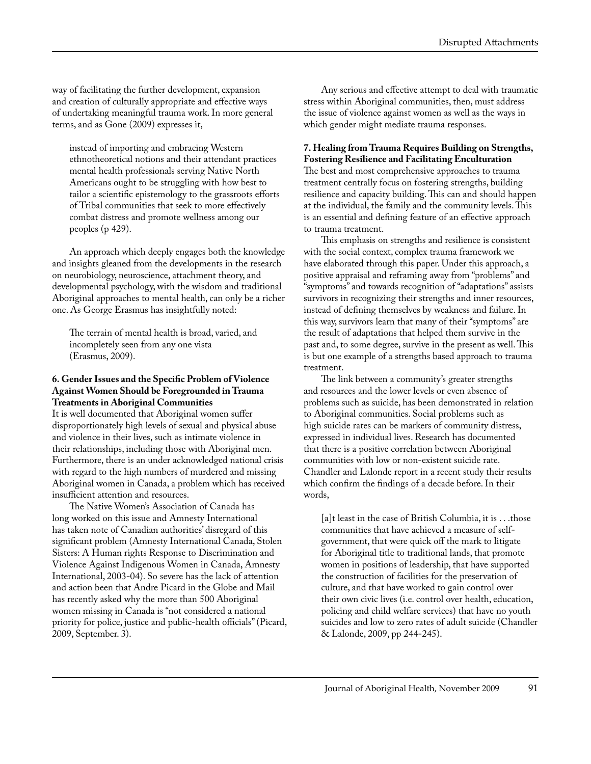way of facilitating the further development, expansion and creation of culturally appropriate and effective ways of undertaking meaningful trauma work. In more general terms, and as Gone (2009) expresses it,

> instead of importing and embracing Western ethnotheoretical notions and their attendant practices mental health professionals serving Native North Americans ought to be struggling with how best to tailor a scientific epistemology to the grassroots efforts of Tribal communities that seek to more effectively combat distress and promote wellness among our peoples (p 429).

An approach which deeply engages both the knowledge and insights gleaned from the developments in the research on neurobiology, neuroscience, attachment theory, and developmental psychology, with the wisdom and traditional Aboriginal approaches to mental health, can only be a richer one. As George Erasmus has insightfully noted:

> The terrain of mental health is broad, varied, and incompletely seen from any one vista (Erasmus, 2009).

### 6. Gender Issues and the Specific Problem of Violence Against Women Should be Foregrounded in Trauma Treatments in Aboriginal Communities

It is well documented that Aboriginal women suffer disproportionately high levels of sexual and physical abuse and violence in their lives, such as intimate violence in their relationships, including those with Aboriginal men. Furthermore, there is an under acknowledged national crisis with regard to the high numbers of murdered and missing Aboriginal women in Canada, a problem which has received insufficient attention and resources.

The Native Women's Association of Canada has long worked on this issue and Amnesty International has taken note of Canadian authorities' disregard of this significant problem (Amnesty International Canada, Stolen Sisters: A Human rights Response to Discrimination and Violence Against Indigenous Women in Canada, Amnesty International, 2003-04). So severe has the lack of attention and action been that Andre Picard in the Globe and Mail has recently asked why the more than 500 Aboriginal women missing in Canada is "not considered a national priority for police, justice and public-health officials" (Picard, 2009, September. 3).

Any serious and effective attempt to deal with traumatic stress within Aboriginal communities, then, must address the issue of violence against women as well as the ways in which gender might mediate trauma responses.

### 7. Healing from Trauma Requires Building on Strengths, Fostering Resilience and Facilitating Enculturation

The best and most comprehensive approaches to trauma treatment centrally focus on fostering strengths, building resilience and capacity building. This can and should happen at the individual, the family and the community levels. This is an essential and defining feature of an effective approach to trauma treatment.

This emphasis on strengths and resilience is consistent with the social context, complex trauma framework we have elaborated through this paper. Under this approach, a positive appraisal and reframing away from "problems" and "symptoms" and towards recognition of "adaptations" assists survivors in recognizing their strengths and inner resources, instead of defining themselves by weakness and failure. In this way, survivors learn that many of their "symptoms" are the result of adaptations that helped them survive in the past and, to some degree, survive in the present as well. This is but one example of a strengths based approach to trauma treatment.

The link between a community's greater strengths and resources and the lower levels or even absence of problems such as suicide, has been demonstrated in relation to Aboriginal communities. Social problems such as high suicide rates can be markers of community distress, expressed in individual lives. Research has documented that there is a positive correlation between Aboriginal communities with low or non-existent suicide rate. Chandler and Lalonde report in a recent study their results which confirm the findings of a decade before. In their words,

> [a]t least in the case of British Columbia, it is . . .those communities that have achieved a measure of self-government, that were quick off the mark to litigate for Aboriginal title to traditional lands, that promote women in positions of leadership, that have supported the construction of facilities for the preservation of culture, and that have worked to gain control over their own civic lives (i.e. control over health, education, policing and child welfare services) that have no youth suicides and low to zero rates of adult suicide (Chandler & Lalonde, 2009, pp 244-245).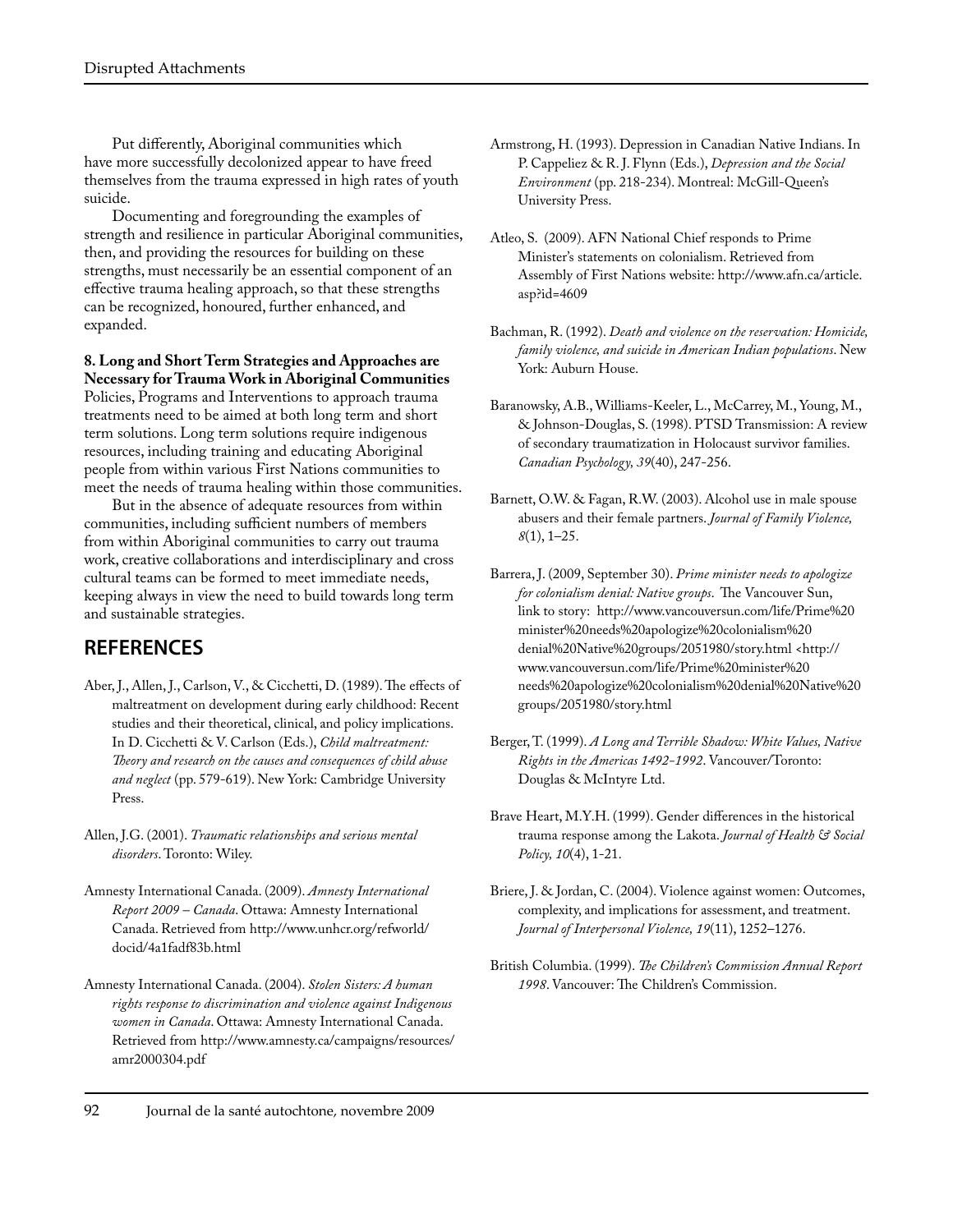Put differently, Aboriginal communities which have more successfully decolonized appear to have freed themselves from the trauma expressed in high rates of youth suicide.

Documenting and foregrounding the examples of strength and resilience in particular Aboriginal communities, then, and providing the resources for building on these strengths, must necessarily be an essential component of an effective trauma healing approach, so that these strengths can be recognized, honoured, further enhanced, and expanded.

**8. Long and Short Term Strategies and Approaches are Necessary for Trauma Work in Aboriginal Communities**
Policies, Programs and Interventions to approach trauma treatments need to be aimed at both long term and short term solutions. Long term solutions require indigenous resources, including training and educating Aboriginal people from within various First Nations communities to meet the needs of trauma healing within those communities.

But in the absence of adequate resources from within communities, including sufficient numbers of members from within Aboriginal communities to carry out trauma work, creative collaborations and interdisciplinary and cross cultural teams can be formed to meet immediate needs, keeping always in view the need to build towards long term and sustainable strategies.

## REFERENCES

Aber, J., Allen, J., Carlson, V., & Cicchetti, D. (1989). The effects of maltreatment on development during early childhood: Recent studies and their theoretical, clinical, and policy implications. In D. Cicchetti & V. Carlson (Eds.), *Child maltreatment: Theory and research on the causes and consequences of child abuse and neglect* (pp. 579-619). New York: Cambridge University Press.

Allen, J.G. (2001). *Traumatic relationships and serious mental disorders*. Toronto: Wiley.

Amnesty International Canada. (2009). *Amnesty International Report 2009 – Canada*. Ottawa: Amnesty International Canada. Retrieved from http://www.unhcr.org/refworld/docid/4a1fadf83b.html

Amnesty International Canada. (2004). *Stolen Sisters: A human rights response to discrimination and violence against Indigenous women in Canada*. Ottawa: Amnesty International Canada. Retrieved from http://www.amnesty.ca/campaigns/resources/amr2000304.pdf

Armstrong, H. (1993). Depression in Canadian Native Indians. In P. Cappeliez & R. J. Flynn (Eds.), *Depression and the Social Environment* (pp. 218-234). Montreal: McGill-Queen's University Press.

Atleo, S. (2009). AFN National Chief responds to Prime Minister's statements on colonialism. Retrieved from Assembly of First Nations website: http://www.afn.ca/article.asp?id=4609

Bachman, R. (1992). *Death and violence on the reservation: Homicide, family violence, and suicide in American Indian populations*. New York: Auburn House.

Baranowsky, A.B., Williams-Keeler, L., McCarrey, M., Young, M., & Johnson-Douglas, S. (1998). PTSD Transmission: A review of secondary traumatization in Holocaust survivor families. *Canadian Psychology, 39*(40), 247-256.

Barnett, O.W. & Fagan, R.W. (2003). Alcohol use in male spouse abusers and their female partners. *Journal of Family Violence, 8*(1), 1–25.

Barrera, J. (2009, September 30). *Prime minister needs to apologize for colonialism denial: Native groups*. The Vancouver Sun, link to story: http://www.vancouversun.com/life/Prime%20minister%20needs%20apologize%20colonialism%20denial%20Native%20groups/2051980/story.html <http://www.vancouversun.com/life/Prime%20minister%20needs%20apologize%20colonialism%20denial%20Native%20groups/2051980/story.html

Berger, T. (1999). *A Long and Terrible Shadow: White Values, Native Rights in the Americas 1492-1992*. Vancouver/Toronto: Douglas & McIntyre Ltd.

Brave Heart, M.Y.H. (1999). Gender differences in the historical trauma response among the Lakota. *Journal of Health & Social Policy, 10*(4), 1-21.

Briere, J. & Jordan, C. (2004). Violence against women: Outcomes, complexity, and implications for assessment, and treatment. *Journal of Interpersonal Violence, 19*(11), 1252–1276.

British Columbia. (1999). *The Children's Commission Annual Report 1998*. Vancouver: The Children's Commission.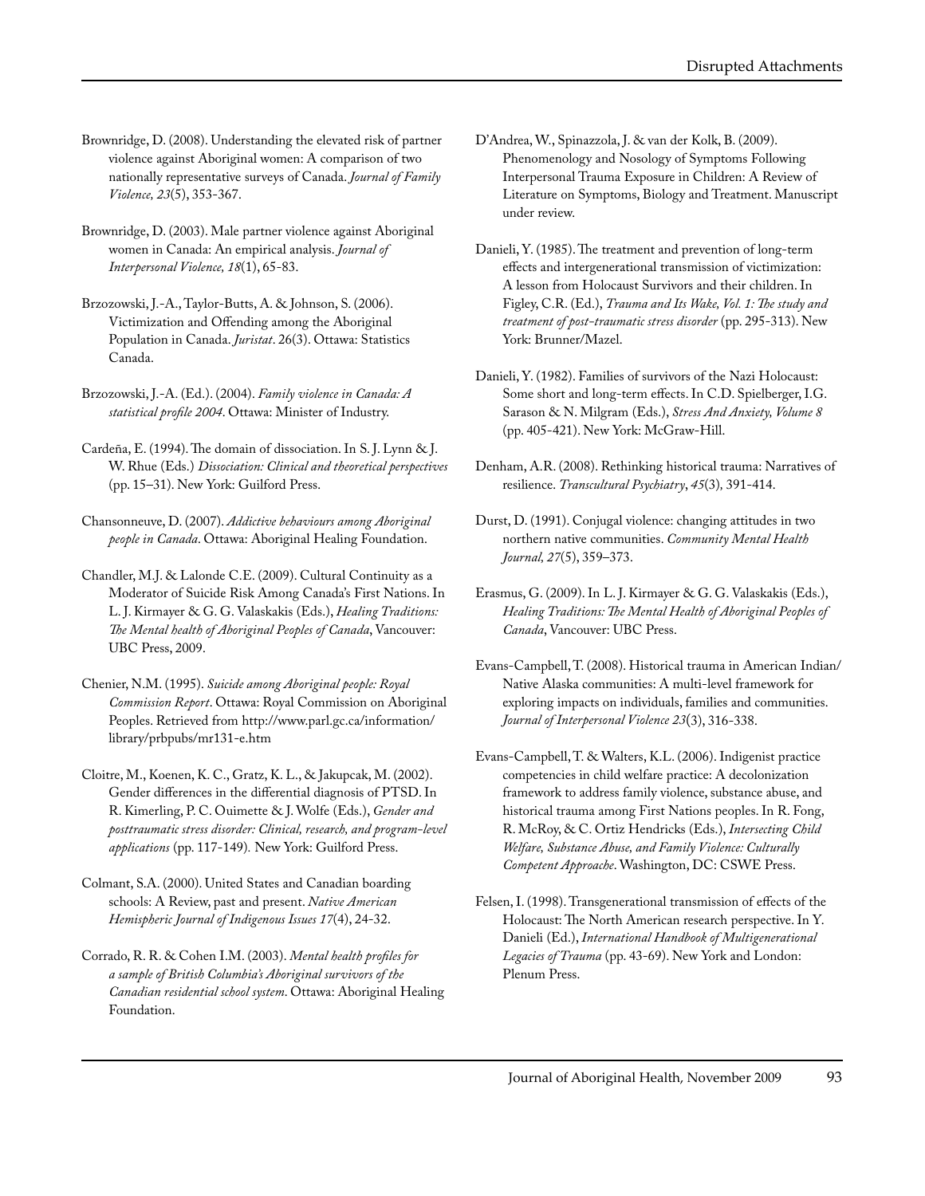Brownridge, D. (2008). Understanding the elevated risk of partner violence against Aboriginal women: A comparison of two nationally representative surveys of Canada. *Journal of Family Violence, 23*(5), 353-367.

Brownridge, D. (2003). Male partner violence against Aboriginal women in Canada: An empirical analysis. *Journal of Interpersonal Violence, 18*(1), 65-83.

Brzozowski, J.-A., Taylor-Butts, A. & Johnson, S. (2006). Victimization and Offending among the Aboriginal Population in Canada. *Juristat*. 26(3). Ottawa: Statistics Canada.

Brzozowski, J.-A. (Ed.). (2004). *Family violence in Canada: A statistical profile 2004*. Ottawa: Minister of Industry.

Cardeña, E. (1994). The domain of dissociation. In S. J. Lynn & J. W. Rhue (Eds.) *Dissociation: Clinical and theoretical perspectives* (pp. 15–31). New York: Guilford Press.

Chansonneuve, D. (2007). *Addictive behaviours among Aboriginal people in Canada*. Ottawa: Aboriginal Healing Foundation.

Chandler, M.J. & Lalonde C.E. (2009). Cultural Continuity as a Moderator of Suicide Risk Among Canada's First Nations. In L. J. Kirmayer & G. G. Valaskakis (Eds.), *Healing Traditions: The Mental health of Aboriginal Peoples of Canada*, Vancouver: UBC Press, 2009.

Chenier, N.M. (1995). *Suicide among Aboriginal people: Royal Commission Report*. Ottawa: Royal Commission on Aboriginal Peoples. Retrieved from http://www.parl.gc.ca/information/library/prbpubs/mr131-e.htm

Cloitre, M., Koenen, K. C., Gratz, K. L., & Jakupcak, M. (2002). Gender differences in the differential diagnosis of PTSD. In R. Kimerling, P. C. Ouimette & J. Wolfe (Eds.), *Gender and posttraumatic stress disorder: Clinical, research, and program-level applications* (pp. 117-149). New York: Guilford Press.

Colmant, S.A. (2000). United States and Canadian boarding schools: A Review, past and present. *Native American Hemispheric Journal of Indigenous Issues 17*(4), 24-32.

Corrado, R. R. & Cohen I.M. (2003). *Mental health profiles for a sample of British Columbia's Aboriginal survivors of the Canadian residential school system*. Ottawa: Aboriginal Healing Foundation.

D'Andrea, W., Spinazzola, J. & van der Kolk, B. (2009). Phenomenology and Nosology of Symptoms Following Interpersonal Trauma Exposure in Children: A Review of Literature on Symptoms, Biology and Treatment. Manuscript under review.

Danieli, Y. (1985). The treatment and prevention of long-term effects and intergenerational transmission of victimization: A lesson from Holocaust Survivors and their children. In Figley, C.R. (Ed.), *Trauma and Its Wake, Vol. 1: The study and treatment of post-traumatic stress disorder* (pp. 295-313). New York: Brunner/Mazel.

Danieli, Y. (1982). Families of survivors of the Nazi Holocaust: Some short and long-term effects. In C.D. Spielberger, I.G. Sarason & N. Milgram (Eds.), *Stress And Anxiety, Volume 8* (pp. 405-421). New York: McGraw-Hill.

Denham, A.R. (2008). Rethinking historical trauma: Narratives of resilience. *Transcultural Psychiatry*, *45*(3), 391-414.

Durst, D. (1991). Conjugal violence: changing attitudes in two northern native communities. *Community Mental Health Journal, 27*(5), 359–373.

Erasmus, G. (2009). In L. J. Kirmayer & G. G. Valaskakis (Eds.), *Healing Traditions: The Mental Health of Aboriginal Peoples of Canada*, Vancouver: UBC Press.

Evans-Campbell, T. (2008). Historical trauma in American Indian/Native Alaska communities: A multi-level framework for exploring impacts on individuals, families and communities. *Journal of Interpersonal Violence 23*(3), 316-338.

Evans-Campbell, T. & Walters, K.L. (2006). Indigenist practice competencies in child welfare practice: A decolonization framework to address family violence, substance abuse, and historical trauma among First Nations peoples. In R. Fong, R. McRoy, & C. Ortiz Hendricks (Eds.), *Intersecting Child Welfare, Substance Abuse, and Family Violence: Culturally Competent Approache*. Washington, DC: CSWE Press.

Felsen, I. (1998). Transgenerational transmission of effects of the Holocaust: The North American research perspective. In Y. Danieli (Ed.), *International Handbook of Multigenerational Legacies of Trauma* (pp. 43-69). New York and London: Plenum Press.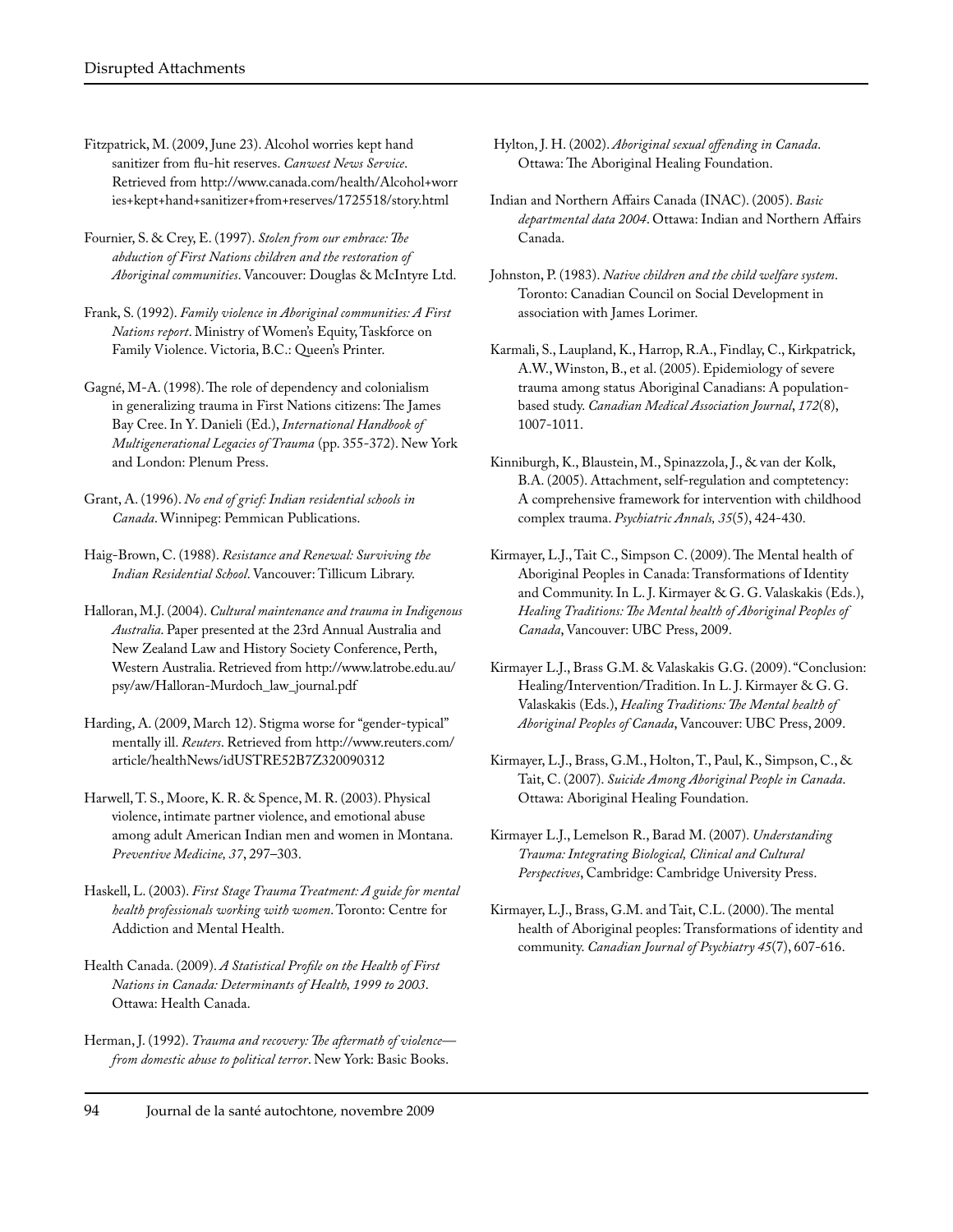Fitzpatrick, M. (2009, June 23). Alcohol worries kept hand sanitizer from flu-hit reserves. *Canwest News Service*. Retrieved from http://www.canada.com/health/Alcohol+worries+kept+hand+sanitizer+from+reserves/1725518/story.html

Fournier, S. & Crey, E. (1997). *Stolen from our embrace: The abduction of First Nations children and the restoration of Aboriginal communities*. Vancouver: Douglas & McIntyre Ltd.

Frank, S. (1992). *Family violence in Aboriginal communities: A First Nations report*. Ministry of Women's Equity, Taskforce on Family Violence. Victoria, B.C.: Queen's Printer.

Gagné, M-A. (1998). The role of dependency and colonialism in generalizing trauma in First Nations citizens: The James Bay Cree. In Y. Danieli (Ed.), *International Handbook of Multigenerational Legacies of Trauma* (pp. 355-372). New York and London: Plenum Press.

Grant, A. (1996). *No end of grief: Indian residential schools in Canada*. Winnipeg: Pemmican Publications.

Haig-Brown, C. (1988). *Resistance and Renewal: Surviving the Indian Residential School*. Vancouver: Tillicum Library.

Halloran, M.J. (2004). *Cultural maintenance and trauma in Indigenous Australia*. Paper presented at the 23rd Annual Australia and New Zealand Law and History Society Conference, Perth, Western Australia. Retrieved from http://www.latrobe.edu.au/psy/aw/Halloran-Murdoch_law_journal.pdf

Harding, A. (2009, March 12). Stigma worse for "gender-typical" mentally ill. *Reuters*. Retrieved from http://www.reuters.com/article/healthNews/idUSTRE52B7Z320090312

Harwell, T. S., Moore, K. R. & Spence, M. R. (2003). Physical violence, intimate partner violence, and emotional abuse among adult American Indian men and women in Montana. *Preventive Medicine, 37*, 297–303.

Haskell, L. (2003). *First Stage Trauma Treatment: A guide for mental health professionals working with women*. Toronto: Centre for Addiction and Mental Health.

Health Canada. (2009). *A Statistical Profile on the Health of First Nations in Canada: Determinants of Health, 1999 to 2003*. Ottawa: Health Canada.

Herman, J. (1992). *Trauma and recovery: The aftermath of violence—from domestic abuse to political terror*. New York: Basic Books.

Hylton, J. H. (2002). *Aboriginal sexual offending in Canada*. Ottawa: The Aboriginal Healing Foundation.

Indian and Northern Affairs Canada (INAC). (2005). *Basic departmental data 2004*. Ottawa: Indian and Northern Affairs Canada.

Johnston, P. (1983). *Native children and the child welfare system*. Toronto: Canadian Council on Social Development in association with James Lorimer.

Karmali, S., Laupland, K., Harrop, R.A., Findlay, C., Kirkpatrick, A.W., Winston, B., et al. (2005). Epidemiology of severe trauma among status Aboriginal Canadians: A population-based study. *Canadian Medical Association Journal*, *172*(8), 1007-1011.

Kinniburgh, K., Blaustein, M., Spinazzola, J., & van der Kolk, B.A. (2005). Attachment, self-regulation and comptetency: A comprehensive framework for intervention with childhood complex trauma. *Psychiatric Annals, 35*(5), 424-430.

Kirmayer, L.J., Tait C., Simpson C. (2009). The Mental health of Aboriginal Peoples in Canada: Transformations of Identity and Community. In L. J. Kirmayer & G. G. Valaskakis (Eds.), *Healing Traditions: The Mental health of Aboriginal Peoples of Canada*, Vancouver: UBC Press, 2009.

Kirmayer L.J., Brass G.M. & Valaskakis G.G. (2009). "Conclusion: Healing/Intervention/Tradition. In L. J. Kirmayer & G. G. Valaskakis (Eds.), *Healing Traditions: The Mental health of Aboriginal Peoples of Canada*, Vancouver: UBC Press, 2009.

Kirmayer, L.J., Brass, G.M., Holton, T., Paul, K., Simpson, C., & Tait, C. (2007). *Suicide Among Aboriginal People in Canada*. Ottawa: Aboriginal Healing Foundation.

Kirmayer L.J., Lemelson R., Barad M. (2007). *Understanding Trauma: Integrating Biological, Clinical and Cultural Perspectives*, Cambridge: Cambridge University Press.

Kirmayer, L.J., Brass, G.M. and Tait, C.L. (2000). The mental health of Aboriginal peoples: Transformations of identity and community. *Canadian Journal of Psychiatry 45*(7), 607-616.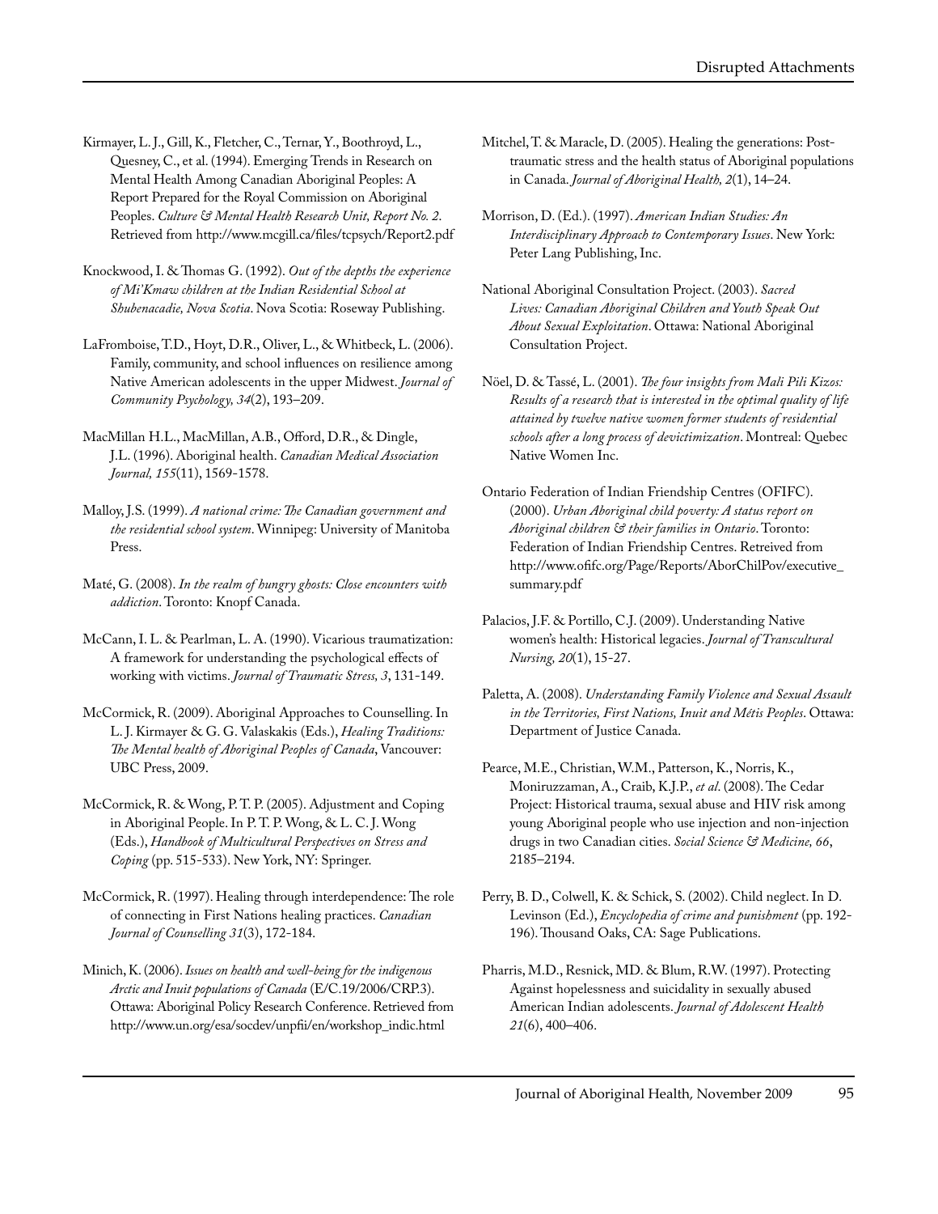Kirmayer, L. J., Gill, K., Fletcher, C., Ternar, Y., Boothroyd, L., Quesney, C., et al. (1994). Emerging Trends in Research on Mental Health Among Canadian Aboriginal Peoples: A Report Prepared for the Royal Commission on Aboriginal Peoples. *Culture & Mental Health Research Unit, Report No. 2*. Retrieved from http://www.mcgill.ca/files/tcpsych/Report2.pdf

Knockwood, I. & Thomas G. (1992). *Out of the depths the experience of Mi'Kmaw children at the Indian Residential School at Shubenacadie, Nova Scotia*. Nova Scotia: Roseway Publishing.

LaFromboise, T.D., Hoyt, D.R., Oliver, L., & Whitbeck, L. (2006). Family, community, and school influences on resilience among Native American adolescents in the upper Midwest. *Journal of Community Psychology, 34*(2), 193–209.

MacMillan H.L., MacMillan, A.B., Offord, D.R., & Dingle, J.L. (1996). Aboriginal health. *Canadian Medical Association Journal, 155*(11), 1569-1578.

Malloy, J.S. (1999). *A national crime: The Canadian government and the residential school system*. Winnipeg: University of Manitoba Press.

Maté, G. (2008). *In the realm of hungry ghosts: Close encounters with addiction*. Toronto: Knopf Canada.

McCann, I. L. & Pearlman, L. A. (1990). Vicarious traumatization: A framework for understanding the psychological effects of working with victims. *Journal of Traumatic Stress, 3*, 131-149.

McCormick, R. (2009). Aboriginal Approaches to Counselling. In L. J. Kirmayer & G. G. Valaskakis (Eds.), *Healing Traditions: The Mental health of Aboriginal Peoples of Canada*, Vancouver: UBC Press, 2009.

McCormick, R. & Wong, P. T. P. (2005). Adjustment and Coping in Aboriginal People. In P. T. P. Wong, & L. C. J. Wong (Eds.), *Handbook of Multicultural Perspectives on Stress and Coping* (pp. 515-533). New York, NY: Springer.

McCormick, R. (1997). Healing through interdependence: The role of connecting in First Nations healing practices. *Canadian Journal of Counselling 31*(3), 172-184.

Minich, K. (2006). *Issues on health and well-being for the indigenous Arctic and Inuit populations of Canada* (E/C.19/2006/CRP.3). Ottawa: Aboriginal Policy Research Conference. Retrieved from http://www.un.org/esa/socdev/unpfii/en/workshop_indic.html

Mitchel, T. & Maracle, D. (2005). Healing the generations: Post-traumatic stress and the health status of Aboriginal populations in Canada. *Journal of Aboriginal Health, 2*(1), 14–24.

Morrison, D. (Ed.). (1997). *American Indian Studies: An Interdisciplinary Approach to Contemporary Issues*. New York: Peter Lang Publishing, Inc.

National Aboriginal Consultation Project. (2003). *Sacred Lives: Canadian Aboriginal Children and Youth Speak Out About Sexual Exploitation*. Ottawa: National Aboriginal Consultation Project.

Nöel, D. & Tassé, L. (2001). *The four insights from Mali Pili Kizos: Results of a research that is interested in the optimal quality of life attained by twelve native women former students of residential schools after a long process of devictimization*. Montreal: Quebec Native Women Inc.

Ontario Federation of Indian Friendship Centres (OFIFC). (2000). *Urban Aboriginal child poverty: A status report on Aboriginal children & their families in Ontario*. Toronto: Federation of Indian Friendship Centres. Retreived from http://www.ofifc.org/Page/Reports/AborChilPov/executive_summary.pdf

Palacios, J.F. & Portillo, C.J. (2009). Understanding Native women's health: Historical legacies. *Journal of Transcultural Nursing, 20*(1), 15-27.

Paletta, A. (2008). *Understanding Family Violence and Sexual Assault in the Territories, First Nations, Inuit and Métis Peoples*. Ottawa: Department of Justice Canada.

Pearce, M.E., Christian, W.M., Patterson, K., Norris, K., Moniruzzaman, A., Craib, K.J.P., *et al*. (2008). The Cedar Project: Historical trauma, sexual abuse and HIV risk among young Aboriginal people who use injection and non-injection drugs in two Canadian cities. *Social Science & Medicine, 66*, 2185–2194.

Perry, B. D., Colwell, K. & Schick, S. (2002). Child neglect. In D. Levinson (Ed.), *Encyclopedia of crime and punishment* (pp. 192-196). Thousand Oaks, CA: Sage Publications.

Pharris, M.D., Resnick, MD. & Blum, R.W. (1997). Protecting Against hopelessness and suicidality in sexually abused American Indian adolescents. *Journal of Adolescent Health 21*(6), 400–406.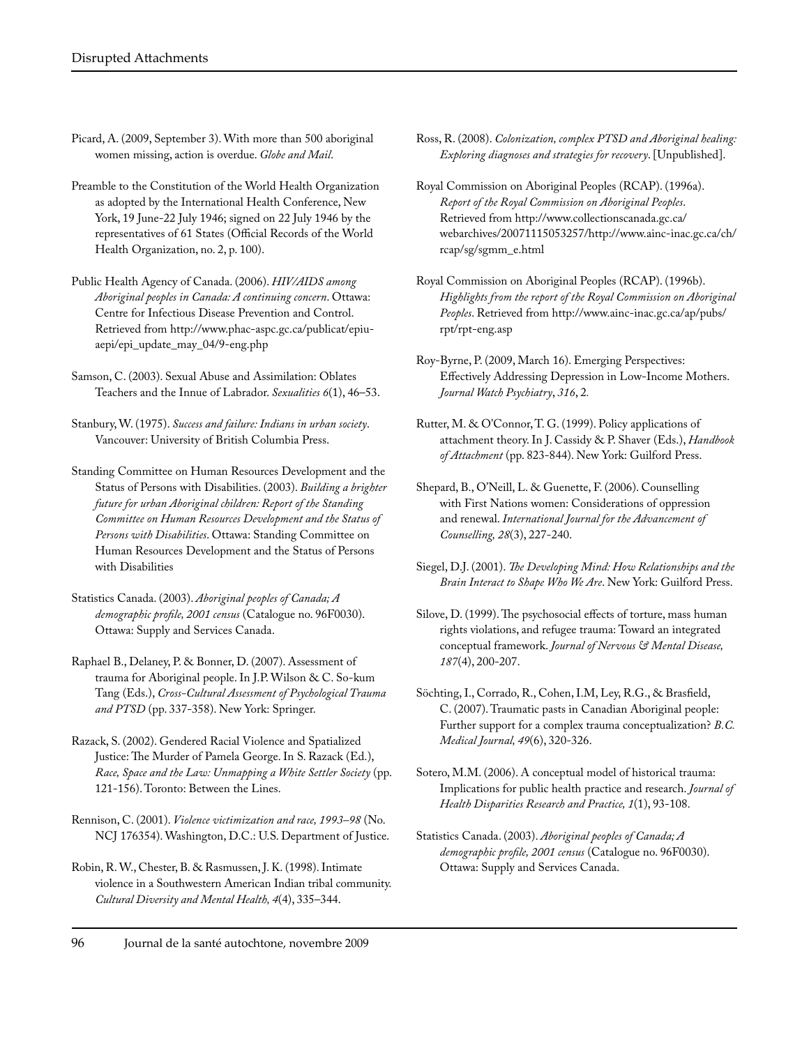Picard, A. (2009, September 3). With more than 500 aboriginal women missing, action is overdue. *Globe and Mail*.

Preamble to the Constitution of the World Health Organization as adopted by the International Health Conference, New York, 19 June-22 July 1946; signed on 22 July 1946 by the representatives of 61 States (Official Records of the World Health Organization, no. 2, p. 100).

Public Health Agency of Canada. (2006). *HIV/AIDS among Aboriginal peoples in Canada: A continuing concern*. Ottawa: Centre for Infectious Disease Prevention and Control. Retrieved from http://www.phac-aspc.gc.ca/publicat/epiu-aepi/epi_update_may_04/9-eng.php

Samson, C. (2003). Sexual Abuse and Assimilation: Oblates Teachers and the Innue of Labrador. *Sexualities 6*(1), 46–53.

Stanbury, W. (1975). *Success and failure: Indians in urban society*. Vancouver: University of British Columbia Press.

Standing Committee on Human Resources Development and the Status of Persons with Disabilities. (2003). *Building a brighter future for urban Aboriginal children: Report of the Standing Committee on Human Resources Development and the Status of Persons with Disabilities*. Ottawa: Standing Committee on Human Resources Development and the Status of Persons with Disabilities

Statistics Canada. (2003). *Aboriginal peoples of Canada; A demographic profile, 2001 census* (Catalogue no. 96F0030). Ottawa: Supply and Services Canada.

Raphael B., Delaney, P. & Bonner, D. (2007). Assessment of trauma for Aboriginal people. In J.P. Wilson & C. So-kum Tang (Eds.), *Cross-Cultural Assessment of Psychological Trauma and PTSD* (pp. 337-358). New York: Springer.

Razack, S. (2002). Gendered Racial Violence and Spatialized Justice: The Murder of Pamela George. In S. Razack (Ed.), *Race, Space and the Law: Unmapping a White Settler Society* (pp. 121-156). Toronto: Between the Lines.

Rennison, C. (2001). *Violence victimization and race, 1993–98* (No. NCJ 176354). Washington, D.C.: U.S. Department of Justice.

Robin, R. W., Chester, B. & Rasmussen, J. K. (1998). Intimate violence in a Southwestern American Indian tribal community. *Cultural Diversity and Mental Health, 4*(4), 335–344.

Ross, R. (2008). *Colonization, complex PTSD and Aboriginal healing: Exploring diagnoses and strategies for recovery*. [Unpublished].

Royal Commission on Aboriginal Peoples (RCAP). (1996a). *Report of the Royal Commission on Aboriginal Peoples*. Retrieved from http://www.collectionscanada.gc.ca/webarchives/20071115053257/http://www.ainc-inac.gc.ca/ch/rcap/sg/sgmm_e.html

Royal Commission on Aboriginal Peoples (RCAP). (1996b). *Highlights from the report of the Royal Commission on Aboriginal Peoples*. Retrieved from http://www.ainc-inac.gc.ca/ap/pubs/rpt/rpt-eng.asp

Roy-Byrne, P. (2009, March 16). Emerging Perspectives: Effectively Addressing Depression in Low-Income Mothers. *Journal Watch Psychiatry*, *316*, 2.

Rutter, M. & O'Connor, T. G. (1999). Policy applications of attachment theory. In J. Cassidy & P. Shaver (Eds.), *Handbook of Attachment* (pp. 823-844). New York: Guilford Press.

Shepard, B., O'Neill, L. & Guenette, F. (2006). Counselling with First Nations women: Considerations of oppression and renewal. *International Journal for the Advancement of Counselling, 28*(3), 227-240.

Siegel, D.J. (2001). *The Developing Mind: How Relationships and the Brain Interact to Shape Who We Are*. New York: Guilford Press.

Silove, D. (1999). The psychosocial effects of torture, mass human rights violations, and refugee trauma: Toward an integrated conceptual framework. *Journal of Nervous & Mental Disease, 187*(4), 200-207.

Söchting, I., Corrado, R., Cohen, I.M, Ley, R.G., & Brasfield, C. (2007). Traumatic pasts in Canadian Aboriginal people: Further support for a complex trauma conceptualization? *B.C. Medical Journal, 49*(6), 320-326.

Sotero, M.M. (2006). A conceptual model of historical trauma: Implications for public health practice and research. *Journal of Health Disparities Research and Practice, 1*(1), 93-108.

Statistics Canada. (2003). *Aboriginal peoples of Canada; A demographic profile, 2001 census* (Catalogue no. 96F0030). Ottawa: Supply and Services Canada.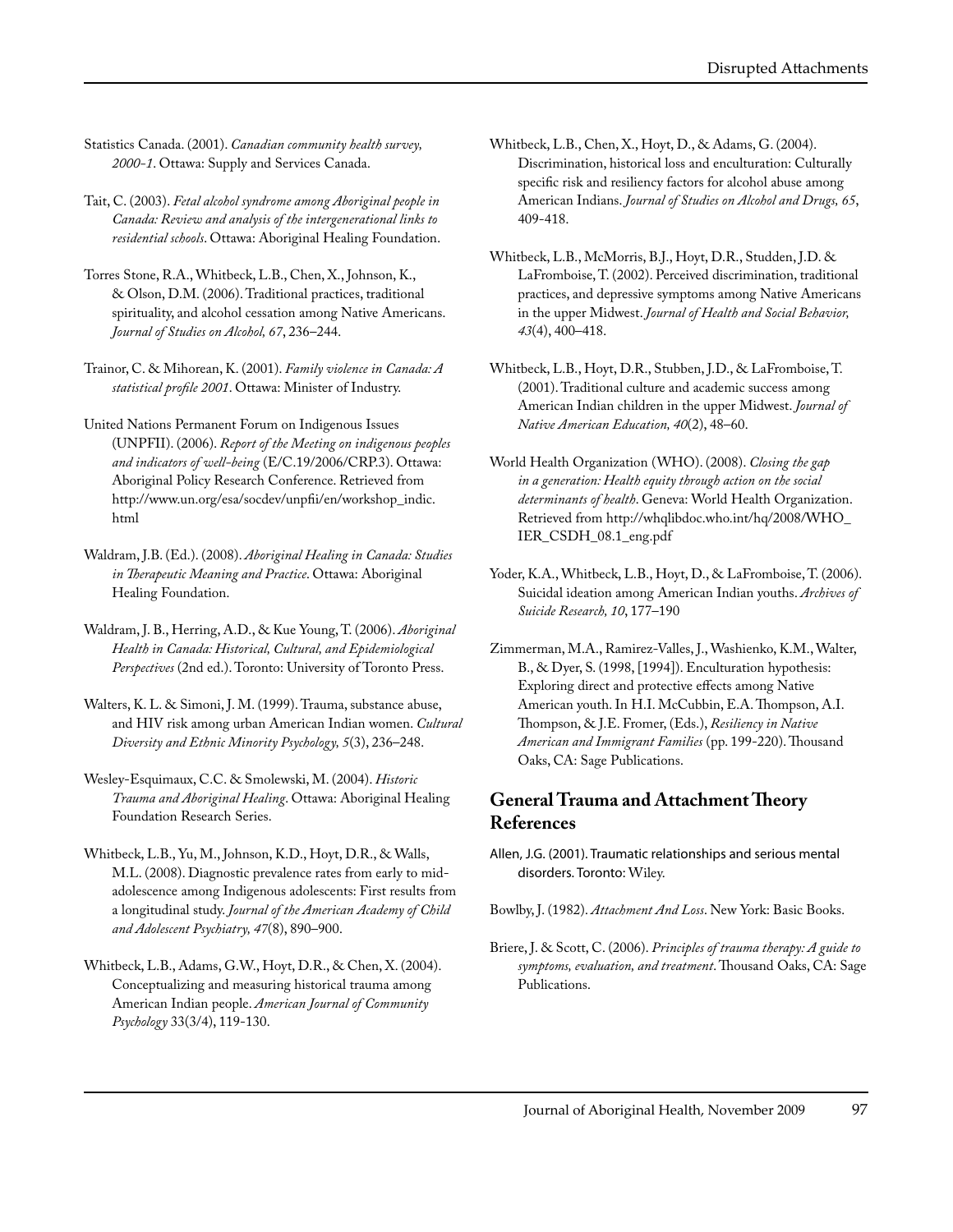Statistics Canada. (2001). *Canadian community health survey, 2000-1*. Ottawa: Supply and Services Canada.

Tait, C. (2003). *Fetal alcohol syndrome among Aboriginal people in Canada: Review and analysis of the intergenerational links to residential schools*. Ottawa: Aboriginal Healing Foundation.

Torres Stone, R.A., Whitbeck, L.B., Chen, X., Johnson, K., & Olson, D.M. (2006). Traditional practices, traditional spirituality, and alcohol cessation among Native Americans. *Journal of Studies on Alcohol, 67*, 236–244.

Trainor, C. & Mihorean, K. (2001). *Family violence in Canada: A statistical profile 2001*. Ottawa: Minister of Industry.

United Nations Permanent Forum on Indigenous Issues (UNPFII). (2006). *Report of the Meeting on indigenous peoples and indicators of well-being* (E/C.19/2006/CRP.3). Ottawa: Aboriginal Policy Research Conference. Retrieved from http://www.un.org/esa/socdev/unpfii/en/workshop_indic.html

Waldram, J.B. (Ed.). (2008). *Aboriginal Healing in Canada: Studies in Therapeutic Meaning and Practice*. Ottawa: Aboriginal Healing Foundation.

Waldram, J. B., Herring, A.D., & Kue Young, T. (2006). *Aboriginal Health in Canada: Historical, Cultural, and Epidemiological Perspectives* (2nd ed.). Toronto: University of Toronto Press.

Walters, K. L. & Simoni, J. M. (1999). Trauma, substance abuse, and HIV risk among urban American Indian women. *Cultural Diversity and Ethnic Minority Psychology, 5*(3), 236–248.

Wesley-Esquimaux, C.C. & Smolewski, M. (2004). *Historic Trauma and Aboriginal Healing*. Ottawa: Aboriginal Healing Foundation Research Series.

Whitbeck, L.B., Yu, M., Johnson, K.D., Hoyt, D.R., & Walls, M.L. (2008). Diagnostic prevalence rates from early to mid-adolescence among Indigenous adolescents: First results from a longitudinal study. *Journal of the American Academy of Child and Adolescent Psychiatry, 47*(8), 890–900.

Whitbeck, L.B., Adams, G.W., Hoyt, D.R., & Chen, X. (2004). Conceptualizing and measuring historical trauma among American Indian people. *American Journal of Community Psychology* 33(3/4), 119-130.

Whitbeck, L.B., Chen, X., Hoyt, D., & Adams, G. (2004). Discrimination, historical loss and enculturation: Culturally specific risk and resiliency factors for alcohol abuse among American Indians. *Journal of Studies on Alcohol and Drugs, 65*, 409-418.

Whitbeck, L.B., McMorris, B.J., Hoyt, D.R., Studden, J.D. & LaFromboise, T. (2002). Perceived discrimination, traditional practices, and depressive symptoms among Native Americans in the upper Midwest. *Journal of Health and Social Behavior, 43*(4), 400–418.

Whitbeck, L.B., Hoyt, D.R., Stubben, J.D., & LaFromboise, T. (2001). Traditional culture and academic success among American Indian children in the upper Midwest. *Journal of Native American Education, 40*(2), 48–60.

World Health Organization (WHO). (2008). *Closing the gap in a generation: Health equity through action on the social determinants of health*. Geneva: World Health Organization. Retrieved from http://whqlibdoc.who.int/hq/2008/WHO_IER_CSDH_08.1_eng.pdf

Yoder, K.A., Whitbeck, L.B., Hoyt, D., & LaFromboise, T. (2006). Suicidal ideation among American Indian youths. *Archives of Suicide Research, 10*, 177–190

Zimmerman, M.A., Ramirez-Valles, J., Washienko, K.M., Walter, B., & Dyer, S. (1998, [1994]). Enculturation hypothesis: Exploring direct and protective effects among Native American youth. In H.I. McCubbin, E.A. Thompson, A.I. Thompson, & J.E. Fromer, (Eds.), *Resiliency in Native American and Immigrant Families* (pp. 199-220). Thousand Oaks, CA: Sage Publications.

## General Trauma and Attachment Theory References

Allen, J.G. (2001). Traumatic relationships and serious mental disorders. Toronto: Wiley.

Bowlby, J. (1982). *Attachment And Loss*. New York: Basic Books.

Briere, J. & Scott, C. (2006). *Principles of trauma therapy: A guide to symptoms, evaluation, and treatment*. Thousand Oaks, CA: Sage Publications.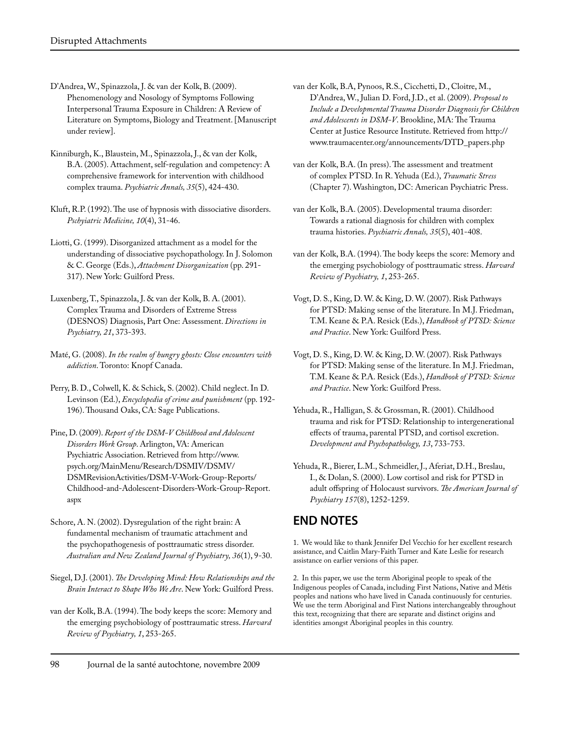D'Andrea, W., Spinazzola, J. & van der Kolk, B. (2009). Phenomenology and Nosology of Symptoms Following Interpersonal Trauma Exposure in Children: A Review of Literature on Symptoms, Biology and Treatment. [Manuscript under review].

Kinniburgh, K., Blaustein, M., Spinazzola, J., & van der Kolk, B.A. (2005). Attachment, self-regulation and competency: A comprehensive framework for intervention with childhood complex trauma. *Psychiatric Annals, 35*(5), 424-430.

Kluft, R.P. (1992). The use of hypnosis with dissociative disorders. *Pschyiatric Medicine, 10*(4), 31-46.

Liotti, G. (1999). Disorganized attachment as a model for the understanding of dissociative psychopathology. In J. Solomon & C. George (Eds.), *Attachment Disorganization* (pp. 291-317). New York: Guilford Press.

Luxenberg, T., Spinazzola, J. & van der Kolk, B. A. (2001). Complex Trauma and Disorders of Extreme Stress (DESNOS) Diagnosis, Part One: Assessment. *Directions in Psychiatry, 21*, 373-393.

Maté, G. (2008). *In the realm of hungry ghosts: Close encounters with addiction*. Toronto: Knopf Canada.

Perry, B. D., Colwell, K. & Schick, S. (2002). Child neglect. In D. Levinson (Ed.), *Encyclopedia of crime and punishment* (pp. 192-196). Thousand Oaks, CA: Sage Publications.

Pine, D. (2009). *Report of the DSM-V Childhood and Adolescent Disorders Work Group*. Arlington, VA: American Psychiatric Association. Retrieved from http://www.psych.org/MainMenu/Research/DSMIV/DSMV/DSMRevisionActivities/DSM-V-Work-Group-Reports/Childhood-and-Adolescent-Disorders-Work-Group-Report.aspx

Schore, A. N. (2002). Dysregulation of the right brain: A fundamental mechanism of traumatic attachment and the psychopathogenesis of posttraumatic stress disorder. *Australian and New Zealand Journal of Psychiatry, 36*(1), 9-30.

Siegel, D.J. (2001). *The Developing Mind: How Relationships and the Brain Interact to Shape Who We Are*. New York: Guilford Press.

van der Kolk, B.A. (1994). The body keeps the score: Memory and the emerging psychobiology of posttraumatic stress. *Harvard Review of Psychiatry, 1*, 253-265.

van der Kolk, B.A, Pynoos, R.S., Cicchetti, D., Cloitre, M., D'Andrea, W., Julian D. Ford, J.D., et al. (2009). *Proposal to Include a Developmental Trauma Disorder Diagnosis for Children and Adolescents in DSM-V*. Brookline, MA: The Trauma Center at Justice Resource Institute. Retrieved from http://www.traumacenter.org/announcements/DTD_papers.php

van der Kolk, B.A. (In press). The assessment and treatment of complex PTSD. In R. Yehuda (Ed.), *Traumatic Stress* (Chapter 7). Washington, DC: American Psychiatric Press.

van der Kolk, B.A. (2005). Developmental trauma disorder: Towards a rational diagnosis for children with complex trauma histories. *Psychiatric Annals, 35*(5), 401-408.

van der Kolk, B.A. (1994). The body keeps the score: Memory and the emerging psychobiology of posttraumatic stress. *Harvard Review of Psychiatry, 1*, 253-265.

Vogt, D. S., King, D. W. & King, D. W. (2007). Risk Pathways for PTSD: Making sense of the literature. In M.J. Friedman, T.M. Keane & P.A. Resick (Eds.), *Handbook of PTSD: Science and Practice*. New York: Guilford Press.

Vogt, D. S., King, D. W. & King, D. W. (2007). Risk Pathways for PTSD: Making sense of the literature. In M.J. Friedman, T.M. Keane & P.A. Resick (Eds.), *Handbook of PTSD: Science and Practice*. New York: Guilford Press.

Yehuda, R., Halligan, S. & Grossman, R. (2001). Childhood trauma and risk for PTSD: Relationship to intergenerational effects of trauma, parental PTSD, and cortisol excretion. *Development and Psychopathology, 13*, 733-753.

Yehuda, R., Bierer, L.M., Schmeidler, J., Aferiat, D.H., Breslau, I., & Dolan, S. (2000). Low cortisol and risk for PTSD in adult offspring of Holocaust survivors. *The American Journal of Psychiatry 157*(8), 1252-1259.

## END NOTES

1. We would like to thank Jennifer Del Vecchio for her excellent research assistance, and Caitlin Mary-Faith Turner and Kate Leslie for research assistance on earlier versions of this paper.

2. In this paper, we use the term Aboriginal people to speak of the Indigenous peoples of Canada, including First Nations, Native and Métis peoples and nations who have lived in Canada continuously for centuries. We use the term Aboriginal and First Nations interchangeably throughout this text, recognizing that there are separate and distinct origins and identities amongst Aboriginal peoples in this country.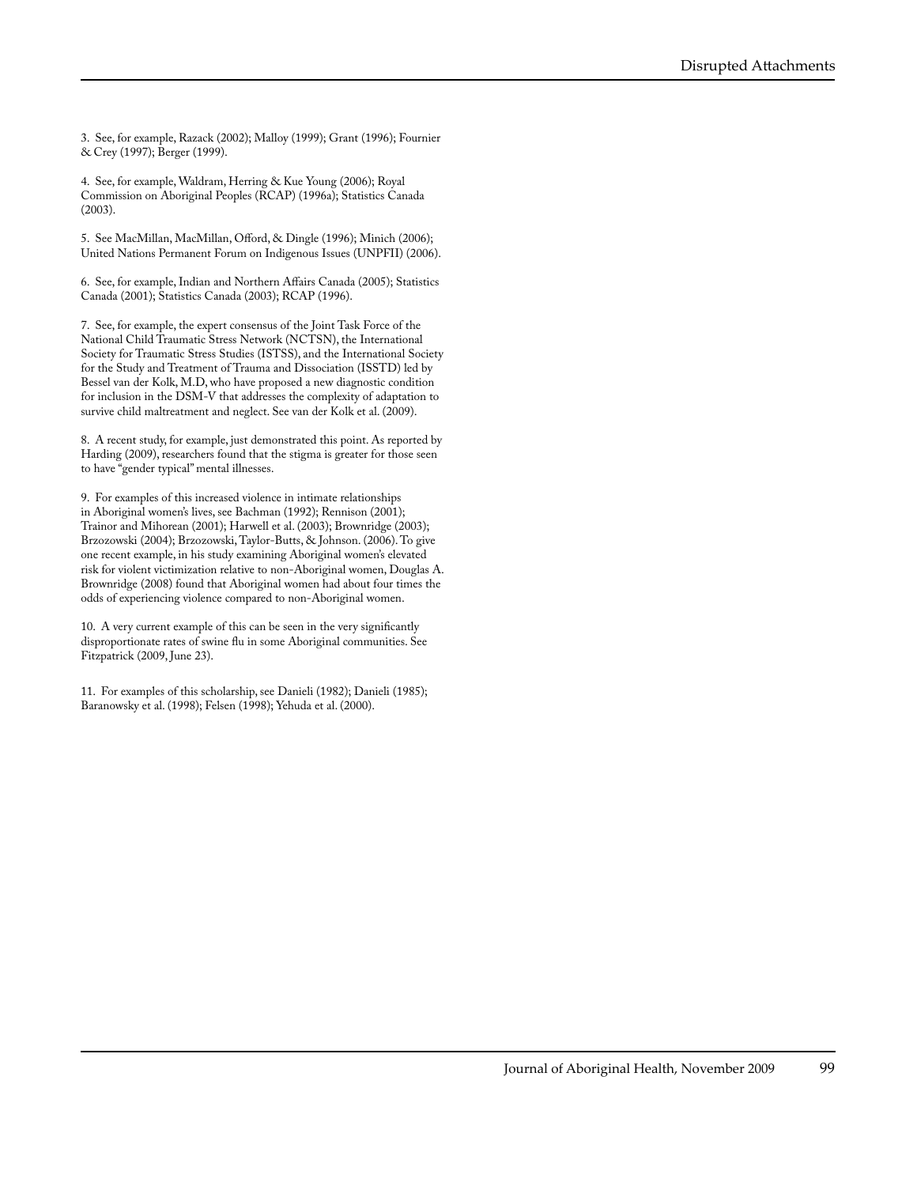3. See, for example, Razack (2002); Malloy (1999); Grant (1996); Fournier & Crey (1997); Berger (1999).

4. See, for example, Waldram, Herring & Kue Young (2006); Royal Commission on Aboriginal Peoples (RCAP) (1996a); Statistics Canada (2003).

5. See MacMillan, MacMillan, Offord, & Dingle (1996); Minich (2006); United Nations Permanent Forum on Indigenous Issues (UNPFII) (2006).

6. See, for example, Indian and Northern Affairs Canada (2005); Statistics Canada (2001); Statistics Canada (2003); RCAP (1996).

7. See, for example, the expert consensus of the Joint Task Force of the National Child Traumatic Stress Network (NCTSN), the International Society for Traumatic Stress Studies (ISTSS), and the International Society for the Study and Treatment of Trauma and Dissociation (ISSTD) led by Bessel van der Kolk, M.D, who have proposed a new diagnostic condition for inclusion in the DSM-V that addresses the complexity of adaptation to survive child maltreatment and neglect. See van der Kolk et al. (2009).

8. A recent study, for example, just demonstrated this point. As reported by Harding (2009), researchers found that the stigma is greater for those seen to have "gender typical" mental illnesses.

9. For examples of this increased violence in intimate relationships in Aboriginal women's lives, see Bachman (1992); Rennison (2001); Trainor and Mihorean (2001); Harwell et al. (2003); Brownridge (2003); Brzozowski (2004); Brzozowski, Taylor-Butts, & Johnson. (2006). To give one recent example, in his study examining Aboriginal women's elevated risk for violent victimization relative to non-Aboriginal women, Douglas A. Brownridge (2008) found that Aboriginal women had about four times the odds of experiencing violence compared to non-Aboriginal women.

10. A very current example of this can be seen in the very significantly disproportionate rates of swine flu in some Aboriginal communities. See Fitzpatrick (2009, June 23).

11. For examples of this scholarship, see Danieli (1982); Danieli (1985); Baranowsky et al. (1998); Felsen (1998); Yehuda et al. (2000).